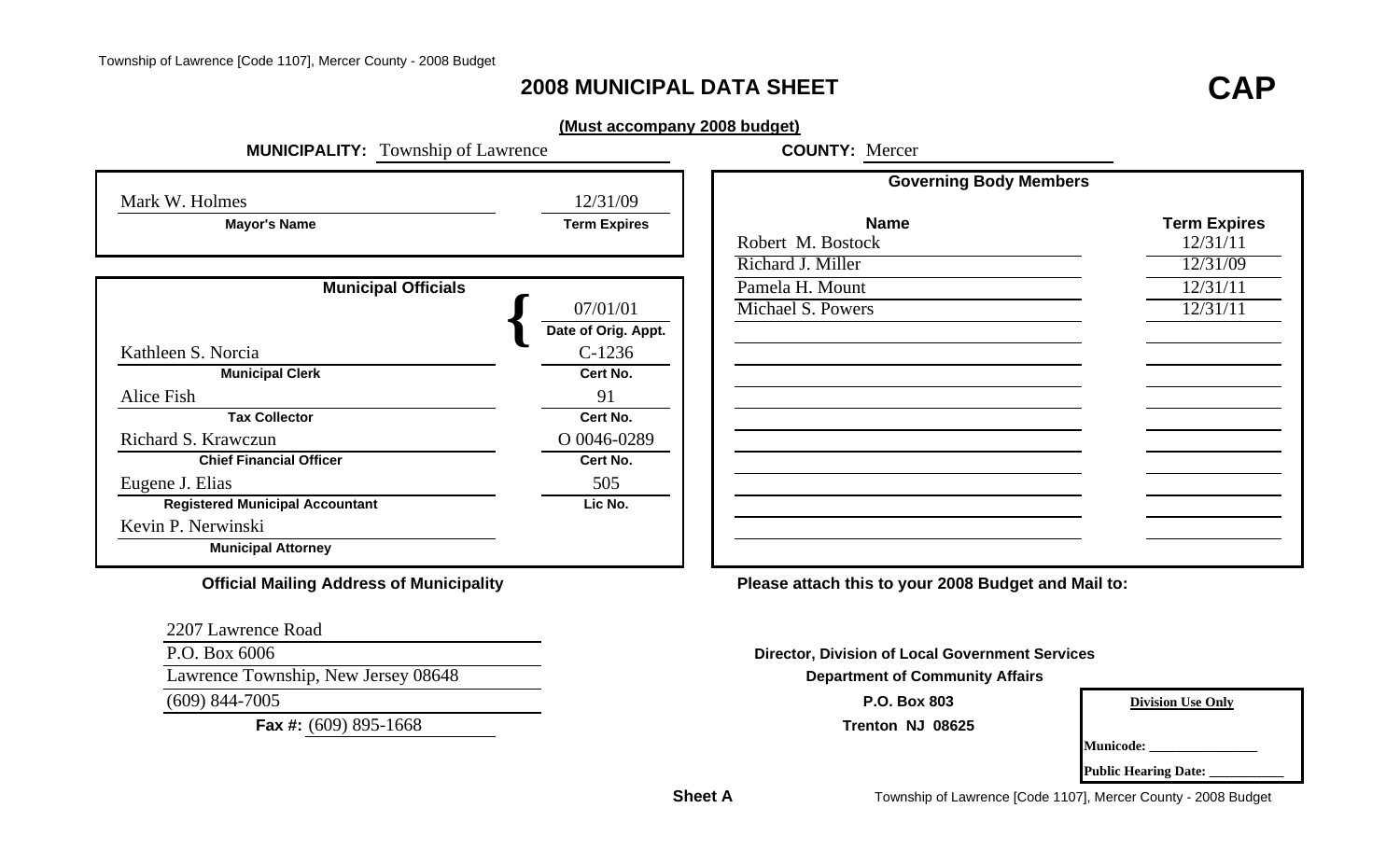# 2008 MUNICIPAL DATA SHEET

**CAP**

**(Must accompany 2008 budget)**

**MUNICIPALITY:** Township of Lawrence **COUNTY:** Mercer

| Mayor's Name | Term Expires |
|---|---|
| Mark W. Holmes | 12/31/09 |

**Municipal Officials**

| Official | Name | Date of Orig. Appt. / Cert No. / Lic No. |
|---|---|---|
| Municipal Clerk | Kathleen S. Norcia | 07/01/01 (Date of Orig. Appt.); C-1236 (Cert No.) |
| Tax Collector | Alice Fish | 91 (Cert No.) |
| Chief Financial Officer | Richard S. Krawczun | O 0046-0289 (Cert No.) |
| Registered Municipal Accountant | Eugene J. Elias | 505 (Lic No.) |
| Municipal Attorney | Kevin P. Nerwinski | |

**Governing Body Members**

| Name | Term Expires |
|---|---|
| Robert M. Bostock | 12/31/11 |
| Richard J. Miller | 12/31/09 |
| Pamela H. Mount | 12/31/11 |
| Michael S. Powers | 12/31/11 |

**Official Mailing Address of Municipality**

2207 Lawrence Road
P.O. Box 6006
Lawrence Township, New Jersey 08648
(609) 844-7005
**Fax #:** (609) 895-1668

**Please attach this to your 2008 Budget and Mail to:**

**Director, Division of Local Government Services**
**Department of Community Affairs**
**P.O. Box 803**
**Trenton NJ 08625**

**Division Use Only**

Municode: _______________

Public Hearing Date: ___________

**Sheet A**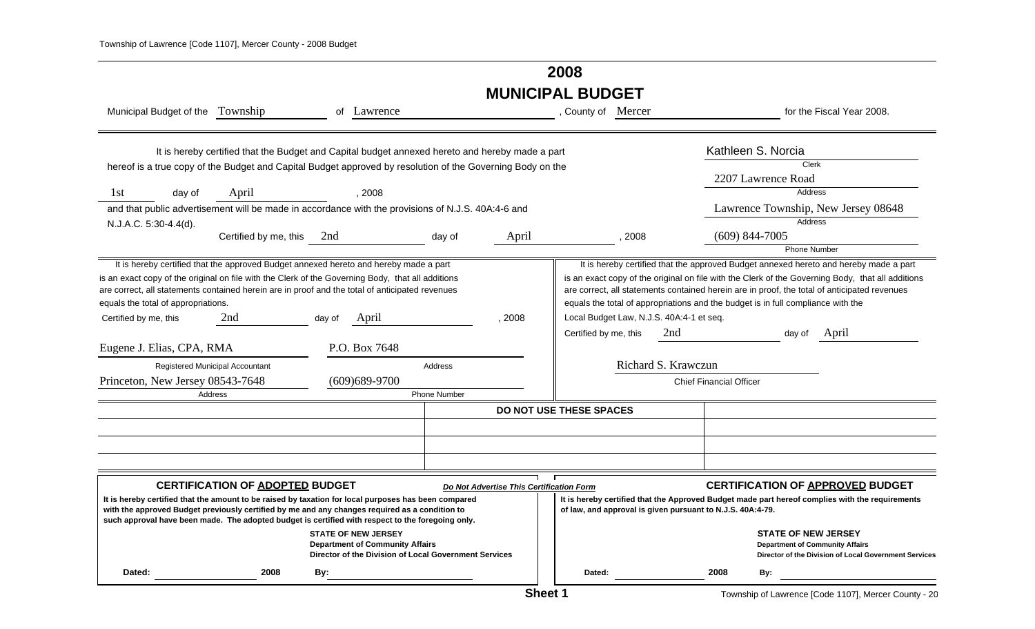# 2008

# MUNICIPAL BUDGET

Municipal Budget of the Township of Lawrence, County of Mercer for the Fiscal Year 2008.

It is hereby certified that the Budget and Capital budget annexed hereto and hereby made a part hereof is a true copy of the Budget and Capital Budget approved by resolution of the Governing Body on the 1st day of April, 2008 and that public advertisement will be made in accordance with the provisions of N.J.S. 40A:4-6 and N.J.A.C. 5:30-4.4(d).

Certified by me, this 2nd day of April, 2008

Kathleen S. Norcia
Clerk

2207 Lawrence Road
Address

Lawrence Township, New Jersey 08648
Address

(609) 844-7005
Phone Number

It is hereby certified that the approved Budget annexed hereto and hereby made a part is an exact copy of the original on file with the Clerk of the Governing Body, that all additions are correct, all statements contained herein are in proof and the total of anticipated revenues equals the total of appropriations.

Certified by me, this 2nd day of April, 2008

Eugene J. Elias, CPA, RMA
Registered Municipal Accountant

P.O. Box 7648
Address

Princeton, New Jersey 08543-7648
Address

(609)689-9700
Phone Number

It is hereby certified that the approved Budget annexed hereto and hereby made a part is an exact copy of the original on file with the Clerk of the Governing Body, that all additions are correct, all statements contained herein are in proof, the total of anticipated revenues equals the total of appropriations and the budget is in full compliance with the Local Budget Law, N.J.S. 40A:4-1 et seq.

Certified by me, this 2nd day of April

Richard S. Krawczun
Chief Financial Officer

**DO NOT USE THESE SPACES**

**CERTIFICATION OF ADOPTED BUDGET**

*Do Not Advertise This Certification Form*

**It is hereby certified that the amount to be raised by taxation for local purposes has been compared with the approved Budget previously certified by me and any changes required as a condition to such approval have been made. The adopted budget is certified with respect to the foregoing only.**

**STATE OF NEW JERSEY**
**Department of Community Affairs**
**Director of the Division of Local Government Services**

**Dated:** ______ **2008** **By:** ______

**CERTIFICATION OF APPROVED BUDGET**

**It is hereby certified that the Approved Budget made part hereof complies with the requirements of law, and approval is given pursuant to N.J.S. 40A:4-79.**

**STATE OF NEW JERSEY**
**Department of Community Affairs**
**Director of the Division of Local Government Services**

**Dated:** ______ **2008** **By:** ______

**Sheet 1**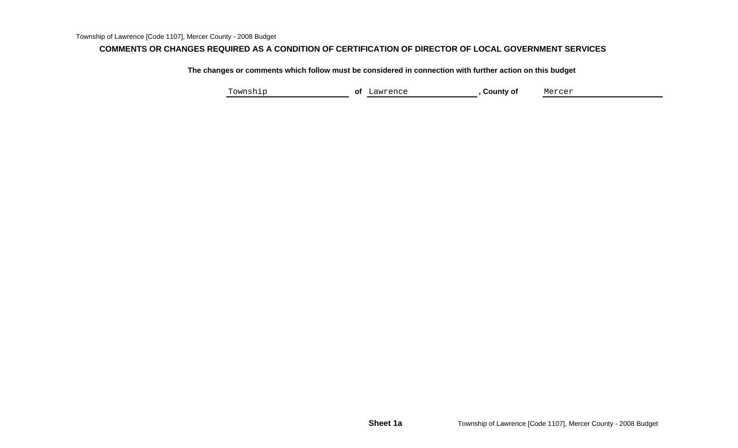## COMMENTS OR CHANGES REQUIRED AS A CONDITION OF CERTIFICATION OF DIRECTOR OF LOCAL GOVERNMENT SERVICES

**The changes or comments which follow must be considered in connection with further action on this budget**

Township **of** Lawrence **, County of** Mercer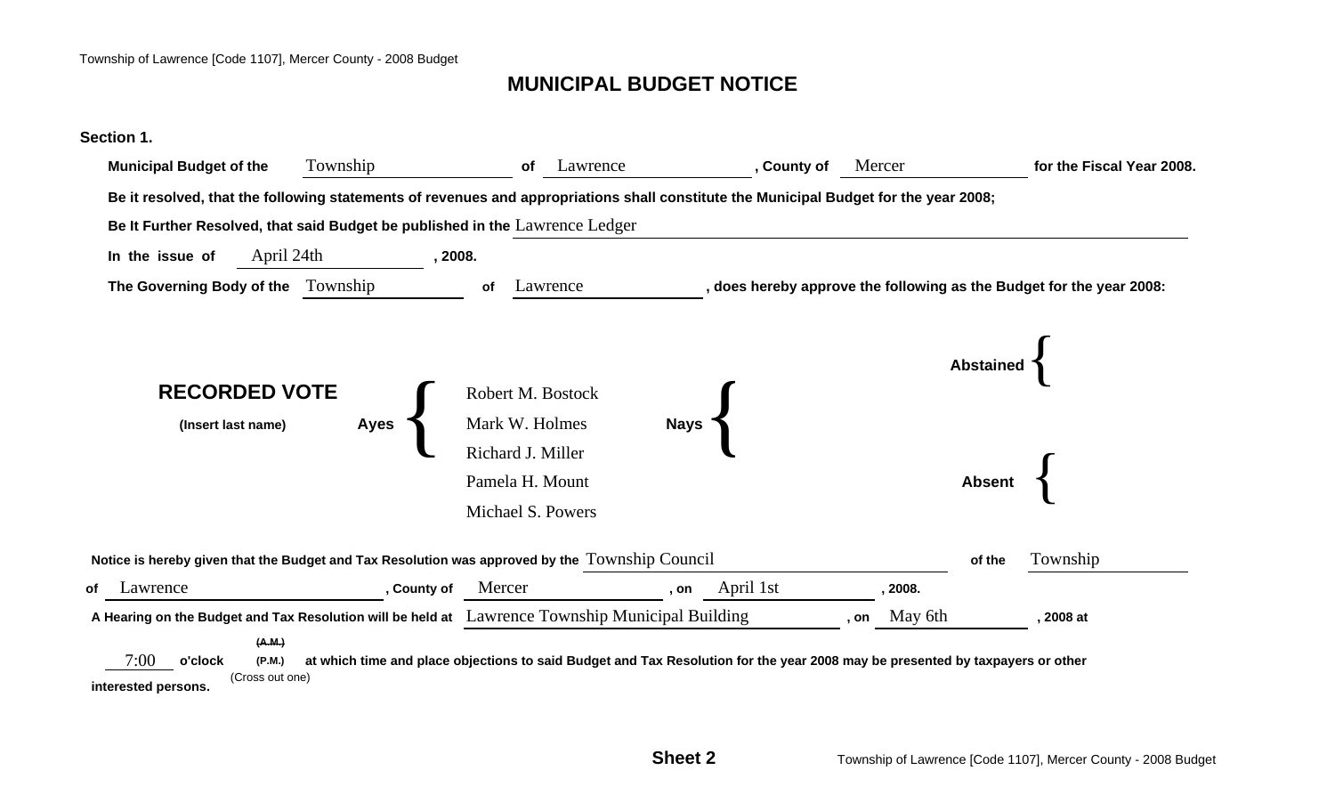# MUNICIPAL BUDGET NOTICE

**Section 1.**

**Municipal Budget of the** Township **of** Lawrence **, County of** Mercer **for the Fiscal Year 2008.**

**Be it resolved, that the following statements of revenues and appropriations shall constitute the Municipal Budget for the year 2008;**

**Be It Further Resolved, that said Budget be published in the** Lawrence Ledger

**In the issue of** April 24th **, 2008.**

**The Governing Body of the** Township **of** Lawrence **, does hereby approve the following as the Budget for the year 2008:**

**RECORDED VOTE**

**(Insert last name)**

**Ayes**
- Robert M. Bostock
- Mark W. Holmes
- Richard J. Miller
- Pamela H. Mount
- Michael S. Powers

**Nays**

**Abstained**

**Absent**

**Notice is hereby given that the Budget and Tax Resolution was approved by the** Township Council **of the** Township **of** Lawrence **, County of** Mercer **, on** April 1st **, 2008.**

**A Hearing on the Budget and Tax Resolution will be held at** Lawrence Township Municipal Building **, on** May 6th **, 2008 at** 7:00 **o'clock** ~~(A.M.)~~ **(P.M.)** (Cross out one) **at which time and place objections to said Budget and Tax Resolution for the year 2008 may be presented by taxpayers or other interested persons.**

**Sheet 2**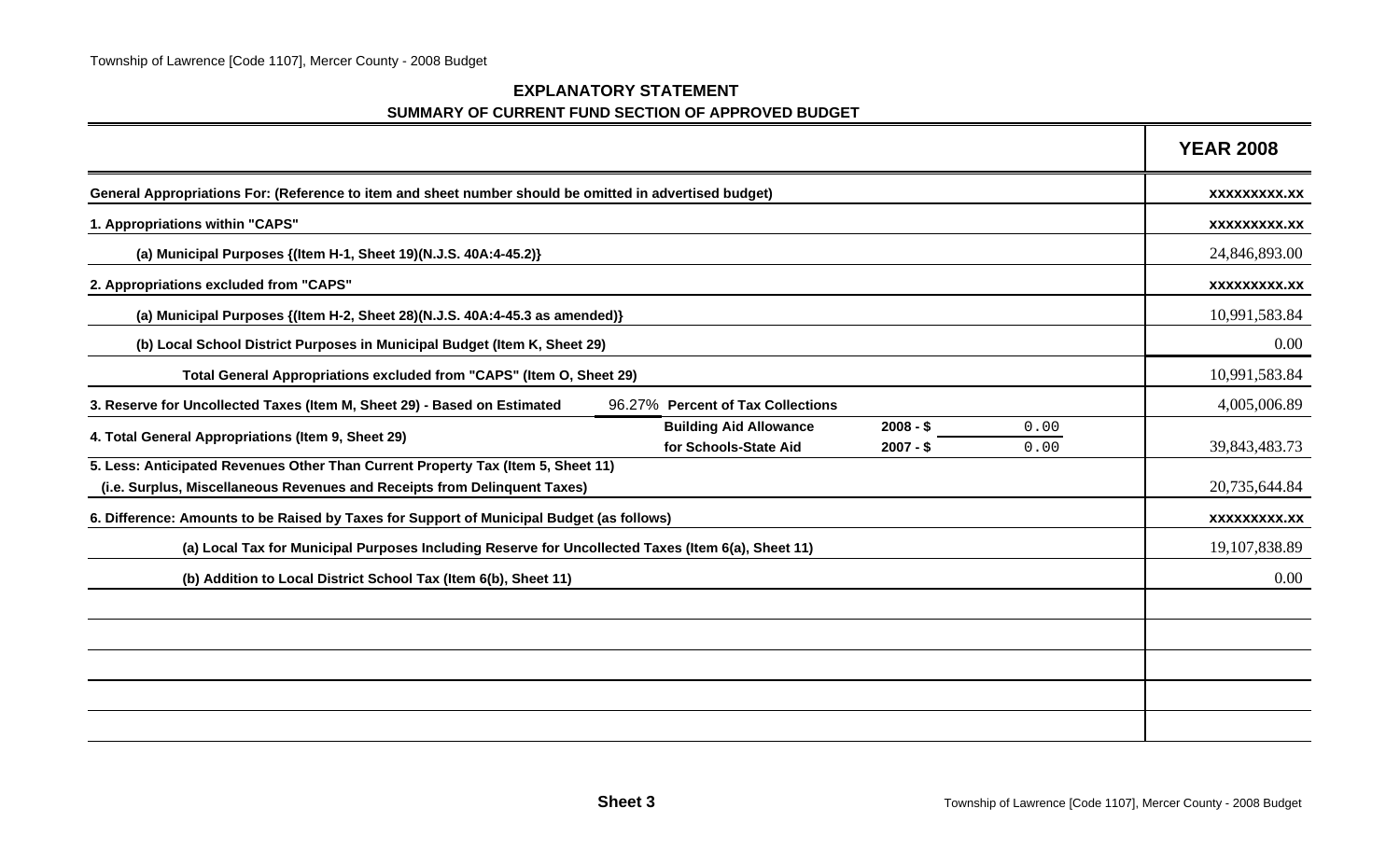## EXPLANATORY STATEMENT

### SUMMARY OF CURRENT FUND SECTION OF APPROVED BUDGET

| | YEAR 2008 |
|---|---|
| **General Appropriations For: (Reference to item and sheet number should be omitted in advertised budget)** | xxxxxxxxx.xx |
| **1. Appropriations within "CAPS"** | xxxxxxxxx.xx |
| **(a) Municipal Purposes {(Item H-1, Sheet 19)(N.J.S. 40A:4-45.2)}** | 24,846,893.00 |
| **2. Appropriations excluded from "CAPS"** | xxxxxxxxx.xx |
| **(a) Municipal Purposes {(Item H-2, Sheet 28)(N.J.S. 40A:4-45.3 as amended)}** | 10,991,583.84 |
| **(b) Local School District Purposes in Municipal Budget (Item K, Sheet 29)** | 0.00 |
| **Total General Appropriations excluded from "CAPS" (Item O, Sheet 29)** | 10,991,583.84 |
| **3. Reserve for Uncollected Taxes (Item M, Sheet 29) - Based on Estimated** 96.27% **Percent of Tax Collections** | 4,005,006.89 |
| **4. Total General Appropriations (Item 9, Sheet 29)** — **Building Aid Allowance for Schools-State Aid** **2008 - $** 0.00 **2007 - $** 0.00 | 39,843,483.73 |
| **5. Less: Anticipated Revenues Other Than Current Property Tax (Item 5, Sheet 11) (i.e. Surplus, Miscellaneous Revenues and Receipts from Delinquent Taxes)** | 20,735,644.84 |
| **6. Difference: Amounts to be Raised by Taxes for Support of Municipal Budget (as follows)** | xxxxxxxxx.xx |
| **(a) Local Tax for Municipal Purposes Including Reserve for Uncollected Taxes (Item 6(a), Sheet 11)** | 19,107,838.89 |
| **(b) Addition to Local District School Tax (Item 6(b), Sheet 11)** | 0.00 |
| | |
| | |
| | |
| | |
| | |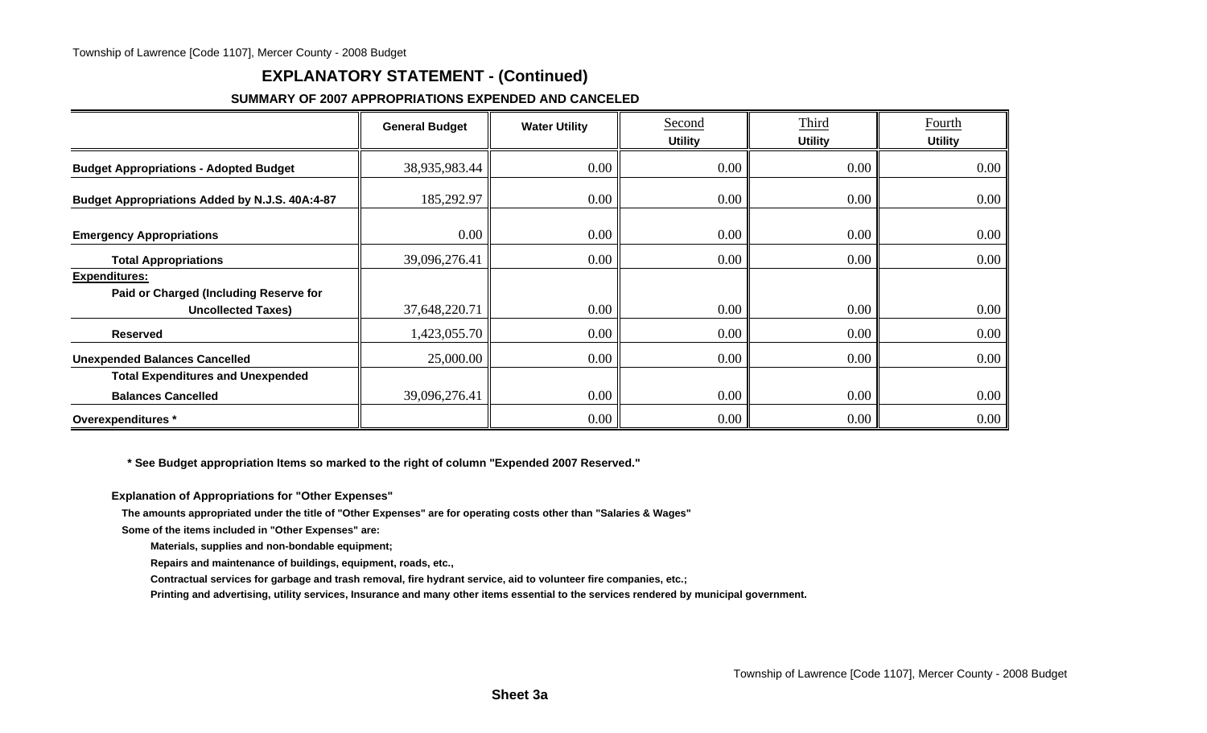## EXPLANATORY STATEMENT - (Continued)

### SUMMARY OF 2007 APPROPRIATIONS EXPENDED AND CANCELED

| | General Budget | Water Utility | Second Utility | Third Utility | Fourth Utility |
|---|---|---|---|---|---|
| **Budget Appropriations - Adopted Budget** | 38,935,983.44 | 0.00 | 0.00 | 0.00 | 0.00 |
| **Budget Appropriations Added by N.J.S. 40A:4-87** | 185,292.97 | 0.00 | 0.00 | 0.00 | 0.00 |
| **Emergency Appropriations** | 0.00 | 0.00 | 0.00 | 0.00 | 0.00 |
| **Total Appropriations** | 39,096,276.41 | 0.00 | 0.00 | 0.00 | 0.00 |
| **Expenditures:** | | | | | |
| **Paid or Charged (Including Reserve for Uncollected Taxes)** | 37,648,220.71 | 0.00 | 0.00 | 0.00 | 0.00 |
| **Reserved** | 1,423,055.70 | 0.00 | 0.00 | 0.00 | 0.00 |
| **Unexpended Balances Cancelled** | 25,000.00 | 0.00 | 0.00 | 0.00 | 0.00 |
| **Total Expenditures and Unexpended Balances Cancelled** | 39,096,276.41 | 0.00 | 0.00 | 0.00 | 0.00 |
| **Overexpenditures *** | | 0.00 | 0.00 | 0.00 | 0.00 |

**\* See Budget appropriation Items so marked to the right of column "Expended 2007 Reserved."**

**Explanation of Appropriations for "Other Expenses"**

**The amounts appropriated under the title of "Other Expenses" are for operating costs other than "Salaries & Wages"**

**Some of the items included in "Other Expenses" are:**

**Materials, supplies and non-bondable equipment;**

**Repairs and maintenance of buildings, equipment, roads, etc.,**

**Contractual services for garbage and trash removal, fire hydrant service, aid to volunteer fire companies, etc.;**

**Printing and advertising, utility services, Insurance and many other items essential to the services rendered by municipal government.**

**Sheet 3a**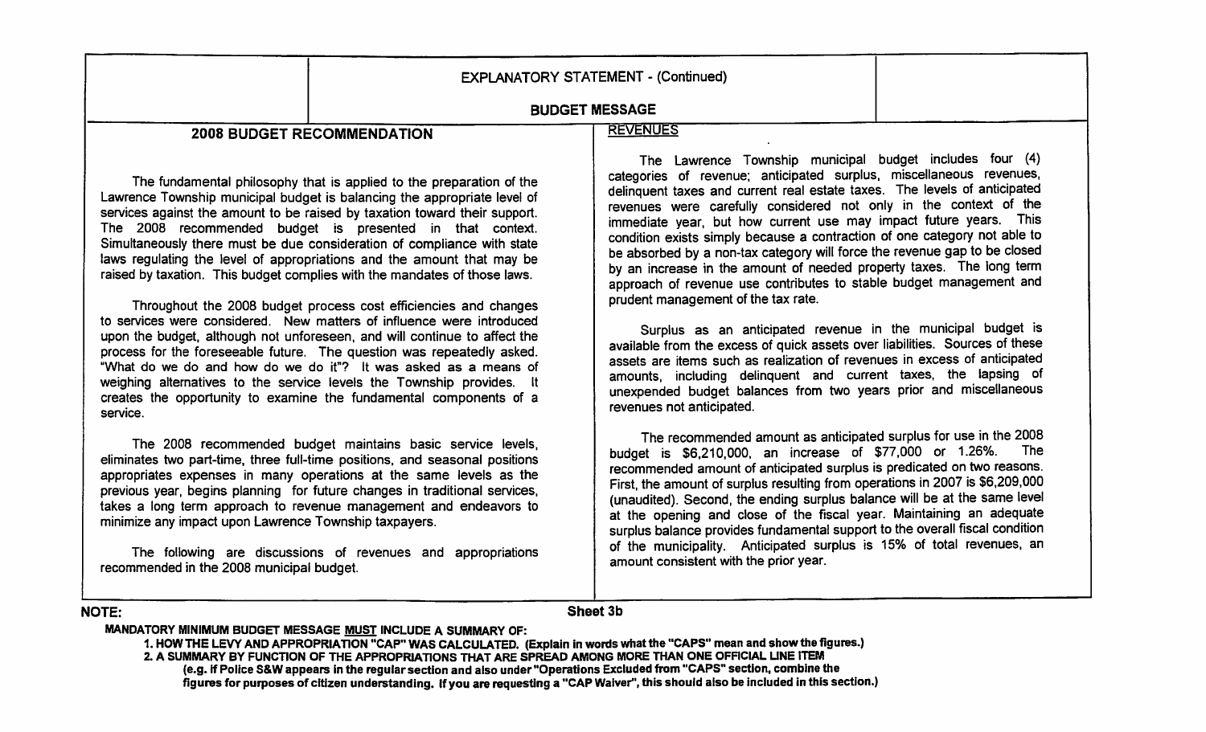EXPLANATORY STATEMENT - (Continued)

BUDGET MESSAGE

## 2008 BUDGET RECOMMENDATION

The fundamental philosophy that is applied to the preparation of the Lawrence Township municipal budget is balancing the appropriate level of services against the amount to be raised by taxation toward their support. The 2008 recommended budget is presented in that context. Simultaneously there must be due consideration of compliance with state laws regulating the level of appropriations and the amount that may be raised by taxation. This budget complies with the mandates of those laws.

Throughout the 2008 budget process cost efficiencies and changes to services were considered. New matters of influence were introduced upon the budget, although not unforeseen, and will continue to affect the process for the foreseeable future. The question was repeatedly asked. "What do we do and how do we do it"? It was asked as a means of weighing alternatives to the service levels the Township provides. It creates the opportunity to examine the fundamental components of a service.

The 2008 recommended budget maintains basic service levels, eliminates two part-time, three full-time positions, and seasonal positions appropriates expenses in many operations at the same levels as the previous year, begins planning for future changes in traditional services, takes a long term approach to revenue management and endeavors to minimize any impact upon Lawrence Township taxpayers.

The following are discussions of revenues and appropriations recommended in the 2008 municipal budget.

## REVENUES

The Lawrence Township municipal budget includes four (4) categories of revenue; anticipated surplus, miscellaneous revenues, delinquent taxes and current real estate taxes. The levels of anticipated revenues were carefully considered not only in the context of the immediate year, but how current use may impact future years. This condition exists simply because a contraction of one category not able to be absorbed by a non-tax category will force the revenue gap to be closed by an increase in the amount of needed property taxes. The long term approach of revenue use contributes to stable budget management and prudent management of the tax rate.

Surplus as an anticipated revenue in the municipal budget is available from the excess of quick assets over liabilities. Sources of these assets are items such as realization of revenues in excess of anticipated amounts, including delinquent and current taxes, the lapsing of unexpended budget balances from two years prior and miscellaneous revenues not anticipated.

The recommended amount as anticipated surplus for use in the 2008 budget is $6,210,000, an increase of $77,000 or 1.26%. The recommended amount of anticipated surplus is predicated on two reasons. First, the amount of surplus resulting from operations in 2007 is $6,209,000 (unaudited). Second, the ending surplus balance will be at the same level at the opening and close of the fiscal year. Maintaining an adequate surplus balance provides fundamental support to the overall fiscal condition of the municipality. Anticipated surplus is 15% of total revenues, an amount consistent with the prior year.

NOTE: Sheet 3b

**MANDATORY MINIMUM BUDGET MESSAGE MUST INCLUDE A SUMMARY OF:**

1. **HOW THE LEVY AND APPROPRIATION "CAP" WAS CALCULATED. (Explain in words what the "CAPS" mean and show the figures.)**
2. **A SUMMARY BY FUNCTION OF THE APPROPRIATIONS THAT ARE SPREAD AMONG MORE THAN ONE OFFICIAL LINE ITEM (e.g. If Police S&W appears in the regular section and also under "Operations Excluded from "CAPS" section, combine the figures for purposes of citizen understanding. If you are requesting a "CAP Waiver", this should also be included in this section.)**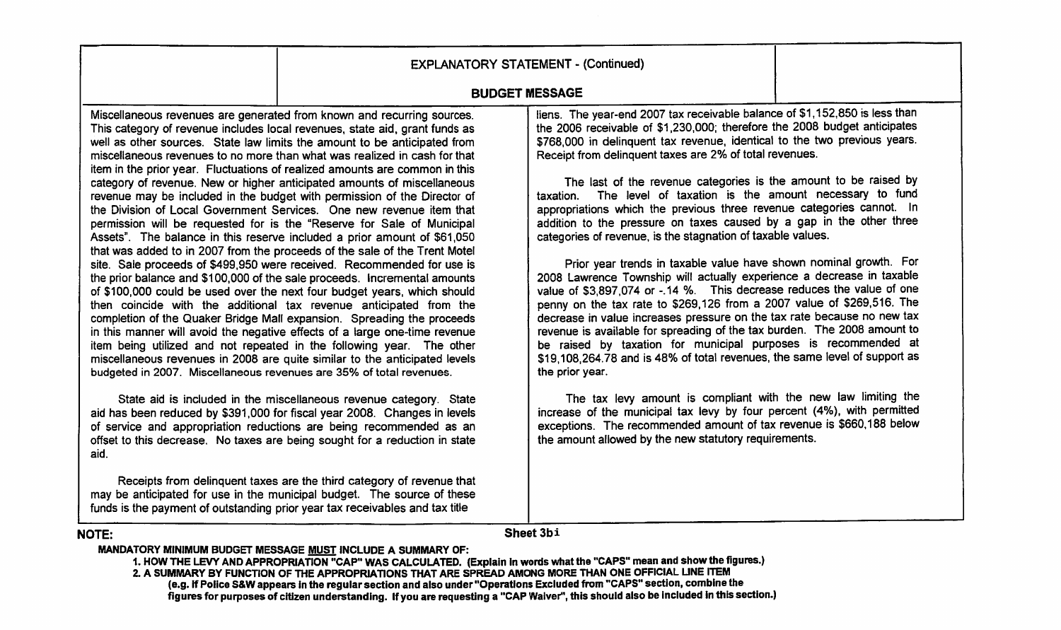## EXPLANATORY STATEMENT - (Continued)

### BUDGET MESSAGE

Miscellaneous revenues are generated from known and recurring sources. This category of revenue includes local revenues, state aid, grant funds as well as other sources. State law limits the amount to be anticipated from miscellaneous revenues to no more than what was realized in cash for that item in the prior year. Fluctuations of realized amounts are common in this category of revenue. New or higher anticipated amounts of miscellaneous revenue may be included in the budget with permission of the Director of the Division of Local Government Services. One new revenue item that permission will be requested for is the "Reserve for Sale of Municipal Assets". The balance in this reserve included a prior amount of $61,050 that was added to in 2007 from the proceeds of the sale of the Trent Motel site. Sale proceeds of $499,950 were received. Recommended for use is the prior balance and $100,000 of the sale proceeds. Incremental amounts of $100,000 could be used over the next four budget years, which should then coincide with the additional tax revenue anticipated from the completion of the Quaker Bridge Mall expansion. Spreading the proceeds in this manner will avoid the negative effects of a large one-time revenue item being utilized and not repeated in the following year. The other miscellaneous revenues in 2008 are quite similar to the anticipated levels budgeted in 2007. Miscellaneous revenues are 35% of total revenues.

State aid is included in the miscellaneous revenue category. State aid has been reduced by $391,000 for fiscal year 2008. Changes in levels of service and appropriation reductions are being recommended as an offset to this decrease. No taxes are being sought for a reduction in state aid.

Receipts from delinquent taxes are the third category of revenue that may be anticipated for use in the municipal budget. The source of these funds is the payment of outstanding prior year tax receivables and tax title liens. The year-end 2007 tax receivable balance of $1,152,850 is less than the 2006 receivable of $1,230,000; therefore the 2008 budget anticipates $768,000 in delinquent tax revenue, identical to the two previous years. Receipt from delinquent taxes are 2% of total revenues.

The last of the revenue categories is the amount to be raised by taxation. The level of taxation is the amount necessary to fund appropriations which the previous three revenue categories cannot. In addition to the pressure on taxes caused by a gap in the other three categories of revenue, is the stagnation of taxable values.

Prior year trends in taxable value have shown nominal growth. For 2008 Lawrence Township will actually experience a decrease in taxable value of $3,897,074 or -.14 %. This decrease reduces the value of one penny on the tax rate to $269,126 from a 2007 value of $269,516. The decrease in value increases pressure on the tax rate because no new tax revenue is available for spreading of the tax burden. The 2008 amount to be raised by taxation for municipal purposes is recommended at $19,108,264.78 and is 48% of total revenues, the same level of support as the prior year.

The tax levy amount is compliant with the new law limiting the increase of the municipal tax levy by four percent (4%), with permitted exceptions. The recommended amount of tax revenue is $660,188 below the amount allowed by the new statutory requirements.

**NOTE:**

Sheet 3bi

**MANDATORY MINIMUM BUDGET MESSAGE MUST INCLUDE A SUMMARY OF:**

1. **HOW THE LEVY AND APPROPRIATION "CAP" WAS CALCULATED. (Explain in words what the "CAPS" mean and show the figures.)**
2. **A SUMMARY BY FUNCTION OF THE APPROPRIATIONS THAT ARE SPREAD AMONG MORE THAN ONE OFFICIAL LINE ITEM (e.g. If Police S&W appears in the regular section and also under "Operations Excluded from "CAPS" section, combine the figures for purposes of citizen understanding. If you are requesting a "CAP Waiver", this should also be included in this section.)**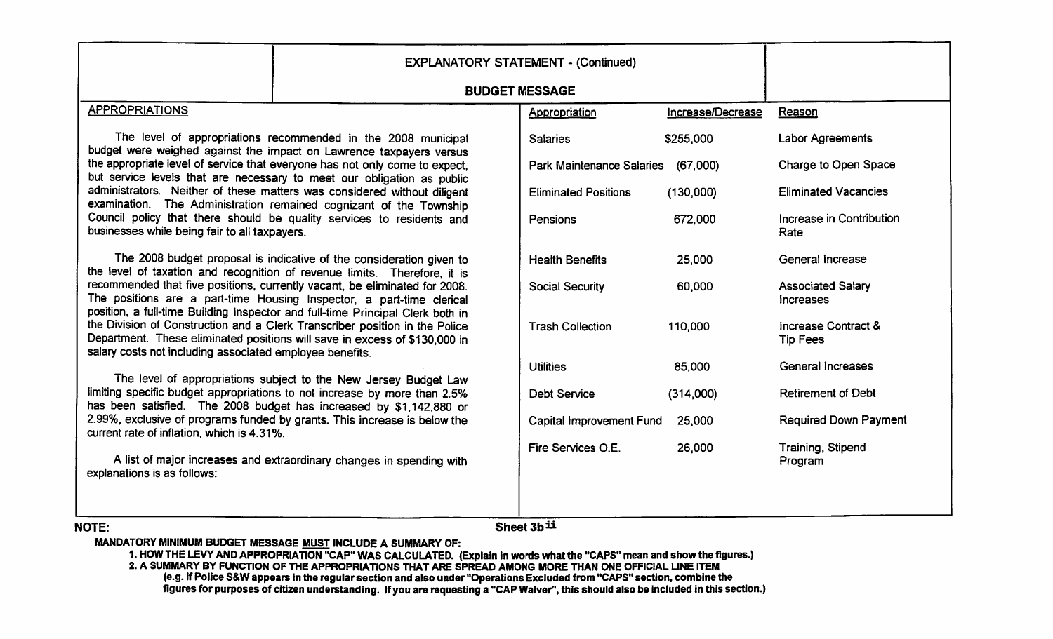## EXPLANATORY STATEMENT - (Continued)

### BUDGET MESSAGE

**APPROPRIATIONS**

The level of appropriations recommended in the 2008 municipal budget were weighed against the impact on Lawrence taxpayers versus the appropriate level of service that everyone has not only come to expect, but service levels that are necessary to meet our obligation as public administrators. Neither of these matters was considered without diligent examination. The Administration remained cognizant of the Township Council policy that there should be quality services to residents and businesses while being fair to all taxpayers.

The 2008 budget proposal is indicative of the consideration given to the level of taxation and recognition of revenue limits. Therefore, it is recommended that five positions, currently vacant, be eliminated for 2008. The positions are a part-time Housing Inspector, a part-time clerical position, a full-time Building Inspector and full-time Principal Clerk both in the Division of Construction and a Clerk Transcriber position in the Police Department. These eliminated positions will save in excess of $130,000 in salary costs not including associated employee benefits.

The level of appropriations subject to the New Jersey Budget Law limiting specific budget appropriations to not increase by more than 2.5% has been satisfied. The 2008 budget has increased by $1,142,880 or 2.99%, exclusive of programs funded by grants. This increase is below the current rate of inflation, which is 4.31%.

A list of major increases and extraordinary changes in spending with explanations is as follows:

| Appropriation | Increase/Decrease | Reason |
|---|---|---|
| Salaries | $255,000 | Labor Agreements |
| Park Maintenance Salaries | (67,000) | Charge to Open Space |
| Eliminated Positions | (130,000) | Eliminated Vacancies |
| Pensions | 672,000 | Increase in Contribution Rate |
| Health Benefits | 25,000 | General Increase |
| Social Security | 60,000 | Associated Salary Increases |
| Trash Collection | 110,000 | Increase Contract & Tip Fees |
| Utilities | 85,000 | General Increases |
| Debt Service | (314,000) | Retirement of Debt |
| Capital Improvement Fund | 25,000 | Required Down Payment |
| Fire Services O.E. | 26,000 | Training, Stipend Program |

**NOTE:**

Sheet 3b ii

**MANDATORY MINIMUM BUDGET MESSAGE MUST INCLUDE A SUMMARY OF:**

1. **HOW THE LEVY AND APPROPRIATION "CAP" WAS CALCULATED. (Explain in words what the "CAPS" mean and show the figures.)**
2. **A SUMMARY BY FUNCTION OF THE APPROPRIATIONS THAT ARE SPREAD AMONG MORE THAN ONE OFFICIAL LINE ITEM (e.g. if Police S&W appears in the regular section and also under "Operations Excluded from "CAPS" section, combine the figures for purposes of citizen understanding. If you are requesting a "CAP Waiver", this should also be included in this section.)**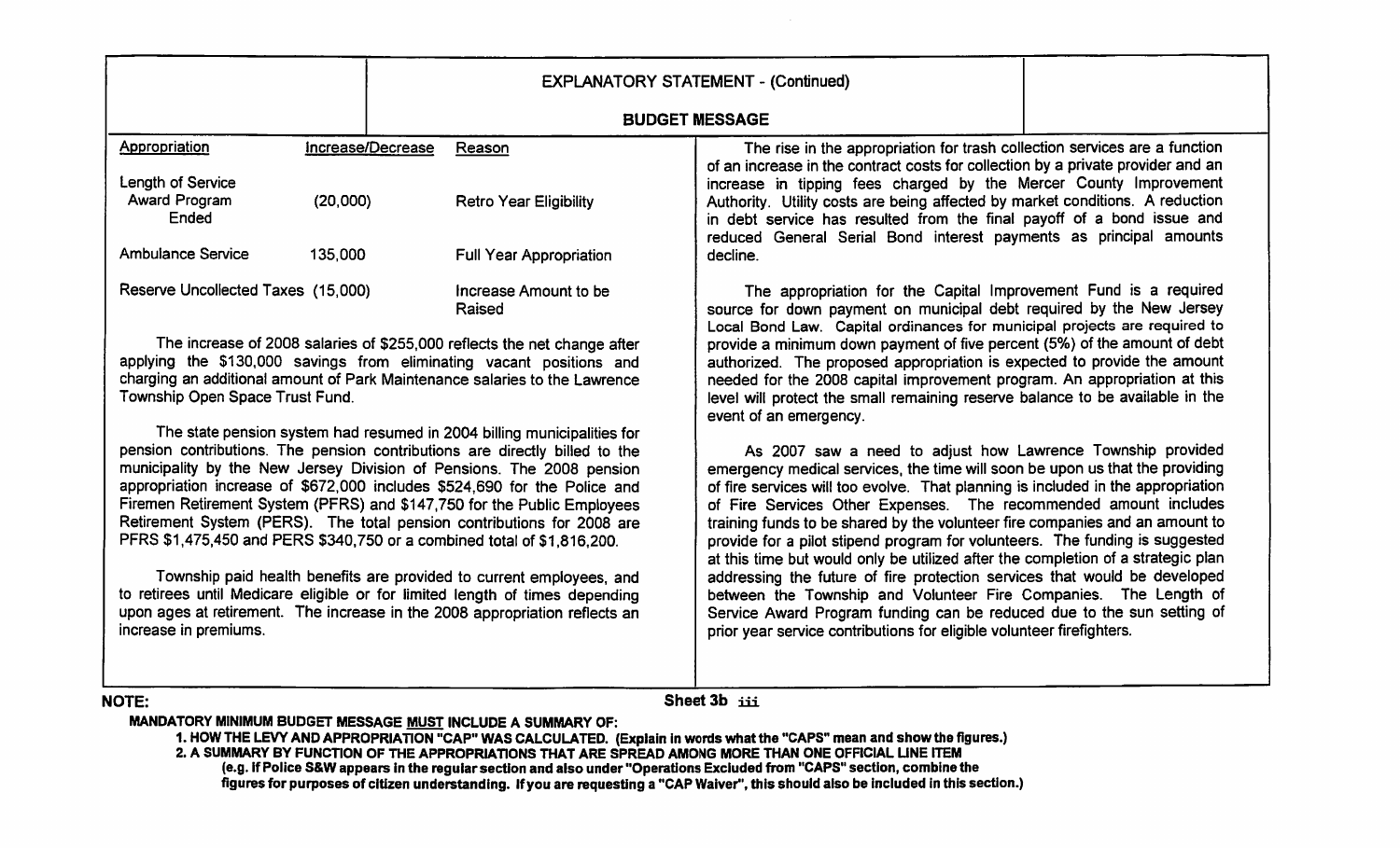## EXPLANATORY STATEMENT - (Continued)

### BUDGET MESSAGE

| Appropriation | Increase/Decrease | Reason |
|---|---|---|
| Length of Service Award Program Ended | (20,000) | Retro Year Eligibility |
| Ambulance Service | 135,000 | Full Year Appropriation |
| Reserve Uncollected Taxes | (15,000) | Increase Amount to be Raised |

The increase of 2008 salaries of $255,000 reflects the net change after applying the $130,000 savings from eliminating vacant positions and charging an additional amount of Park Maintenance salaries to the Lawrence Township Open Space Trust Fund.

The state pension system had resumed in 2004 billing municipalities for pension contributions. The pension contributions are directly billed to the municipality by the New Jersey Division of Pensions. The 2008 pension appropriation increase of $672,000 includes $524,690 for the Police and Firemen Retirement System (PFRS) and $147,750 for the Public Employees Retirement System (PERS). The total pension contributions for 2008 are PFRS $1,475,450 and PERS $340,750 or a combined total of $1,816,200.

Township paid health benefits are provided to current employees, and to retirees until Medicare eligible or for limited length of times depending upon ages at retirement. The increase in the 2008 appropriation reflects an increase in premiums.

The rise in the appropriation for trash collection services are a function of an increase in the contract costs for collection by a private provider and an increase in tipping fees charged by the Mercer County Improvement Authority. Utility costs are being affected by market conditions. A reduction in debt service has resulted from the final payoff of a bond issue and reduced General Serial Bond interest payments as principal amounts decline.

The appropriation for the Capital Improvement Fund is a required source for down payment on municipal debt required by the New Jersey Local Bond Law. Capital ordinances for municipal projects are required to provide a minimum down payment of five percent (5%) of the amount of debt authorized. The proposed appropriation is expected to provide the amount needed for the 2008 capital improvement program. An appropriation at this level will protect the small remaining reserve balance to be available in the event of an emergency.

As 2007 saw a need to adjust how Lawrence Township provided emergency medical services, the time will soon be upon us that the providing of fire services will too evolve. That planning is included in the appropriation of Fire Services Other Expenses. The recommended amount includes training funds to be shared by the volunteer fire companies and an amount to provide for a pilot stipend program for volunteers. The funding is suggested at this time but would only be utilized after the completion of a strategic plan addressing the future of fire protection services that would be developed between the Township and Volunteer Fire Companies. The Length of Service Award Program funding can be reduced due to the sun setting of prior year service contributions for eligible volunteer firefighters.

**NOTE:** Sheet 3b iii

**MANDATORY MINIMUM BUDGET MESSAGE MUST INCLUDE A SUMMARY OF:**

1. **HOW THE LEVY AND APPROPRIATION "CAP" WAS CALCULATED. (Explain in words what the "CAPS" mean and show the figures.)**
2. **A SUMMARY BY FUNCTION OF THE APPROPRIATIONS THAT ARE SPREAD AMONG MORE THAN ONE OFFICIAL LINE ITEM (e.g. If Police S&W appears in the regular section and also under "Operations Excluded from "CAPS" section, combine the figures for purposes of citizen understanding. If you are requesting a "CAP Waiver", this should also be included in this section.)**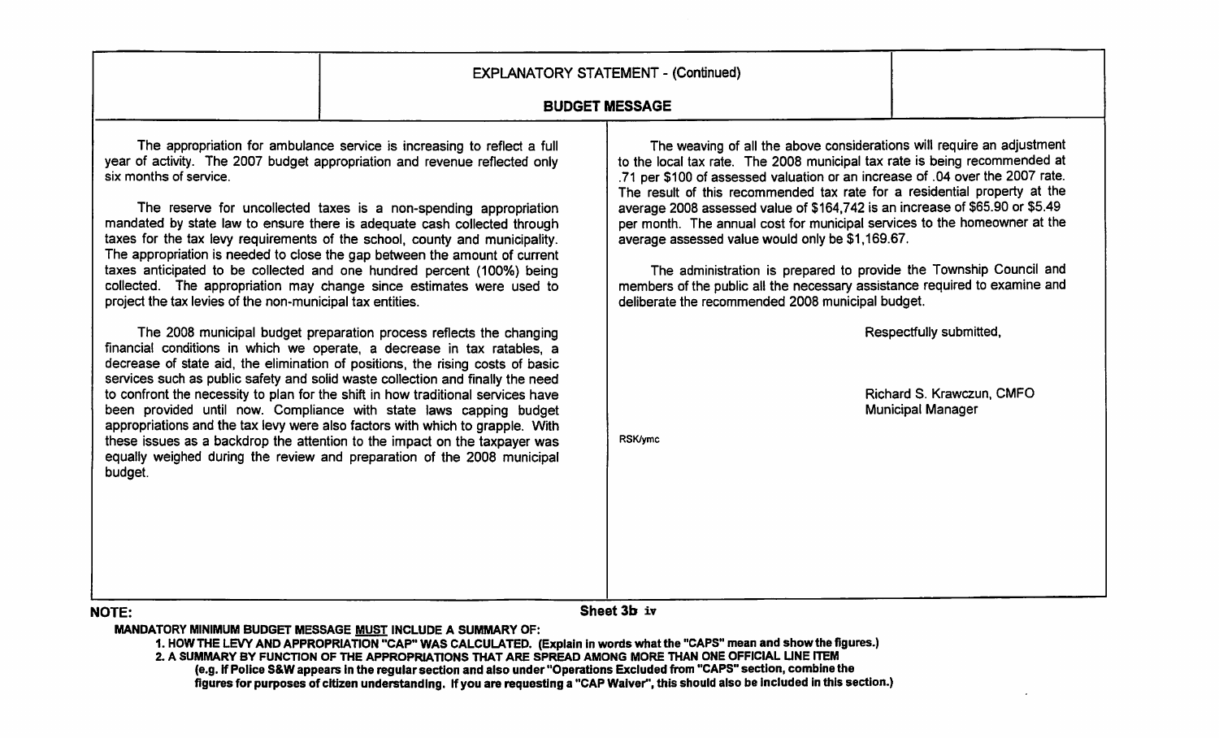## EXPLANATORY STATEMENT - (Continued)

### BUDGET MESSAGE

The appropriation for ambulance service is increasing to reflect a full year of activity. The 2007 budget appropriation and revenue reflected only six months of service.

The reserve for uncollected taxes is a non-spending appropriation mandated by state law to ensure there is adequate cash collected through taxes for the tax levy requirements of the school, county and municipality. The appropriation is needed to close the gap between the amount of current taxes anticipated to be collected and one hundred percent (100%) being collected. The appropriation may change since estimates were used to project the tax levies of the non-municipal tax entities.

The 2008 municipal budget preparation process reflects the changing financial conditions in which we operate, a decrease in tax ratables, a decrease of state aid, the elimination of positions, the rising costs of basic services such as public safety and solid waste collection and finally the need to confront the necessity to plan for the shift in how traditional services have been provided until now. Compliance with state laws capping budget appropriations and the tax levy were also factors with which to grapple. With these issues as a backdrop the attention to the impact on the taxpayer was equally weighed during the review and preparation of the 2008 municipal budget.

The weaving of all the above considerations will require an adjustment to the local tax rate. The 2008 municipal tax rate is being recommended at .71 per $100 of assessed valuation or an increase of .04 over the 2007 rate. The result of this recommended tax rate for a residential property at the average 2008 assessed value of $164,742 is an increase of $65.90 or $5.49 per month. The annual cost for municipal services to the homeowner at the average assessed value would only be $1,169.67.

The administration is prepared to provide the Township Council and members of the public all the necessary assistance required to examine and deliberate the recommended 2008 municipal budget.

Respectfully submitted,

Richard S. Krawczun, CMFO
Municipal Manager

RSK/ymc

**NOTE:**

Sheet 3b iv

**MANDATORY MINIMUM BUDGET MESSAGE MUST INCLUDE A SUMMARY OF:**

1. **HOW THE LEVY AND APPROPRIATION "CAP" WAS CALCULATED. (Explain in words what the "CAPS" mean and show the figures.)**
2. **A SUMMARY BY FUNCTION OF THE APPROPRIATIONS THAT ARE SPREAD AMONG MORE THAN ONE OFFICIAL LINE ITEM (e.g. If Police S&W appears in the regular section and also under "Operations Excluded from "CAPS" section, combine the figures for purposes of citizen understanding. If you are requesting a "CAP Waiver", this should also be included in this section.)**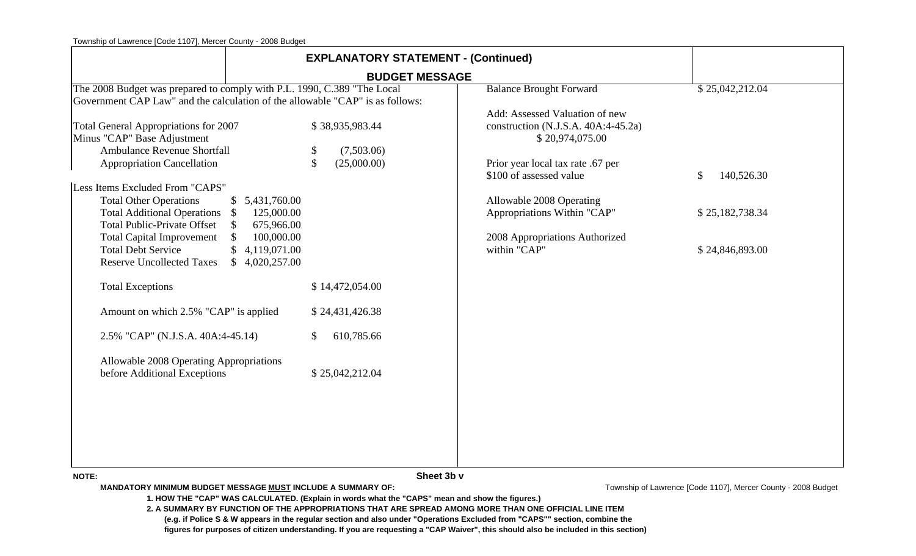## EXPLANATORY STATEMENT - (Continued)

### BUDGET MESSAGE

The 2008 Budget was prepared to comply with P.L. 1990, C.389 "The Local Government CAP Law" and the calculation of the allowable "CAP" is as follows:

| | | |
|---|---|---|
| Total General Appropriations for 2007 | | $ 38,935,983.44 |
| Minus "CAP" Base Adjustment | | |
| Ambulance Revenue Shortfall | | $ (7,503.06) |
| Appropriation Cancellation | | $ (25,000.00) |
| Less Items Excluded From "CAPS" | | |
| Total Other Operations | $ 5,431,760.00 | |
| Total Additional Operations | $ 125,000.00 | |
| Total Public-Private Offset | $ 675,966.00 | |
| Total Capital Improvement | $ 100,000.00 | |
| Total Debt Service | $ 4,119,071.00 | |
| Reserve Uncollected Taxes | $ 4,020,257.00 | |
| Total Exceptions | | $ 14,472,054.00 |
| Amount on which 2.5% "CAP" is applied | | $ 24,431,426.38 |
| 2.5% "CAP" (N.J.S.A. 40A:4-45.14) | | $ 610,785.66 |
| Allowable 2008 Operating Appropriations before Additional Exceptions | | $ 25,042,212.04 |

| | |
|---|---|
| Balance Brought Forward | $ 25,042,212.04 |
| Add: Assessed Valuation of new construction (N.J.S.A. 40A:4-45.2a) $ 20,974,075.00 | |
| Prior year local tax rate .67 per $100 of assessed value | $ 140,526.30 |
| Allowable 2008 Operating Appropriations Within "CAP" | $ 25,182,738.34 |
| 2008 Appropriations Authorized within "CAP" | $ 24,846,893.00 |

**NOTE:**

**MANDATORY MINIMUM BUDGET MESSAGE MUST INCLUDE A SUMMARY OF:**

**1. HOW THE "CAP" WAS CALCULATED. (Explain in words what the "CAPS" mean and show the figures.)**

**2. A SUMMARY BY FUNCTION OF THE APPROPRIATIONS THAT ARE SPREAD AMONG MORE THAN ONE OFFICIAL LINE ITEM (e.g. if Police S & W appears in the regular section and also under "Operations Excluded from "CAPS"" section, combine the figures for purposes of citizen understanding. If you are requesting a "CAP Waiver", this should also be included in this section)**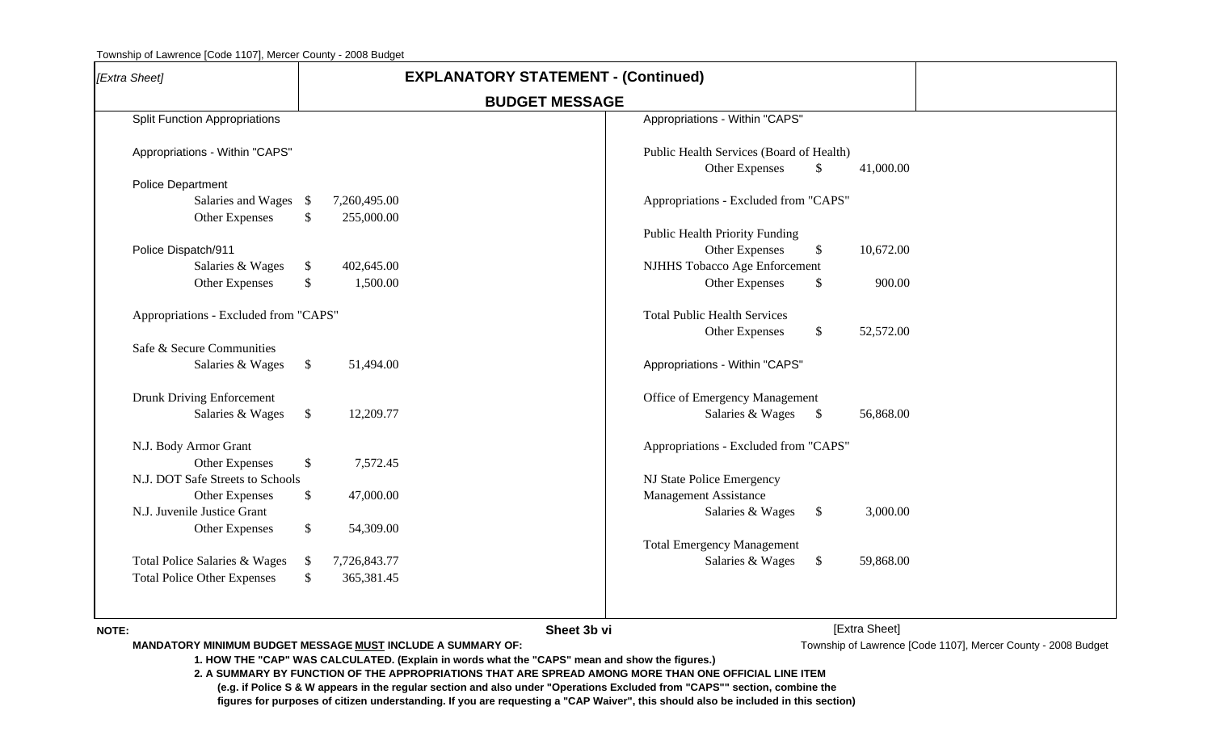[Extra Sheet]

## EXPLANATORY STATEMENT - (Continued)

### BUDGET MESSAGE

Split Function Appropriations

Appropriations - Within "CAPS"

Police Department

| | | |
|---|---|---|
| Salaries and Wages | $ | 7,260,495.00 |
| Other Expenses | $ | 255,000.00 |

Police Dispatch/911

| | | |
|---|---|---|
| Salaries & Wages | $ | 402,645.00 |
| Other Expenses | $ | 1,500.00 |

Appropriations - Excluded from "CAPS"

Safe & Secure Communities

| | | |
|---|---|---|
| Salaries & Wages | $ | 51,494.00 |

Drunk Driving Enforcement

| | | |
|---|---|---|
| Salaries & Wages | $ | 12,209.77 |

N.J. Body Armor Grant

| | | |
|---|---|---|
| Other Expenses | $ | 7,572.45 |

N.J. DOT Safe Streets to Schools

| | | |
|---|---|---|
| Other Expenses | $ | 47,000.00 |

N.J. Juvenile Justice Grant

| | | |
|---|---|---|
| Other Expenses | $ | 54,309.00 |

| | | |
|---|---|---|
| Total Police Salaries & Wages | $ | 7,726,843.77 |
| Total Police Other Expenses | $ | 365,381.45 |

Appropriations - Within "CAPS"

Public Health Services (Board of Health)

| | | |
|---|---|---|
| Other Expenses | $ | 41,000.00 |

Appropriations - Excluded from "CAPS"

Public Health Priority Funding

| | | |
|---|---|---|
| Other Expenses | $ | 10,672.00 |

NJHHS Tobacco Age Enforcement

| | | |
|---|---|---|
| Other Expenses | $ | 900.00 |

Total Public Health Services

| | | |
|---|---|---|
| Other Expenses | $ | 52,572.00 |

Appropriations - Within "CAPS"

Office of Emergency Management

| | | |
|---|---|---|
| Salaries & Wages | $ | 56,868.00 |

Appropriations - Excluded from "CAPS"

NJ State Police Emergency Management Assistance

| | | |
|---|---|---|
| Salaries & Wages | $ | 3,000.00 |

Total Emergency Management

| | | |
|---|---|---|
| Salaries & Wages | $ | 59,868.00 |

Sheet 3b vi

[Extra Sheet]

**NOTE:**

**MANDATORY MINIMUM BUDGET MESSAGE MUST INCLUDE A SUMMARY OF:**

**1. HOW THE "CAP" WAS CALCULATED. (Explain in words what the "CAPS" mean and show the figures.)**

**2. A SUMMARY BY FUNCTION OF THE APPROPRIATIONS THAT ARE SPREAD AMONG MORE THAN ONE OFFICIAL LINE ITEM (e.g. if Police S & W appears in the regular section and also under "Operations Excluded from "CAPS"" section, combine the figures for purposes of citizen understanding. If you are requesting a "CAP Waiver", this should also be included in this section)**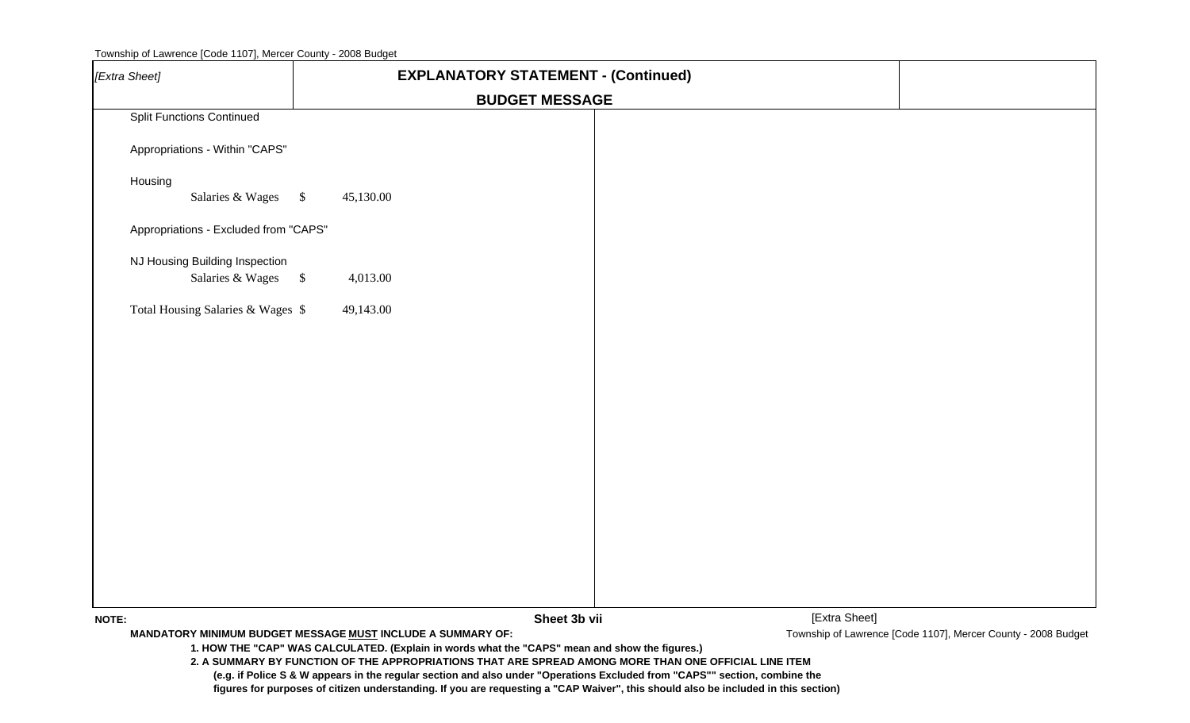[Extra Sheet]

## EXPLANATORY STATEMENT - (Continued)

### BUDGET MESSAGE

Split Functions Continued

Appropriations - Within "CAPS"

Housing

| | | |
|---|---|---|
| Salaries & Wages | $ | 45,130.00 |

Appropriations - Excluded from "CAPS"

NJ Housing Building Inspection

| | | |
|---|---|---|
| Salaries & Wages | $ | 4,013.00 |

| | | |
|---|---|---|
| Total Housing Salaries & Wages | $ | 49,143.00 |

**Sheet 3b vii**

[Extra Sheet]

**NOTE:**

**MANDATORY MINIMUM BUDGET MESSAGE MUST INCLUDE A SUMMARY OF:**

**1. HOW THE "CAP" WAS CALCULATED. (Explain in words what the "CAPS" mean and show the figures.)**

**2. A SUMMARY BY FUNCTION OF THE APPROPRIATIONS THAT ARE SPREAD AMONG MORE THAN ONE OFFICIAL LINE ITEM (e.g. if Police S & W appears in the regular section and also under "Operations Excluded from "CAPS"" section, combine the figures for purposes of citizen understanding. If you are requesting a "CAP Waiver", this should also be included in this section)**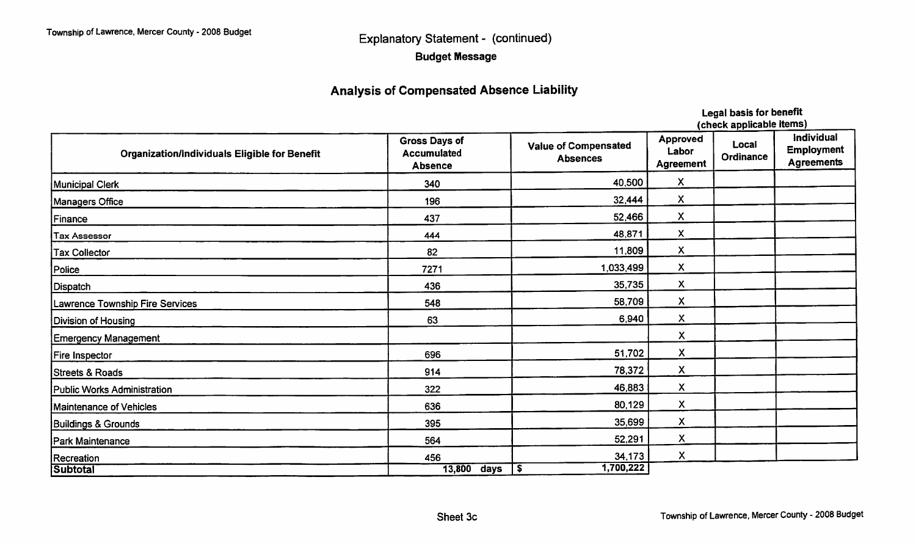Explanatory Statement - (continued)

**Budget Message**

## Analysis of Compensated Absence Liability

| Organization/Individuals Eligible for Benefit | Gross Days of Accumulated Absence | Value of Compensated Absences | Legal basis for benefit (check applicable items): Approved Labor Agreement | Local Ordinance | Individual Employment Agreements |
|---|---|---|---|---|---|
| Municipal Clerk | 340 | 40,500 | X | | |
| Managers Office | 196 | 32,444 | X | | |
| Finance | 437 | 52,466 | X | | |
| Tax Assessor | 444 | 48,871 | X | | |
| Tax Collector | 82 | 11,809 | X | | |
| Police | 7271 | 1,033,499 | X | | |
| Dispatch | 436 | 35,735 | X | | |
| Lawrence Township Fire Services | 548 | 58,709 | X | | |
| Division of Housing | 63 | 6,940 | X | | |
| Emergency Management | | | X | | |
| Fire Inspector | 696 | 51,702 | X | | |
| Streets & Roads | 914 | 78,372 | X | | |
| Public Works Administration | 322 | 46,883 | X | | |
| Maintenance of Vehicles | 636 | 80,129 | X | | |
| Buildings & Grounds | 395 | 35,699 | X | | |
| Park Maintenance | 564 | 52,291 | X | | |
| Recreation | 456 | 34,173 | X | | |
| **Subtotal** | 13,800 days | $ 1,700,222 | | | |

Sheet 3c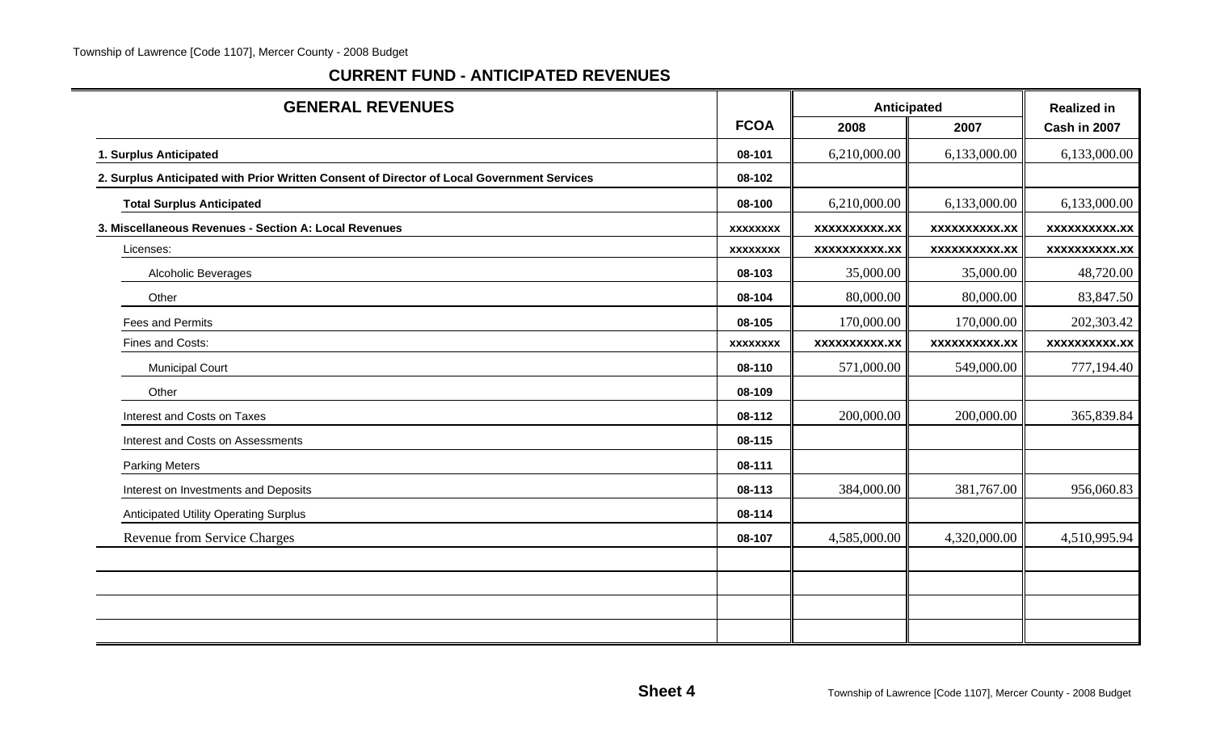## CURRENT FUND - ANTICIPATED REVENUES

| GENERAL REVENUES | FCOA | Anticipated 2008 | Anticipated 2007 | Realized in Cash in 2007 |
|---|---|---|---|---|
| **1. Surplus Anticipated** | 08-101 | 6,210,000.00 | 6,133,000.00 | 6,133,000.00 |
| **2. Surplus Anticipated with Prior Written Consent of Director of Local Government Services** | 08-102 | | | |
| **Total Surplus Anticipated** | 08-100 | 6,210,000.00 | 6,133,000.00 | 6,133,000.00 |
| **3. Miscellaneous Revenues - Section A: Local Revenues** | xxxxxxxx | xxxxxxxxxx.xx | xxxxxxxxxx.xx | xxxxxxxxxx.xx |
| Licenses: | xxxxxxxx | xxxxxxxxxx.xx | xxxxxxxxxx.xx | xxxxxxxxxx.xx |
| Alcoholic Beverages | 08-103 | 35,000.00 | 35,000.00 | 48,720.00 |
| Other | 08-104 | 80,000.00 | 80,000.00 | 83,847.50 |
| Fees and Permits | 08-105 | 170,000.00 | 170,000.00 | 202,303.42 |
| Fines and Costs: | xxxxxxxx | xxxxxxxxxx.xx | xxxxxxxxxx.xx | xxxxxxxxxx.xx |
| Municipal Court | 08-110 | 571,000.00 | 549,000.00 | 777,194.40 |
| Other | 08-109 | | | |
| Interest and Costs on Taxes | 08-112 | 200,000.00 | 200,000.00 | 365,839.84 |
| Interest and Costs on Assessments | 08-115 | | | |
| Parking Meters | 08-111 | | | |
| Interest on Investments and Deposits | 08-113 | 384,000.00 | 381,767.00 | 956,060.83 |
| Anticipated Utility Operating Surplus | 08-114 | | | |
| Revenue from Service Charges | 08-107 | 4,585,000.00 | 4,320,000.00 | 4,510,995.94 |
| | | | | |
| | | | | |
| | | | | |
| | | | | |

**Sheet 4**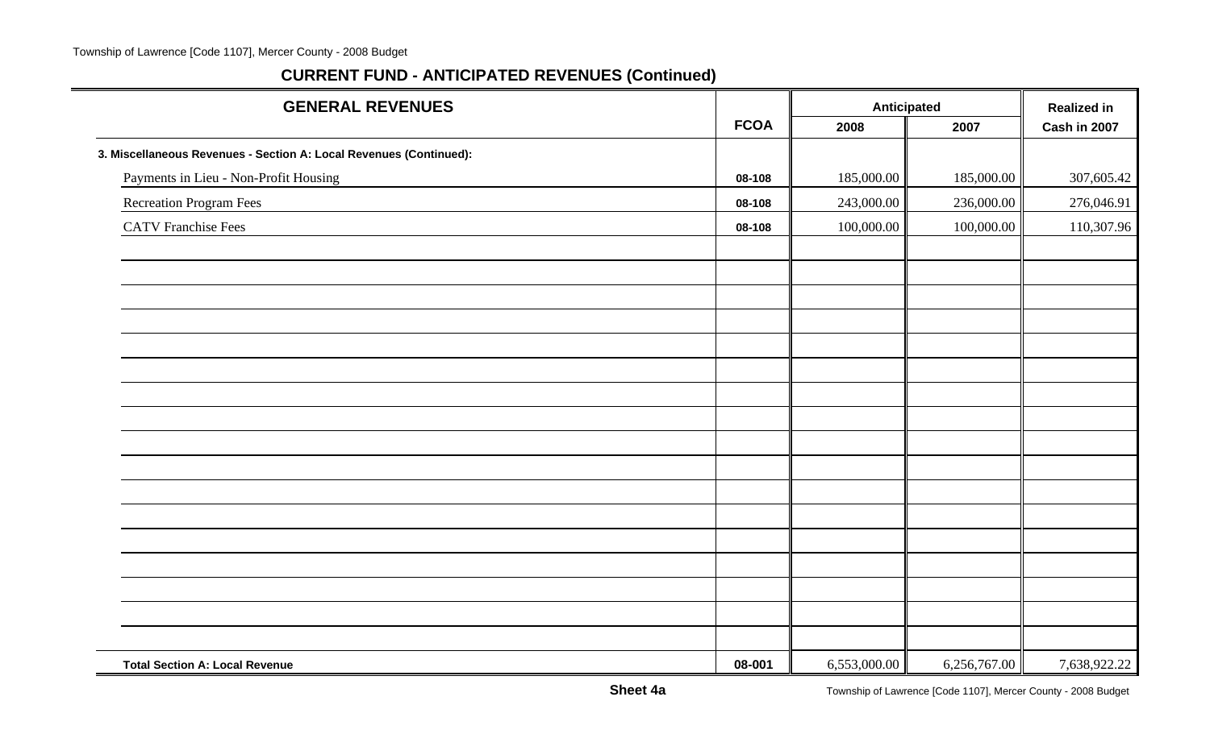## CURRENT FUND - ANTICIPATED REVENUES (Continued)

| GENERAL REVENUES | FCOA | Anticipated | | Realized in |
|---|---|---|---|---|
| | | 2008 | 2007 | Cash in 2007 |
| **3. Miscellaneous Revenues - Section A: Local Revenues (Continued):** | | | | |
| Payments in Lieu - Non-Profit Housing | 08-108 | 185,000.00 | 185,000.00 | 307,605.42 |
| Recreation Program Fees | 08-108 | 243,000.00 | 236,000.00 | 276,046.91 |
| CATV Franchise Fees | 08-108 | 100,000.00 | 100,000.00 | 110,307.96 |
| **Total Section A: Local Revenue** | 08-001 | 6,553,000.00 | 6,256,767.00 | 7,638,922.22 |

**Sheet 4a**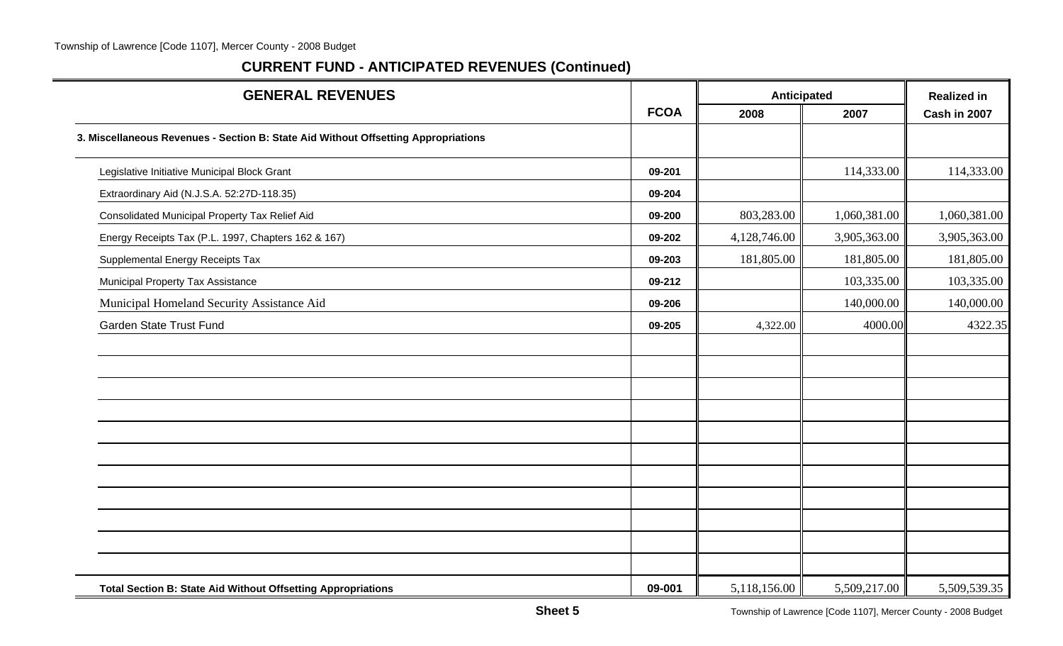## CURRENT FUND - ANTICIPATED REVENUES (Continued)

| GENERAL REVENUES | FCOA | Anticipated | | Realized in |
|---|---|---|---|---|
| | | 2008 | 2007 | Cash in 2007 |
| **3. Miscellaneous Revenues - Section B: State Aid Without Offsetting Appropriations** | | | | |
| Legislative Initiative Municipal Block Grant | 09-201 | | 114,333.00 | 114,333.00 |
| Extraordinary Aid (N.J.S.A. 52:27D-118.35) | 09-204 | | | |
| Consolidated Municipal Property Tax Relief Aid | 09-200 | 803,283.00 | 1,060,381.00 | 1,060,381.00 |
| Energy Receipts Tax (P.L. 1997, Chapters 162 & 167) | 09-202 | 4,128,746.00 | 3,905,363.00 | 3,905,363.00 |
| Supplemental Energy Receipts Tax | 09-203 | 181,805.00 | 181,805.00 | 181,805.00 |
| Municipal Property Tax Assistance | 09-212 | | 103,335.00 | 103,335.00 |
| Municipal Homeland Security Assistance Aid | 09-206 | | 140,000.00 | 140,000.00 |
| Garden State Trust Fund | 09-205 | 4,322.00 | 4000.00 | 4322.35 |
| | | | | |
| | | | | |
| | | | | |
| | | | | |
| | | | | |
| | | | | |
| | | | | |
| | | | | |
| | | | | |
| | | | | |
| | | | | |
| **Total Section B: State Aid Without Offsetting Appropriations** | 09-001 | 5,118,156.00 | 5,509,217.00 | 5,509,539.35 |

**Sheet 5**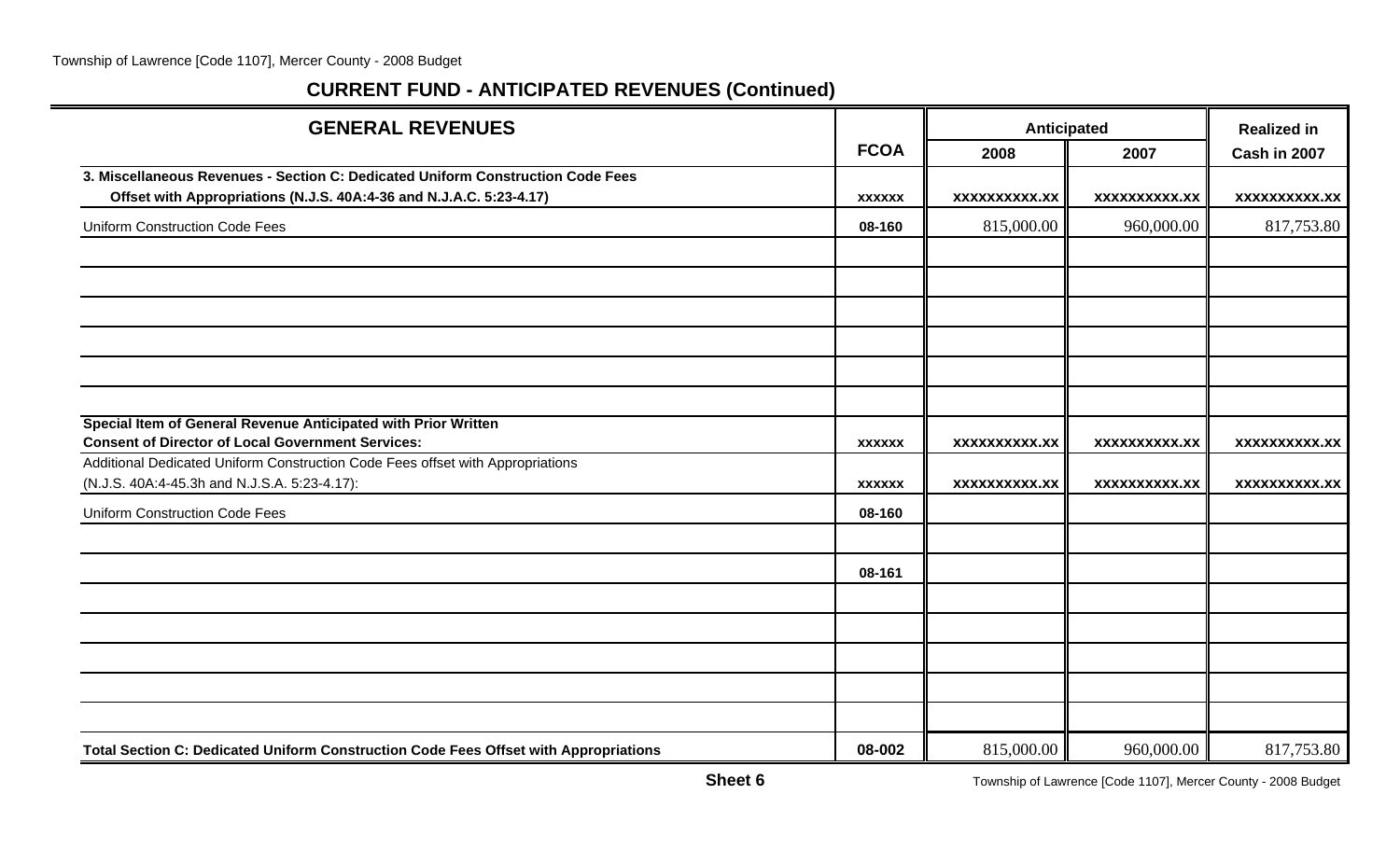## CURRENT FUND - ANTICIPATED REVENUES (Continued)

| GENERAL REVENUES | FCOA | Anticipated | | Realized in |
|---|---|---|---|---|
| | | 2008 | 2007 | Cash in 2007 |
| **3. Miscellaneous Revenues - Section C: Dedicated Uniform Construction Code Fees Offset with Appropriations (N.J.S. 40A:4-36 and N.J.A.C. 5:23-4.17)** | xxxxxx | xxxxxxxxxx.xx | xxxxxxxxxx.xx | xxxxxxxxxx.xx |
| Uniform Construction Code Fees | 08-160 | 815,000.00 | 960,000.00 | 817,753.80 |
| | | | | |
| | | | | |
| | | | | |
| | | | | |
| | | | | |
| | | | | |
| **Special Item of General Revenue Anticipated with Prior Written Consent of Director of Local Government Services:** | xxxxxx | xxxxxxxxxx.xx | xxxxxxxxxx.xx | xxxxxxxxxx.xx |
| Additional Dedicated Uniform Construction Code Fees offset with Appropriations (N.J.S. 40A:4-45.3h and N.J.S.A. 5:23-4.17): | xxxxxx | xxxxxxxxxx.xx | xxxxxxxxxx.xx | xxxxxxxxxx.xx |
| Uniform Construction Code Fees | 08-160 | | | |
| | | | | |
| | 08-161 | | | |
| | | | | |
| | | | | |
| | | | | |
| | | | | |
| | | | | |
| **Total Section C: Dedicated Uniform Construction Code Fees Offset with Appropriations** | 08-002 | 815,000.00 | 960,000.00 | 817,753.80 |

**Sheet 6**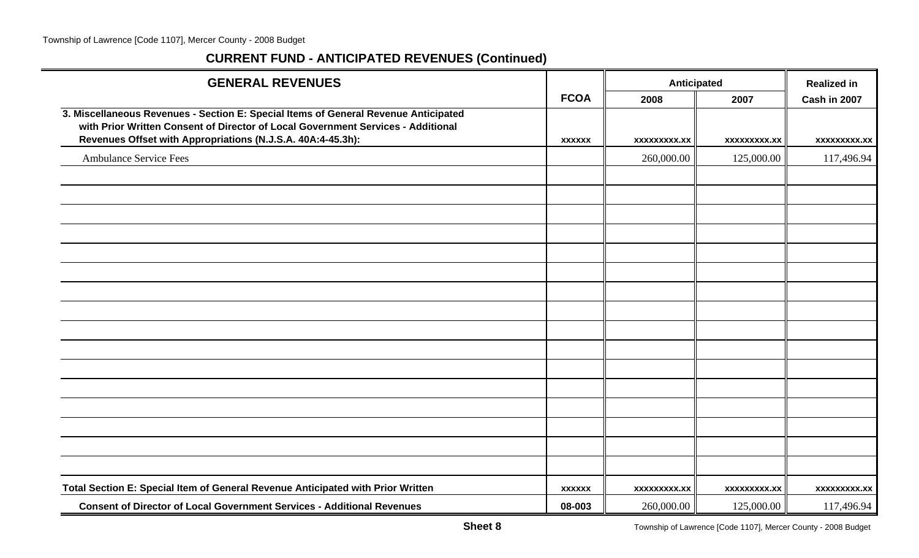## CURRENT FUND - ANTICIPATED REVENUES (Continued)

| GENERAL REVENUES | FCOA | Anticipated | | Realized in |
|---|---|---|---|---|
| | | 2008 | 2007 | Cash in 2007 |
| **3. Miscellaneous Revenues - Section E: Special Items of General Revenue Anticipated with Prior Written Consent of Director of Local Government Services - Additional Revenues Offset with Appropriations (N.J.S.A. 40A:4-45.3h):** | xxxxxx | xxxxxxxxx.xx | xxxxxxxxx.xx | xxxxxxxxx.xx |
| Ambulance Service Fees | | 260,000.00 | 125,000.00 | 117,496.94 |
| | | | | |
| | | | | |
| | | | | |
| | | | | |
| | | | | |
| | | | | |
| | | | | |
| | | | | |
| | | | | |
| | | | | |
| | | | | |
| | | | | |
| | | | | |
| | | | | |
| | | | | |
| | | | | |
| **Total Section E: Special Item of General Revenue Anticipated with Prior Written** | xxxxxx | xxxxxxxxx.xx | xxxxxxxxx.xx | xxxxxxxxx.xx |
| **Consent of Director of Local Government Services - Additional Revenues** | 08-003 | 260,000.00 | 125,000.00 | 117,496.94 |

**Sheet 8**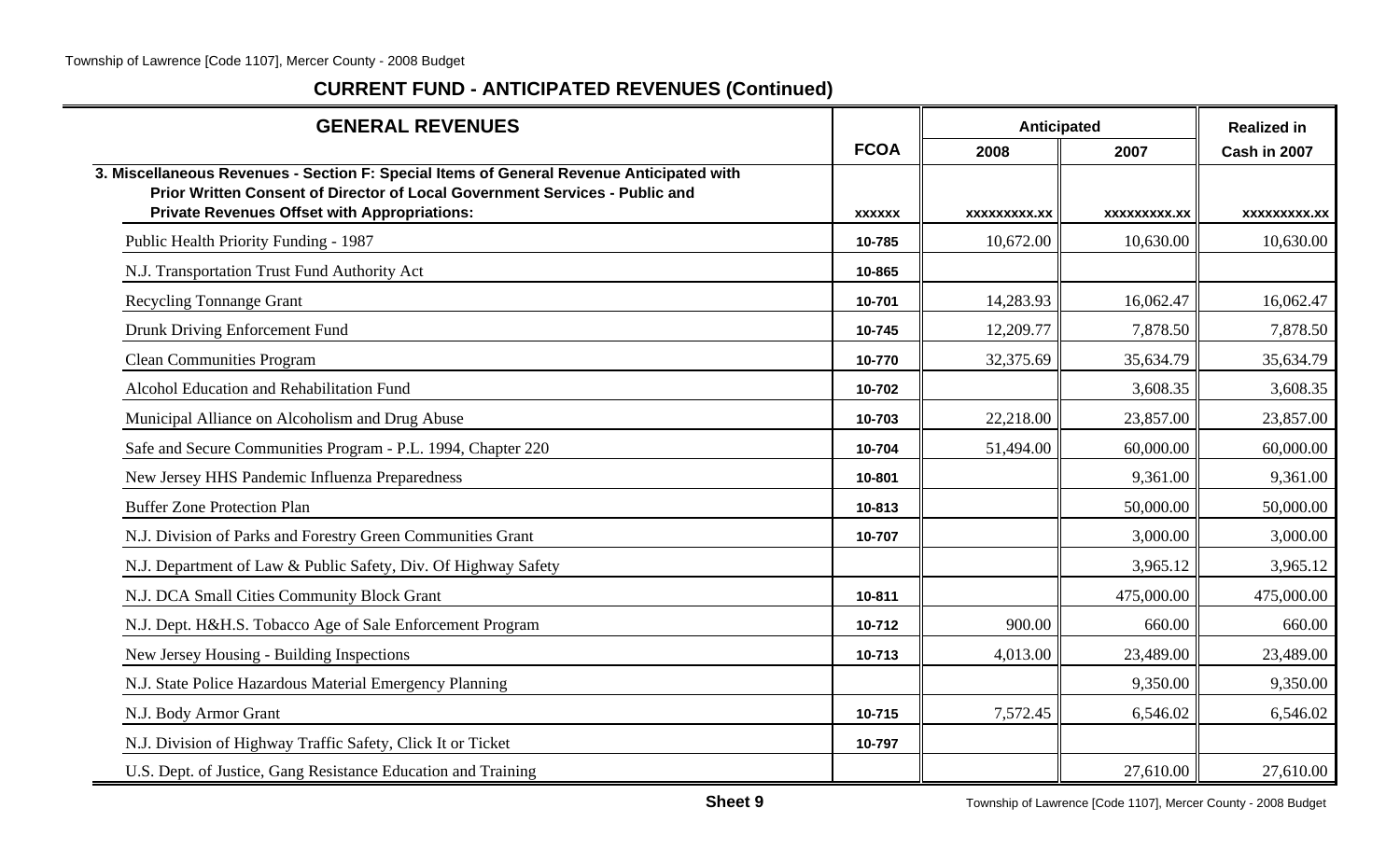## CURRENT FUND - ANTICIPATED REVENUES (Continued)

| GENERAL REVENUES | FCOA | Anticipated 2008 | Anticipated 2007 | Realized in Cash in 2007 |
|---|---|---|---|---|
| **3. Miscellaneous Revenues - Section F: Special Items of General Revenue Anticipated with Prior Written Consent of Director of Local Government Services - Public and Private Revenues Offset with Appropriations:** | **xxxxxx** | **xxxxxxxxx.xx** | **xxxxxxxxx.xx** | **xxxxxxxxx.xx** |
| Public Health Priority Funding - 1987 | 10-785 | 10,672.00 | 10,630.00 | 10,630.00 |
| N.J. Transportation Trust Fund Authority Act | 10-865 | | | |
| Recycling Tonnange Grant | 10-701 | 14,283.93 | 16,062.47 | 16,062.47 |
| Drunk Driving Enforcement Fund | 10-745 | 12,209.77 | 7,878.50 | 7,878.50 |
| Clean Communities Program | 10-770 | 32,375.69 | 35,634.79 | 35,634.79 |
| Alcohol Education and Rehabilitation Fund | 10-702 | | 3,608.35 | 3,608.35 |
| Municipal Alliance on Alcoholism and Drug Abuse | 10-703 | 22,218.00 | 23,857.00 | 23,857.00 |
| Safe and Secure Communities Program - P.L. 1994, Chapter 220 | 10-704 | 51,494.00 | 60,000.00 | 60,000.00 |
| New Jersey HHS Pandemic Influenza Preparedness | 10-801 | | 9,361.00 | 9,361.00 |
| Buffer Zone Protection Plan | 10-813 | | 50,000.00 | 50,000.00 |
| N.J. Division of Parks and Forestry Green Communities Grant | 10-707 | | 3,000.00 | 3,000.00 |
| N.J. Department of Law & Public Safety, Div. Of Highway Safety | | | 3,965.12 | 3,965.12 |
| N.J. DCA Small Cities Community Block Grant | 10-811 | | 475,000.00 | 475,000.00 |
| N.J. Dept. H&H.S. Tobacco Age of Sale Enforcement Program | 10-712 | 900.00 | 660.00 | 660.00 |
| New Jersey Housing - Building Inspections | 10-713 | 4,013.00 | 23,489.00 | 23,489.00 |
| N.J. State Police Hazardous Material Emergency Planning | | | 9,350.00 | 9,350.00 |
| N.J. Body Armor Grant | 10-715 | 7,572.45 | 6,546.02 | 6,546.02 |
| N.J. Division of Highway Traffic Safety, Click It or Ticket | 10-797 | | | |
| U.S. Dept. of Justice, Gang Resistance Education and Training | | | 27,610.00 | 27,610.00 |

**Sheet 9**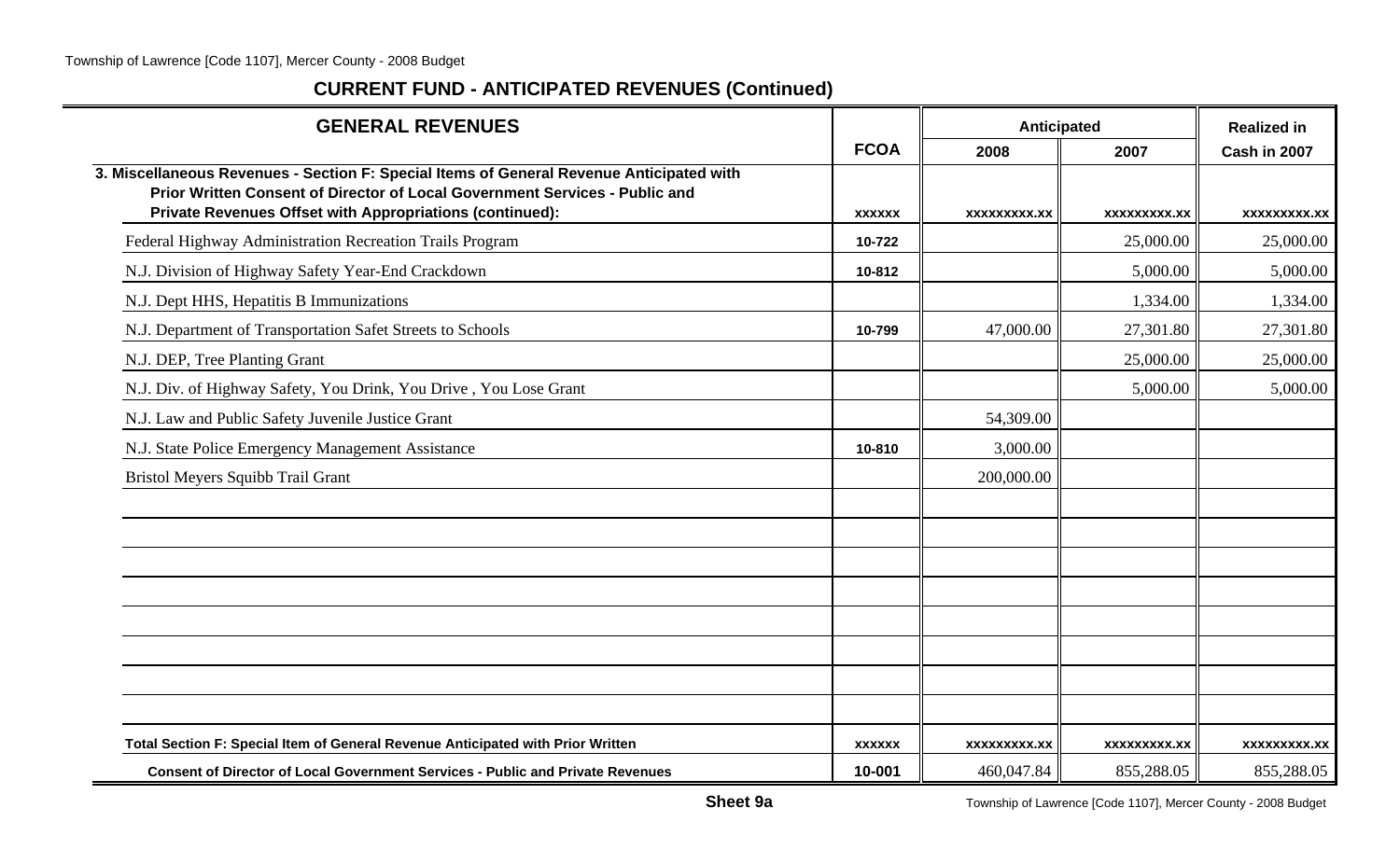Township of Lawrence [Code 1107], Mercer County - 2008 Budget

## CURRENT FUND - ANTICIPATED REVENUES (Continued)

| GENERAL REVENUES | FCOA | Anticipated | | Realized in |
|---|---|---|---|---|
| | | 2008 | 2007 | Cash in 2007 |
| **3. Miscellaneous Revenues - Section F: Special Items of General Revenue Anticipated with Prior Written Consent of Director of Local Government Services - Public and Private Revenues Offset with Appropriations (continued):** | xxxxxx | xxxxxxxxx.xx | xxxxxxxxx.xx | xxxxxxxxx.xx |
| Federal Highway Administration Recreation Trails Program | 10-722 | | 25,000.00 | 25,000.00 |
| N.J. Division of Highway Safety Year-End Crackdown | 10-812 | | 5,000.00 | 5,000.00 |
| N.J. Dept HHS, Hepatitis B Immunizations | | | 1,334.00 | 1,334.00 |
| N.J. Department of Transportation Safet Streets to Schools | 10-799 | 47,000.00 | 27,301.80 | 27,301.80 |
| N.J. DEP, Tree Planting Grant | | | 25,000.00 | 25,000.00 |
| N.J. Div. of Highway Safety, You Drink, You Drive , You Lose Grant | | | 5,000.00 | 5,000.00 |
| N.J. Law and Public Safety Juvenile Justice Grant | | 54,309.00 | | |
| N.J. State Police Emergency Management Assistance | 10-810 | 3,000.00 | | |
| Bristol Meyers Squibb Trail Grant | | 200,000.00 | | |
| | | | | |
| | | | | |
| | | | | |
| | | | | |
| | | | | |
| | | | | |
| | | | | |
| | | | | |
| **Total Section F: Special Item of General Revenue Anticipated with Prior Written** | xxxxxx | xxxxxxxxx.xx | xxxxxxxxx.xx | xxxxxxxxx.xx |
| **Consent of Director of Local Government Services - Public and Private Revenues** | 10-001 | 460,047.84 | 855,288.05 | 855,288.05 |

**Sheet 9a**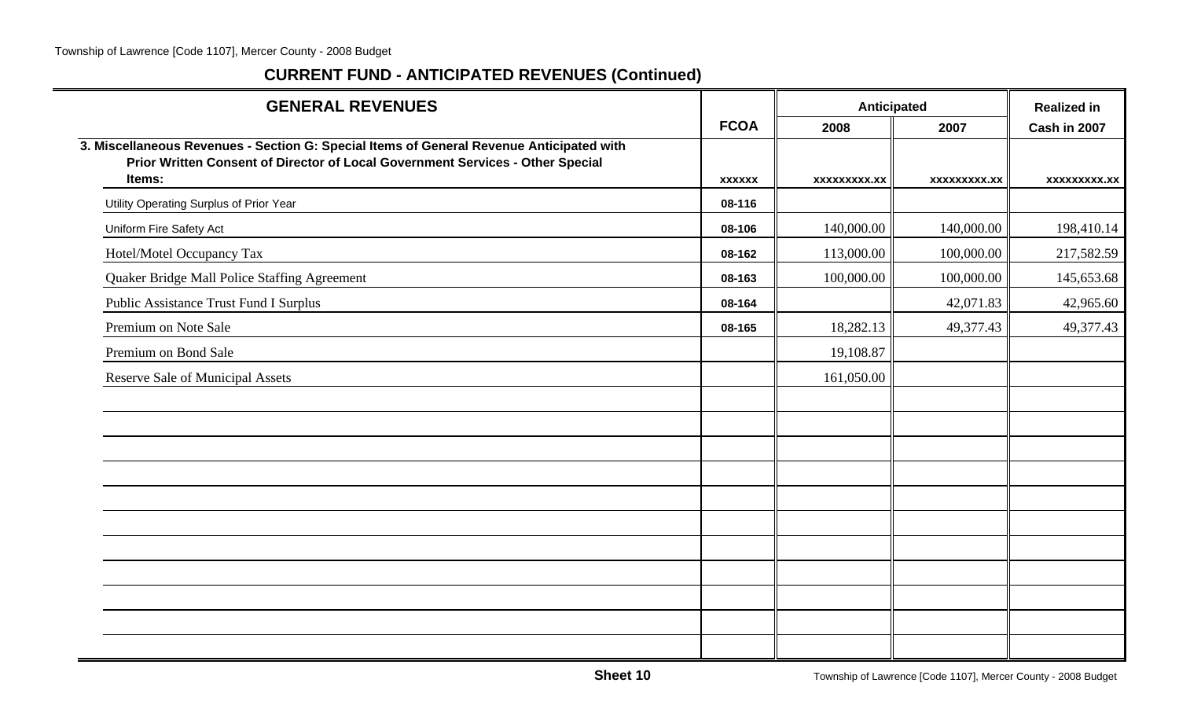## CURRENT FUND - ANTICIPATED REVENUES (Continued)

| GENERAL REVENUES | FCOA | Anticipated | | Realized in |
|---|---|---|---|---|
| | | 2008 | 2007 | Cash in 2007 |
| **3. Miscellaneous Revenues - Section G: Special Items of General Revenue Anticipated with Prior Written Consent of Director of Local Government Services - Other Special Items:** | xxxxxx | xxxxxxxxx.xx | xxxxxxxxx.xx | xxxxxxxxx.xx |
| Utility Operating Surplus of Prior Year | 08-116 | | | |
| Uniform Fire Safety Act | 08-106 | 140,000.00 | 140,000.00 | 198,410.14 |
| Hotel/Motel Occupancy Tax | 08-162 | 113,000.00 | 100,000.00 | 217,582.59 |
| Quaker Bridge Mall Police Staffing Agreement | 08-163 | 100,000.00 | 100,000.00 | 145,653.68 |
| Public Assistance Trust Fund I Surplus | 08-164 | | 42,071.83 | 42,965.60 |
| Premium on Note Sale | 08-165 | 18,282.13 | 49,377.43 | 49,377.43 |
| Premium on Bond Sale | | 19,108.87 | | |
| Reserve Sale of Municipal Assets | | 161,050.00 | | |
| | | | | |
| | | | | |
| | | | | |
| | | | | |
| | | | | |
| | | | | |
| | | | | |
| | | | | |
| | | | | |
| | | | | |
| | | | | |

Sheet 10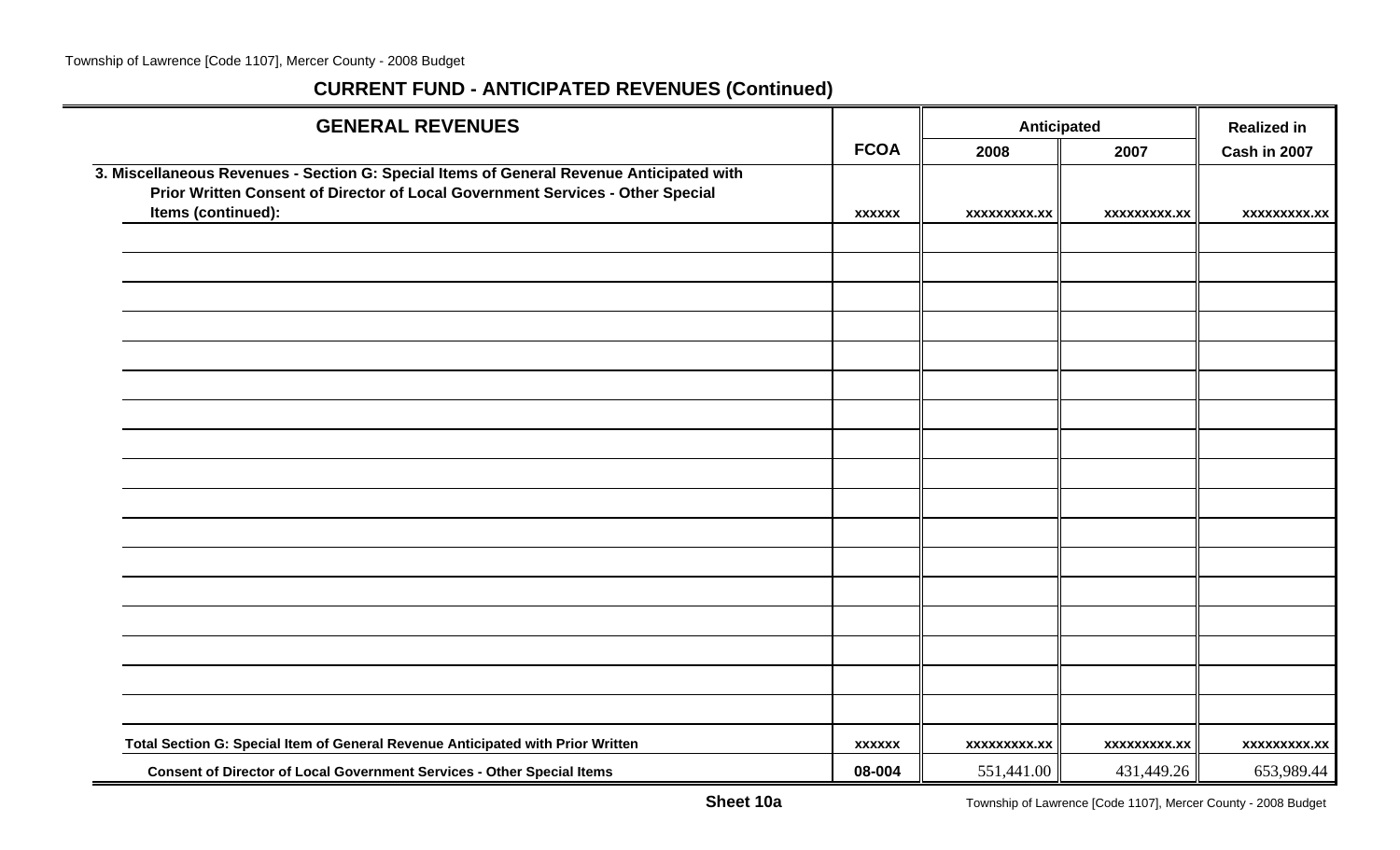## CURRENT FUND - ANTICIPATED REVENUES (Continued)

| GENERAL REVENUES | FCOA | Anticipated 2008 | Anticipated 2007 | Realized in Cash in 2007 |
|---|---|---|---|---|
| 3. Miscellaneous Revenues - Section G: Special Items of General Revenue Anticipated with Prior Written Consent of Director of Local Government Services - Other Special Items (continued): | xxxxxx | xxxxxxxxx.xx | xxxxxxxxx.xx | xxxxxxxxx.xx |
| | | | | |
| | | | | |
| | | | | |
| | | | | |
| | | | | |
| | | | | |
| | | | | |
| | | | | |
| | | | | |
| | | | | |
| | | | | |
| | | | | |
| | | | | |
| | | | | |
| | | | | |
| | | | | |
| | | | | |
| Total Section G: Special Item of General Revenue Anticipated with Prior Written | xxxxxx | xxxxxxxxx.xx | xxxxxxxxx.xx | xxxxxxxxx.xx |
| Consent of Director of Local Government Services - Other Special Items | 08-004 | 551,441.00 | 431,449.26 | 653,989.44 |

Sheet 10a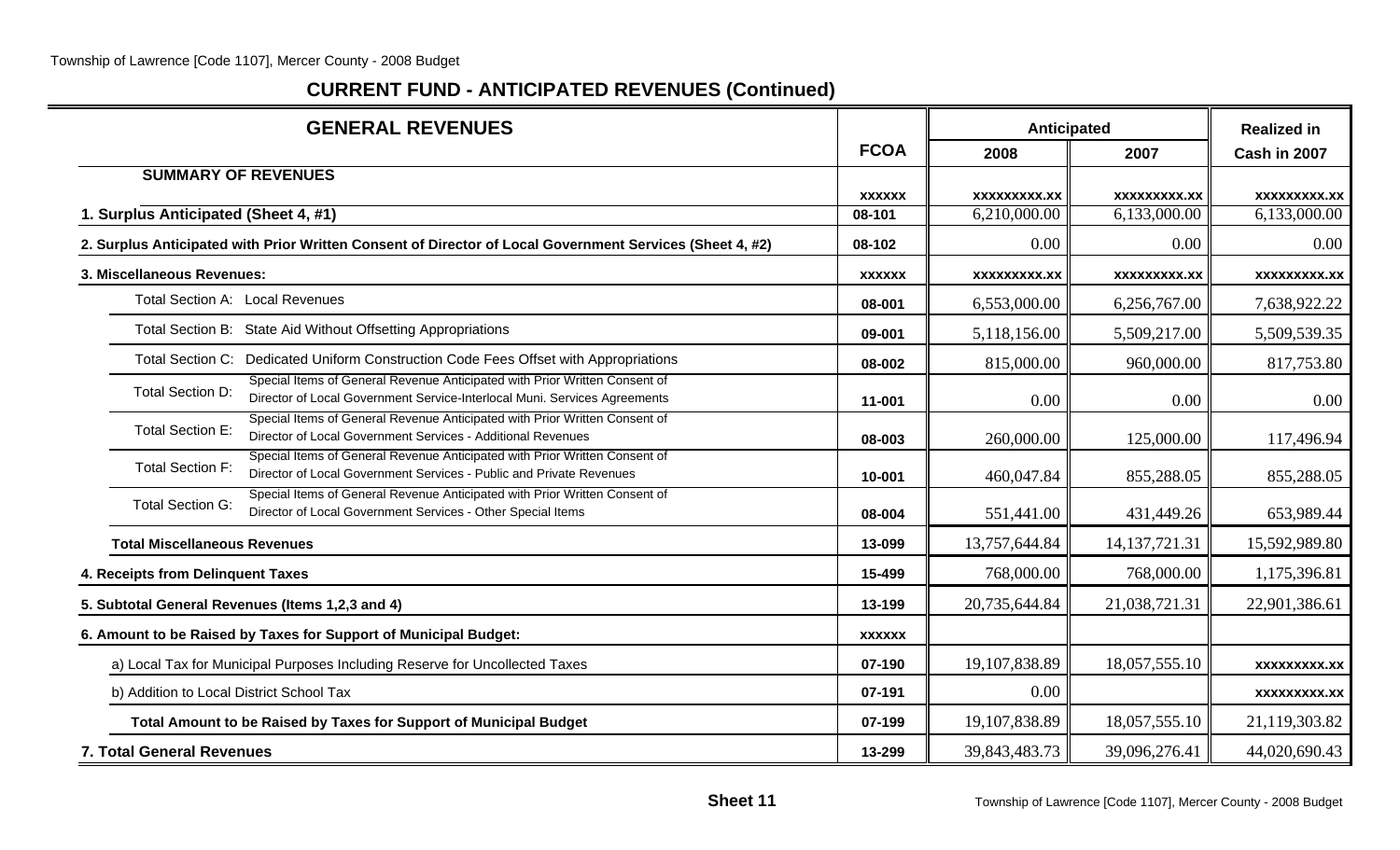## CURRENT FUND - ANTICIPATED REVENUES (Continued)

| GENERAL REVENUES | FCOA | Anticipated | | Realized in |
|---|---|---|---|---|
| | | 2008 | 2007 | Cash in 2007 |
| **SUMMARY OF REVENUES** | xxxxxx | xxxxxxxxx.xx | xxxxxxxxx.xx | xxxxxxxxx.xx |
| **1. Surplus Anticipated (Sheet 4, #1)** | 08-101 | 6,210,000.00 | 6,133,000.00 | 6,133,000.00 |
| **2. Surplus Anticipated with Prior Written Consent of Director of Local Government Services (Sheet 4, #2)** | 08-102 | 0.00 | 0.00 | 0.00 |
| **3. Miscellaneous Revenues:** | xxxxxx | xxxxxxxxx.xx | xxxxxxxxx.xx | xxxxxxxxx.xx |
| Total Section A: Local Revenues | 08-001 | 6,553,000.00 | 6,256,767.00 | 7,638,922.22 |
| Total Section B: State Aid Without Offsetting Appropriations | 09-001 | 5,118,156.00 | 5,509,217.00 | 5,509,539.35 |
| Total Section C: Dedicated Uniform Construction Code Fees Offset with Appropriations | 08-002 | 815,000.00 | 960,000.00 | 817,753.80 |
| Total Section D: Special Items of General Revenue Anticipated with Prior Written Consent of Director of Local Government Service-Interlocal Muni. Services Agreements | 11-001 | 0.00 | 0.00 | 0.00 |
| Total Section E: Special Items of General Revenue Anticipated with Prior Written Consent of Director of Local Government Services - Additional Revenues | 08-003 | 260,000.00 | 125,000.00 | 117,496.94 |
| Total Section F: Special Items of General Revenue Anticipated with Prior Written Consent of Director of Local Government Services - Public and Private Revenues | 10-001 | 460,047.84 | 855,288.05 | 855,288.05 |
| Total Section G: Special Items of General Revenue Anticipated with Prior Written Consent of Director of Local Government Services - Other Special Items | 08-004 | 551,441.00 | 431,449.26 | 653,989.44 |
| **Total Miscellaneous Revenues** | 13-099 | 13,757,644.84 | 14,137,721.31 | 15,592,989.80 |
| **4. Receipts from Delinquent Taxes** | 15-499 | 768,000.00 | 768,000.00 | 1,175,396.81 |
| **5. Subtotal General Revenues (Items 1,2,3 and 4)** | 13-199 | 20,735,644.84 | 21,038,721.31 | 22,901,386.61 |
| **6. Amount to be Raised by Taxes for Support of Municipal Budget:** | xxxxxx | | | |
| a) Local Tax for Municipal Purposes Including Reserve for Uncollected Taxes | 07-190 | 19,107,838.89 | 18,057,555.10 | xxxxxxxxx.xx |
| b) Addition to Local District School Tax | 07-191 | 0.00 | | xxxxxxxxx.xx |
| **Total Amount to be Raised by Taxes for Support of Municipal Budget** | 07-199 | 19,107,838.89 | 18,057,555.10 | 21,119,303.82 |
| **7. Total General Revenues** | 13-299 | 39,843,483.73 | 39,096,276.41 | 44,020,690.43 |

**Sheet 11**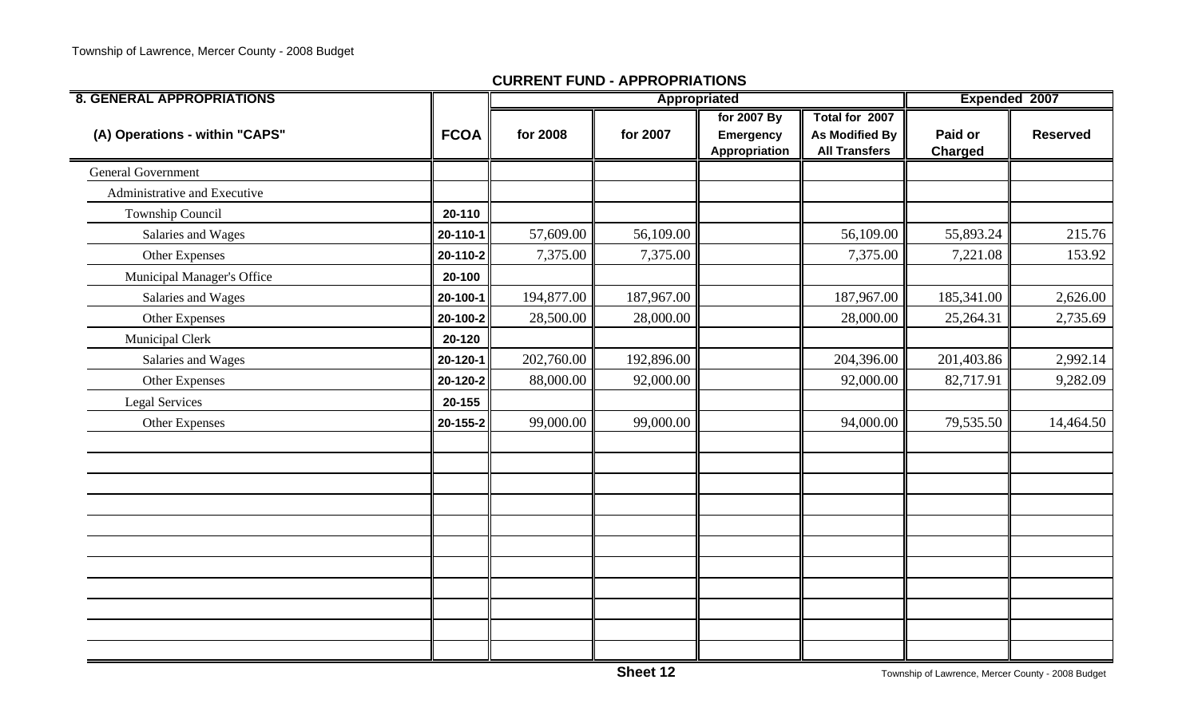## CURRENT FUND - APPROPRIATIONS

| 8. GENERAL APPROPRIATIONS | | Appropriated | | | | Expended 2007 | |
|---|---|---|---|---|---|---|---|
| (A) Operations - within "CAPS" | FCOA | for 2008 | for 2007 | for 2007 By Emergency Appropriation | Total for 2007 As Modified By All Transfers | Paid or Charged | Reserved |
| General Government | | | | | | | |
| Administrative and Executive | | | | | | | |
| Township Council | 20-110 | | | | | | |
| Salaries and Wages | 20-110-1 | 57,609.00 | 56,109.00 | | 56,109.00 | 55,893.24 | 215.76 |
| Other Expenses | 20-110-2 | 7,375.00 | 7,375.00 | | 7,375.00 | 7,221.08 | 153.92 |
| Municipal Manager's Office | 20-100 | | | | | | |
| Salaries and Wages | 20-100-1 | 194,877.00 | 187,967.00 | | 187,967.00 | 185,341.00 | 2,626.00 |
| Other Expenses | 20-100-2 | 28,500.00 | 28,000.00 | | 28,000.00 | 25,264.31 | 2,735.69 |
| Municipal Clerk | 20-120 | | | | | | |
| Salaries and Wages | 20-120-1 | 202,760.00 | 192,896.00 | | 204,396.00 | 201,403.86 | 2,992.14 |
| Other Expenses | 20-120-2 | 88,000.00 | 92,000.00 | | 92,000.00 | 82,717.91 | 9,282.09 |
| Legal Services | 20-155 | | | | | | |
| Other Expenses | 20-155-2 | 99,000.00 | 99,000.00 | | 94,000.00 | 79,535.50 | 14,464.50 |

Sheet 12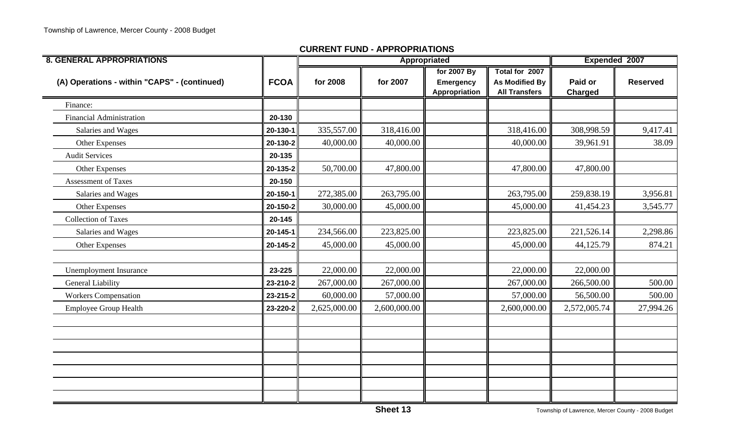## CURRENT FUND - APPROPRIATIONS

| 8. GENERAL APPROPRIATIONS | | Appropriated | | | | Expended 2007 | |
|---|---|---|---|---|---|---|---|
| (A) Operations - within "CAPS" - (continued) | FCOA | for 2008 | for 2007 | for 2007 By Emergency Appropriation | Total for 2007 As Modified By All Transfers | Paid or Charged | Reserved |
| Finance: | | | | | | | |
| Financial Administration | 20-130 | | | | | | |
| Salaries and Wages | 20-130-1 | 335,557.00 | 318,416.00 | | 318,416.00 | 308,998.59 | 9,417.41 |
| Other Expenses | 20-130-2 | 40,000.00 | 40,000.00 | | 40,000.00 | 39,961.91 | 38.09 |
| Audit Services | 20-135 | | | | | | |
| Other Expenses | 20-135-2 | 50,700.00 | 47,800.00 | | 47,800.00 | 47,800.00 | |
| Assessment of Taxes | 20-150 | | | | | | |
| Salaries and Wages | 20-150-1 | 272,385.00 | 263,795.00 | | 263,795.00 | 259,838.19 | 3,956.81 |
| Other Expenses | 20-150-2 | 30,000.00 | 45,000.00 | | 45,000.00 | 41,454.23 | 3,545.77 |
| Collection of Taxes | 20-145 | | | | | | |
| Salaries and Wages | 20-145-1 | 234,566.00 | 223,825.00 | | 223,825.00 | 221,526.14 | 2,298.86 |
| Other Expenses | 20-145-2 | 45,000.00 | 45,000.00 | | 45,000.00 | 44,125.79 | 874.21 |
| | | | | | | | |
| Unemployment Insurance | 23-225 | 22,000.00 | 22,000.00 | | 22,000.00 | 22,000.00 | |
| General Liability | 23-210-2 | 267,000.00 | 267,000.00 | | 267,000.00 | 266,500.00 | 500.00 |
| Workers Compensation | 23-215-2 | 60,000.00 | 57,000.00 | | 57,000.00 | 56,500.00 | 500.00 |
| Employee Group Health | 23-220-2 | 2,625,000.00 | 2,600,000.00 | | 2,600,000.00 | 2,572,005.74 | 27,994.26 |

Sheet 13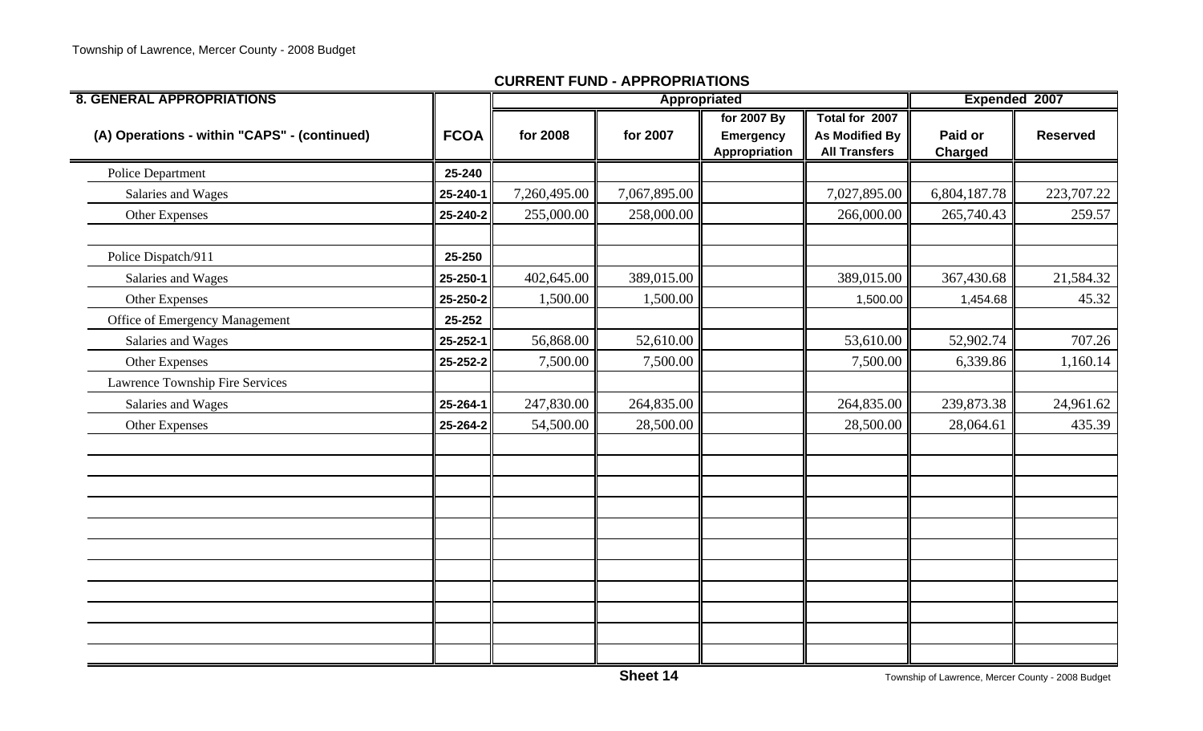## CURRENT FUND - APPROPRIATIONS

| 8. GENERAL APPROPRIATIONS | | Appropriated | | | | Expended 2007 | |
|---|---|---|---|---|---|---|---|
| (A) Operations - within "CAPS" - (continued) | FCOA | for 2008 | for 2007 | for 2007 By Emergency Appropriation | Total for 2007 As Modified By All Transfers | Paid or Charged | Reserved |
| Police Department | 25-240 | | | | | | |
| Salaries and Wages | 25-240-1 | 7,260,495.00 | 7,067,895.00 | | 7,027,895.00 | 6,804,187.78 | 223,707.22 |
| Other Expenses | 25-240-2 | 255,000.00 | 258,000.00 | | 266,000.00 | 265,740.43 | 259.57 |
| | | | | | | | |
| Police Dispatch/911 | 25-250 | | | | | | |
| Salaries and Wages | 25-250-1 | 402,645.00 | 389,015.00 | | 389,015.00 | 367,430.68 | 21,584.32 |
| Other Expenses | 25-250-2 | 1,500.00 | 1,500.00 | | 1,500.00 | 1,454.68 | 45.32 |
| Office of Emergency Management | 25-252 | | | | | | |
| Salaries and Wages | 25-252-1 | 56,868.00 | 52,610.00 | | 53,610.00 | 52,902.74 | 707.26 |
| Other Expenses | 25-252-2 | 7,500.00 | 7,500.00 | | 7,500.00 | 6,339.86 | 1,160.14 |
| Lawrence Township Fire Services | | | | | | | |
| Salaries and Wages | 25-264-1 | 247,830.00 | 264,835.00 | | 264,835.00 | 239,873.38 | 24,961.62 |
| Other Expenses | 25-264-2 | 54,500.00 | 28,500.00 | | 28,500.00 | 28,064.61 | 435.39 |

Sheet 14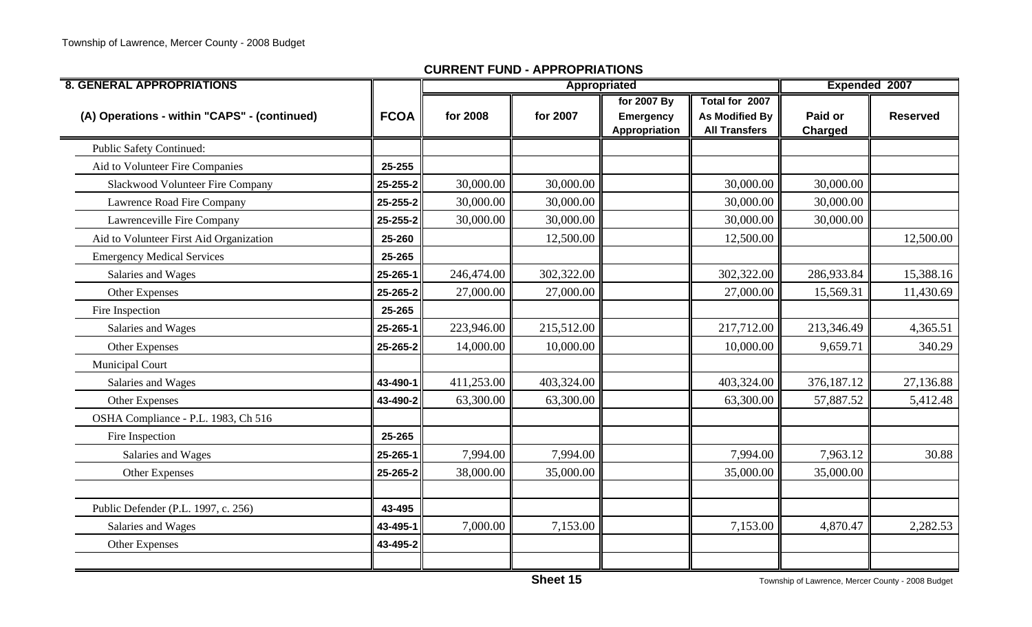## CURRENT FUND - APPROPRIATIONS

| 8. GENERAL APPROPRIATIONS | | Appropriated | | | | Expended 2007 | |
|---|---|---|---|---|---|---|---|
| (A) Operations - within "CAPS" - (continued) | FCOA | for 2008 | for 2007 | for 2007 By Emergency Appropriation | Total for 2007 As Modified By All Transfers | Paid or Charged | Reserved |
| Public Safety Continued: | | | | | | | |
| Aid to Volunteer Fire Companies | 25-255 | | | | | | |
| Slackwood Volunteer Fire Company | 25-255-2 | 30,000.00 | 30,000.00 | | 30,000.00 | 30,000.00 | |
| Lawrence Road Fire Company | 25-255-2 | 30,000.00 | 30,000.00 | | 30,000.00 | 30,000.00 | |
| Lawrenceville Fire Company | 25-255-2 | 30,000.00 | 30,000.00 | | 30,000.00 | 30,000.00 | |
| Aid to Volunteer First Aid Organization | 25-260 | | 12,500.00 | | 12,500.00 | | 12,500.00 |
| Emergency Medical Services | 25-265 | | | | | | |
| Salaries and Wages | 25-265-1 | 246,474.00 | 302,322.00 | | 302,322.00 | 286,933.84 | 15,388.16 |
| Other Expenses | 25-265-2 | 27,000.00 | 27,000.00 | | 27,000.00 | 15,569.31 | 11,430.69 |
| Fire Inspection | 25-265 | | | | | | |
| Salaries and Wages | 25-265-1 | 223,946.00 | 215,512.00 | | 217,712.00 | 213,346.49 | 4,365.51 |
| Other Expenses | 25-265-2 | 14,000.00 | 10,000.00 | | 10,000.00 | 9,659.71 | 340.29 |
| Municipal Court | | | | | | | |
| Salaries and Wages | 43-490-1 | 411,253.00 | 403,324.00 | | 403,324.00 | 376,187.12 | 27,136.88 |
| Other Expenses | 43-490-2 | 63,300.00 | 63,300.00 | | 63,300.00 | 57,887.52 | 5,412.48 |
| OSHA Compliance - P.L. 1983, Ch 516 | | | | | | | |
| Fire Inspection | 25-265 | | | | | | |
| Salaries and Wages | 25-265-1 | 7,994.00 | 7,994.00 | | 7,994.00 | 7,963.12 | 30.88 |
| Other Expenses | 25-265-2 | 38,000.00 | 35,000.00 | | 35,000.00 | 35,000.00 | |
| | | | | | | | |
| Public Defender (P.L. 1997, c. 256) | 43-495 | | | | | | |
| Salaries and Wages | 43-495-1 | 7,000.00 | 7,153.00 | | 7,153.00 | 4,870.47 | 2,282.53 |
| Other Expenses | 43-495-2 | | | | | | |

Sheet 15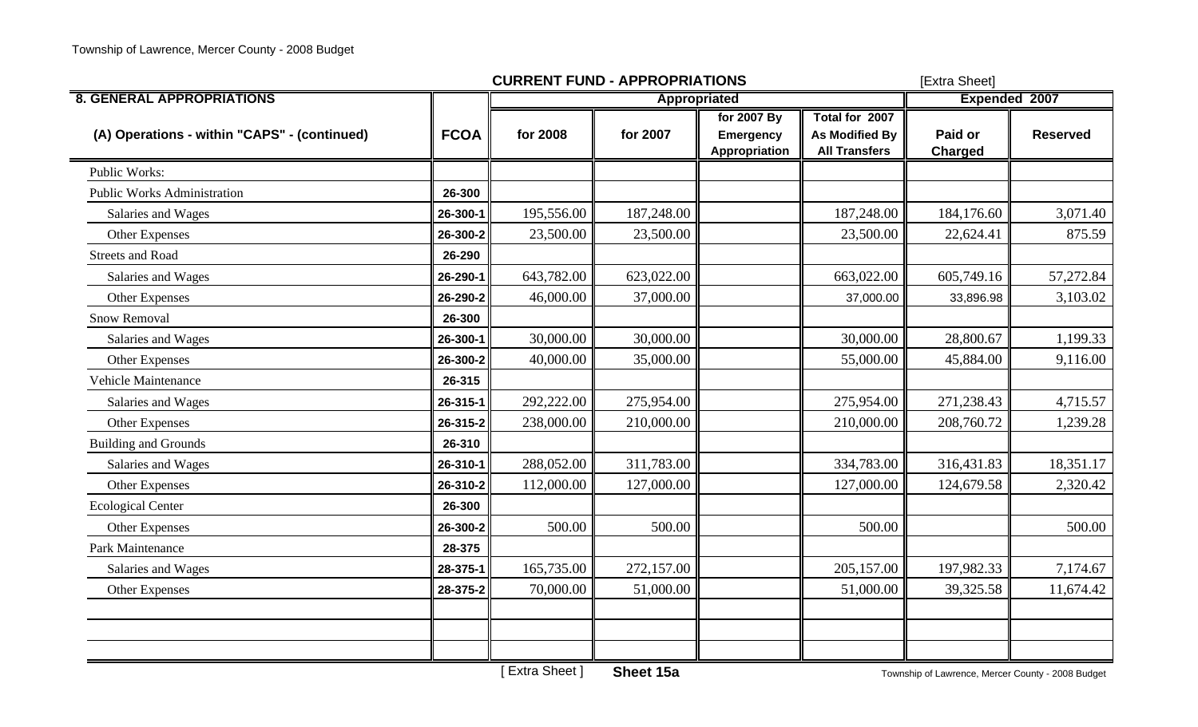## CURRENT FUNDA - APPROPRIATIONS

[Extra Sheet]

| 8. GENERAL APPROPRIATIONS | | Appropriated | | | | Expended 2007 | |
|---|---|---|---|---|---|---|---|
| (A) Operations - within "CAPS" - (continued) | FCOA | for 2008 | for 2007 | for 2007 By Emergency Appropriation | Total for 2007 As Modified By All Transfers | Paid or Charged | Reserved |
| Public Works: | | | | | | | |
| Public Works Administration | 26-300 | | | | | | |
| Salaries and Wages | 26-300-1 | 195,556.00 | 187,248.00 | | 187,248.00 | 184,176.60 | 3,071.40 |
| Other Expenses | 26-300-2 | 23,500.00 | 23,500.00 | | 23,500.00 | 22,624.41 | 875.59 |
| Streets and Road | 26-290 | | | | | | |
| Salaries and Wages | 26-290-1 | 643,782.00 | 623,022.00 | | 663,022.00 | 605,749.16 | 57,272.84 |
| Other Expenses | 26-290-2 | 46,000.00 | 37,000.00 | | 37,000.00 | 33,896.98 | 3,103.02 |
| Snow Removal | 26-300 | | | | | | |
| Salaries and Wages | 26-300-1 | 30,000.00 | 30,000.00 | | 30,000.00 | 28,800.67 | 1,199.33 |
| Other Expenses | 26-300-2 | 40,000.00 | 35,000.00 | | 55,000.00 | 45,884.00 | 9,116.00 |
| Vehicle Maintenance | 26-315 | | | | | | |
| Salaries and Wages | 26-315-1 | 292,222.00 | 275,954.00 | | 275,954.00 | 271,238.43 | 4,715.57 |
| Other Expenses | 26-315-2 | 238,000.00 | 210,000.00 | | 210,000.00 | 208,760.72 | 1,239.28 |
| Building and Grounds | 26-310 | | | | | | |
| Salaries and Wages | 26-310-1 | 288,052.00 | 311,783.00 | | 334,783.00 | 316,431.83 | 18,351.17 |
| Other Expenses | 26-310-2 | 112,000.00 | 127,000.00 | | 127,000.00 | 124,679.58 | 2,320.42 |
| Ecological Center | 26-300 | | | | | | |
| Other Expenses | 26-300-2 | 500.00 | 500.00 | | 500.00 | | 500.00 |
| Park Maintenance | 28-375 | | | | | | |
| Salaries and Wages | 28-375-1 | 165,735.00 | 272,157.00 | | 205,157.00 | 197,982.33 | 7,174.67 |
| Other Expenses | 28-375-2 | 70,000.00 | 51,000.00 | | 51,000.00 | 39,325.58 | 11,674.42 |
| | | | | | | | |
| | | | | | | | |
| | | | | | | | |

[ Extra Sheet ] **Sheet 15a**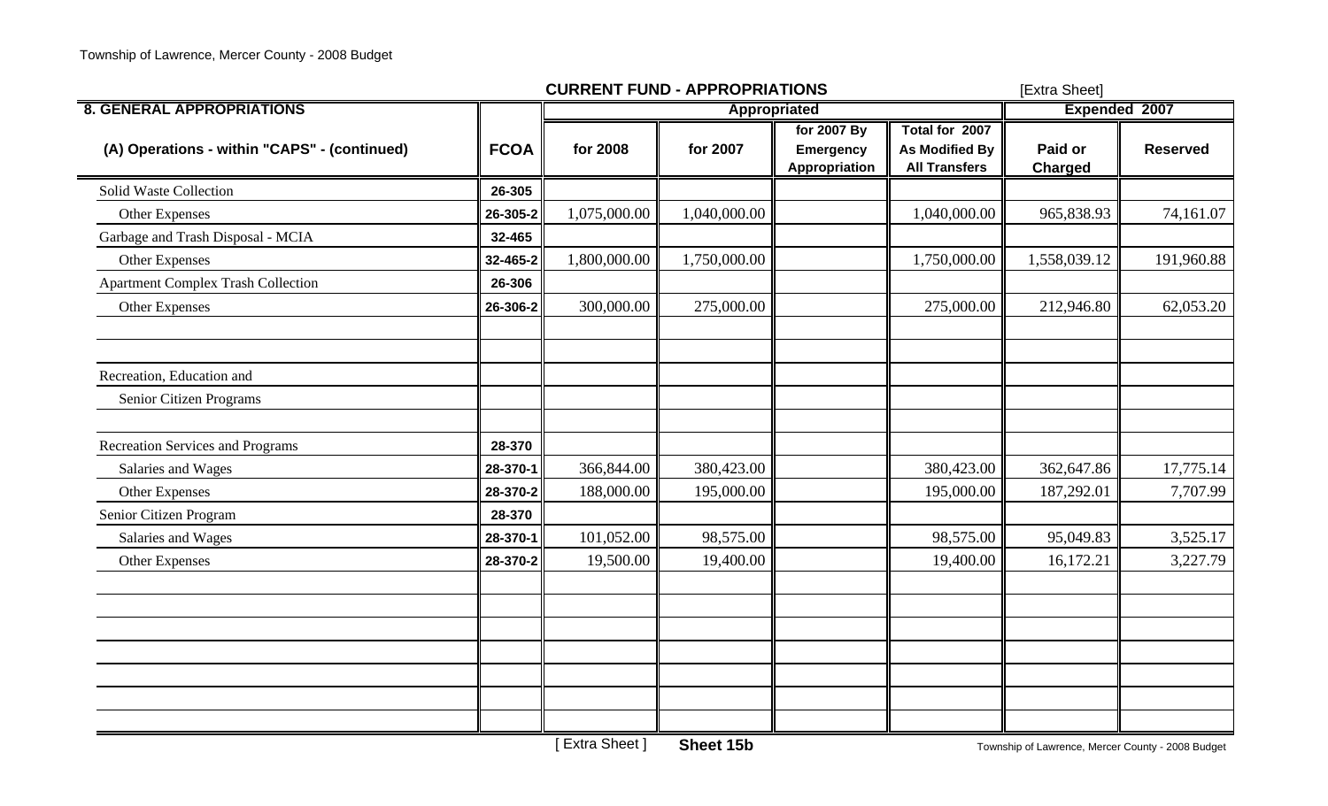## CURRENT FUND - APPROPRIATIONS

[Extra Sheet]

| 8. GENERAL APPROPRIATIONS | | Appropriated | | | | Expended 2007 | |
|---|---|---|---|---|---|---|---|
| (A) Operations - within "CAPS" - (continued) | FCOA | for 2008 | for 2007 | for 2007 By Emergency Appropriation | Total for 2007 As Modified By All Transfers | Paid or Charged | Reserved |
| Solid Waste Collection | 26-305 | | | | | | |
| Other Expenses | 26-305-2 | 1,075,000.00 | 1,040,000.00 | | 1,040,000.00 | 965,838.93 | 74,161.07 |
| Garbage and Trash Disposal - MCIA | 32-465 | | | | | | |
| Other Expenses | 32-465-2 | 1,800,000.00 | 1,750,000.00 | | 1,750,000.00 | 1,558,039.12 | 191,960.88 |
| Apartment Complex Trash Collection | 26-306 | | | | | | |
| Other Expenses | 26-306-2 | 300,000.00 | 275,000.00 | | 275,000.00 | 212,946.80 | 62,053.20 |
| | | | | | | | |
| | | | | | | | |
| Recreation, Education and | | | | | | | |
| Senior Citizen Programs | | | | | | | |
| | | | | | | | |
| Recreation Services and Programs | 28-370 | | | | | | |
| Salaries and Wages | 28-370-1 | 366,844.00 | 380,423.00 | | 380,423.00 | 362,647.86 | 17,775.14 |
| Other Expenses | 28-370-2 | 188,000.00 | 195,000.00 | | 195,000.00 | 187,292.01 | 7,707.99 |
| Senior Citizen Program | 28-370 | | | | | | |
| Salaries and Wages | 28-370-1 | 101,052.00 | 98,575.00 | | 98,575.00 | 95,049.83 | 3,525.17 |
| Other Expenses | 28-370-2 | 19,500.00 | 19,400.00 | | 19,400.00 | 16,172.21 | 3,227.79 |

[ Extra Sheet ] **Sheet 15b**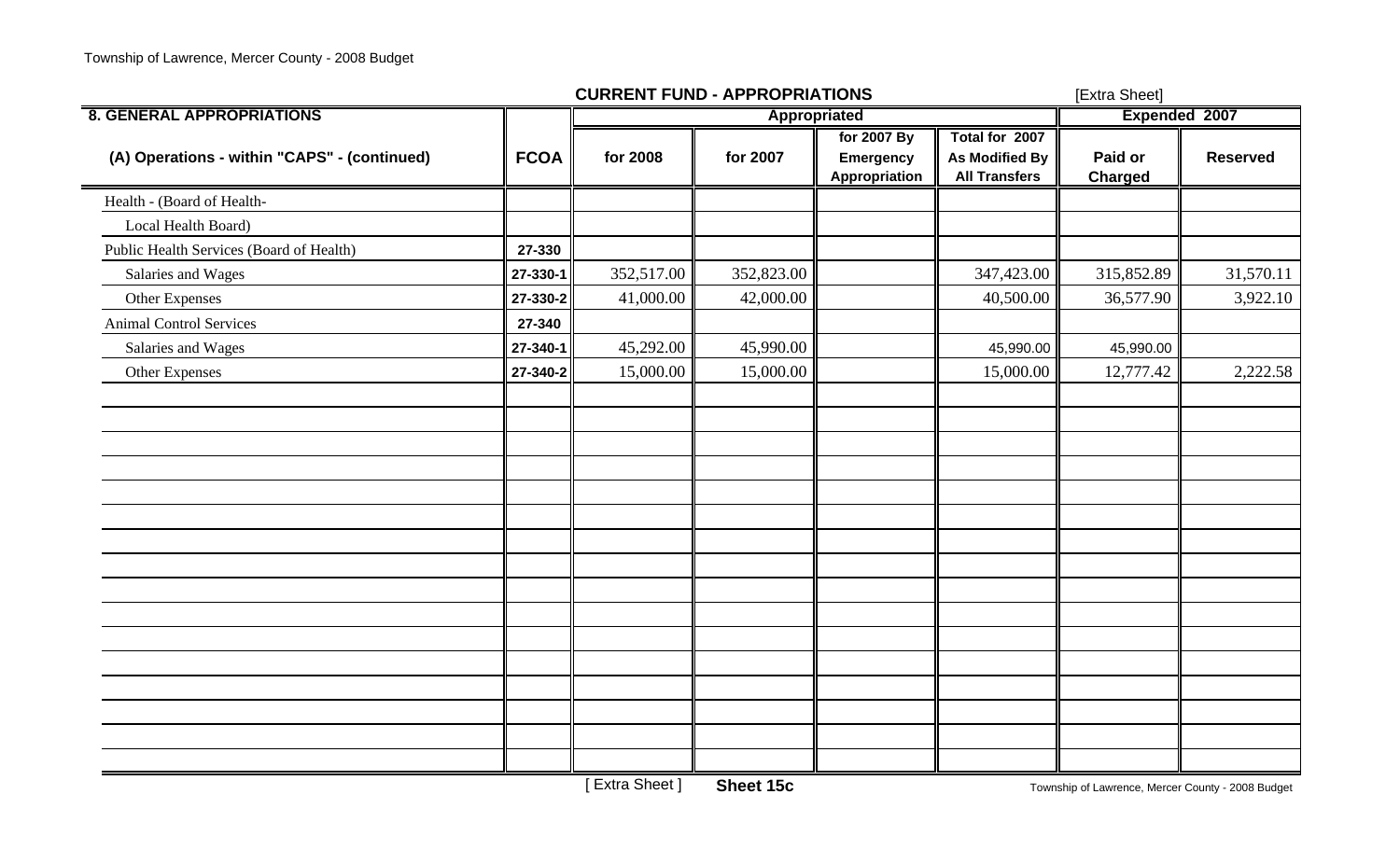## CURRENT FUND - APPROPRIATIONS

[Extra Sheet]

| 8. GENERAL APPROPRIATIONS | | Appropriated | | | | Expended 2007 | |
|---|---|---|---|---|---|---|---|
| (A) Operations - within "CAPS" - (continued) | FCOA | for 2008 | for 2007 | for 2007 By Emergency Appropriation | Total for 2007 As Modified By All Transfers | Paid or Charged | Reserved |
| Health - (Board of Health- | | | | | | | |
| Local Health Board) | | | | | | | |
| Public Health Services (Board of Health) | 27-330 | | | | | | |
| Salaries and Wages | 27-330-1 | 352,517.00 | 352,823.00 | | 347,423.00 | 315,852.89 | 31,570.11 |
| Other Expenses | 27-330-2 | 41,000.00 | 42,000.00 | | 40,500.00 | 36,577.90 | 3,922.10 |
| Animal Control Services | 27-340 | | | | | | |
| Salaries and Wages | 27-340-1 | 45,292.00 | 45,990.00 | | 45,990.00 | 45,990.00 | |
| Other Expenses | 27-340-2 | 15,000.00 | 15,000.00 | | 15,000.00 | 12,777.42 | 2,222.58 |

[ Extra Sheet ] **Sheet 15c**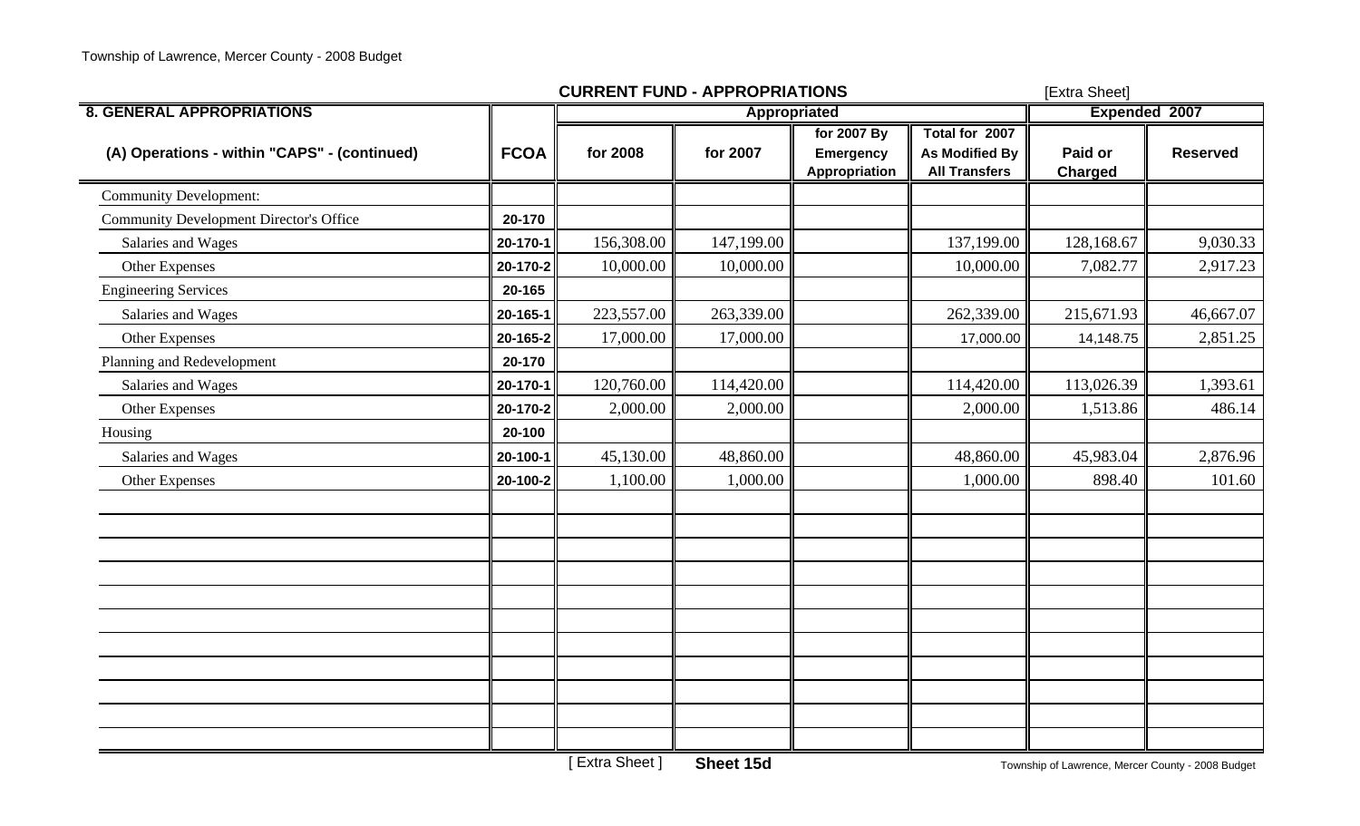## CURRENT FUND - APPROPRIATIONS

[Extra Sheet]

| 8. GENERAL APPROPRIATIONS | | Appropriated | | | | Expended 2007 | |
|---|---|---|---|---|---|---|---|
| (A) Operations - within "CAPS" - (continued) | FCOA | for 2008 | for 2007 | for 2007 By Emergency Appropriation | Total for 2007 As Modified By All Transfers | Paid or Charged | Reserved |
| Community Development: | | | | | | | |
| Community Development Director's Office | 20-170 | | | | | | |
| Salaries and Wages | 20-170-1 | 156,308.00 | 147,199.00 | | 137,199.00 | 128,168.67 | 9,030.33 |
| Other Expenses | 20-170-2 | 10,000.00 | 10,000.00 | | 10,000.00 | 7,082.77 | 2,917.23 |
| Engineering Services | 20-165 | | | | | | |
| Salaries and Wages | 20-165-1 | 223,557.00 | 263,339.00 | | 262,339.00 | 215,671.93 | 46,667.07 |
| Other Expenses | 20-165-2 | 17,000.00 | 17,000.00 | | 17,000.00 | 14,148.75 | 2,851.25 |
| Planning and Redevelopment | 20-170 | | | | | | |
| Salaries and Wages | 20-170-1 | 120,760.00 | 114,420.00 | | 114,420.00 | 113,026.39 | 1,393.61 |
| Other Expenses | 20-170-2 | 2,000.00 | 2,000.00 | | 2,000.00 | 1,513.86 | 486.14 |
| Housing | 20-100 | | | | | | |
| Salaries and Wages | 20-100-1 | 45,130.00 | 48,860.00 | | 48,860.00 | 45,983.04 | 2,876.96 |
| Other Expenses | 20-100-2 | 1,100.00 | 1,000.00 | | 1,000.00 | 898.40 | 101.60 |

[ Extra Sheet ] **Sheet 15d**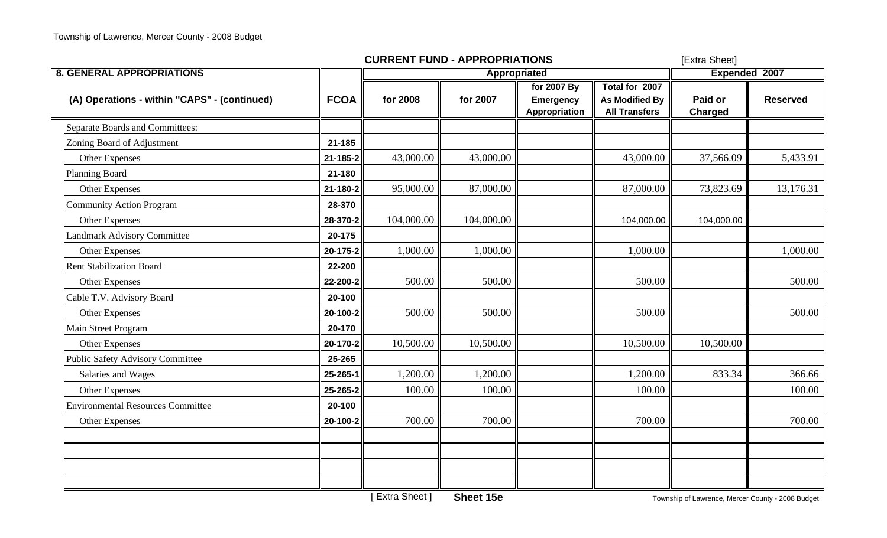## CURRENT FUND - APPROPRIATIONS

[Extra Sheet]

| 8. GENERAL APPROPRIATIONS | | Appropriated | | | | Expended 2007 | |
|---|---|---|---|---|---|---|---|
| (A) Operations - within "CAPS" - (continued) | FCOA | for 2008 | for 2007 | for 2007 By Emergency Appropriation | Total for 2007 As Modified By All Transfers | Paid or Charged | Reserved |
| Separate Boards and Committees: | | | | | | | |
| Zoning Board of Adjustment | 21-185 | | | | | | |
| Other Expenses | 21-185-2 | 43,000.00 | 43,000.00 | | 43,000.00 | 37,566.09 | 5,433.91 |
| Planning Board | 21-180 | | | | | | |
| Other Expenses | 21-180-2 | 95,000.00 | 87,000.00 | | 87,000.00 | 73,823.69 | 13,176.31 |
| Community Action Program | 28-370 | | | | | | |
| Other Expenses | 28-370-2 | 104,000.00 | 104,000.00 | | 104,000.00 | 104,000.00 | |
| Landmark Advisory Committee | 20-175 | | | | | | |
| Other Expenses | 20-175-2 | 1,000.00 | 1,000.00 | | 1,000.00 | | 1,000.00 |
| Rent Stabilization Board | 22-200 | | | | | | |
| Other Expenses | 22-200-2 | 500.00 | 500.00 | | 500.00 | | 500.00 |
| Cable T.V. Advisory Board | 20-100 | | | | | | |
| Other Expenses | 20-100-2 | 500.00 | 500.00 | | 500.00 | | 500.00 |
| Main Street Program | 20-170 | | | | | | |
| Other Expenses | 20-170-2 | 10,500.00 | 10,500.00 | | 10,500.00 | 10,500.00 | |
| Public Safety Advisory Committee | 25-265 | | | | | | |
| Salaries and Wages | 25-265-1 | 1,200.00 | 1,200.00 | | 1,200.00 | 833.34 | 366.66 |
| Other Expenses | 25-265-2 | 100.00 | 100.00 | | 100.00 | | 100.00 |
| Environmental Resources Committee | 20-100 | | | | | | |
| Other Expenses | 20-100-2 | 700.00 | 700.00 | | 700.00 | | 700.00 |
| | | | | | | | |
| | | | | | | | |
| | | | | | | | |
| | | | | | | | |

[ Extra Sheet ] **Sheet 15e**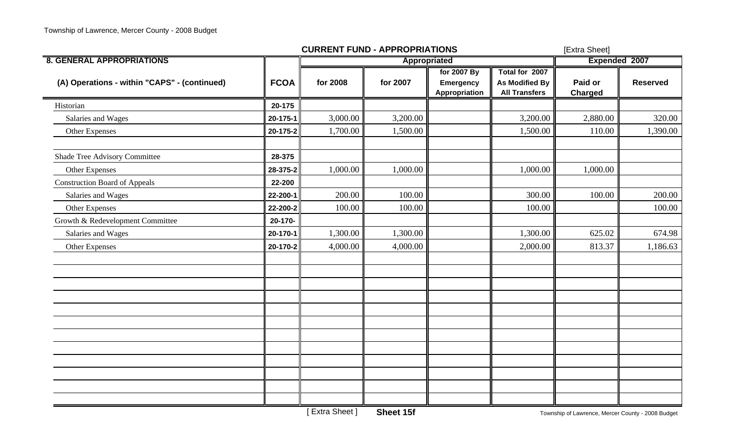## CURRENT FUND - APPROPRIATIONS

[Extra Sheet]

| 8. GENERAL APPROPRIATIONS | | Appropriated | | | | Expended 2007 | |
|---|---|---|---|---|---|---|---|
| (A) Operations - within "CAPS" - (continued) | FCOA | for 2008 | for 2007 | for 2007 By Emergency Appropriation | Total for 2007 As Modified By All Transfers | Paid or Charged | Reserved |
| Historian | 20-175 | | | | | | |
| Salaries and Wages | 20-175-1 | 3,000.00 | 3,200.00 | | 3,200.00 | 2,880.00 | 320.00 |
| Other Expenses | 20-175-2 | 1,700.00 | 1,500.00 | | 1,500.00 | 110.00 | 1,390.00 |
| | | | | | | | |
| Shade Tree Advisory Committee | 28-375 | | | | | | |
| Other Expenses | 28-375-2 | 1,000.00 | 1,000.00 | | 1,000.00 | 1,000.00 | |
| Construction Board of Appeals | 22-200 | | | | | | |
| Salaries and Wages | 22-200-1 | 200.00 | 100.00 | | 300.00 | 100.00 | 200.00 |
| Other Expenses | 22-200-2 | 100.00 | 100.00 | | 100.00 | | 100.00 |
| Growth & Redevelopment Committee | 20-170- | | | | | | |
| Salaries and Wages | 20-170-1 | 1,300.00 | 1,300.00 | | 1,300.00 | 625.02 | 674.98 |
| Other Expenses | 20-170-2 | 4,000.00 | 4,000.00 | | 2,000.00 | 813.37 | 1,186.63 |

[ Extra Sheet ] **Sheet 15f**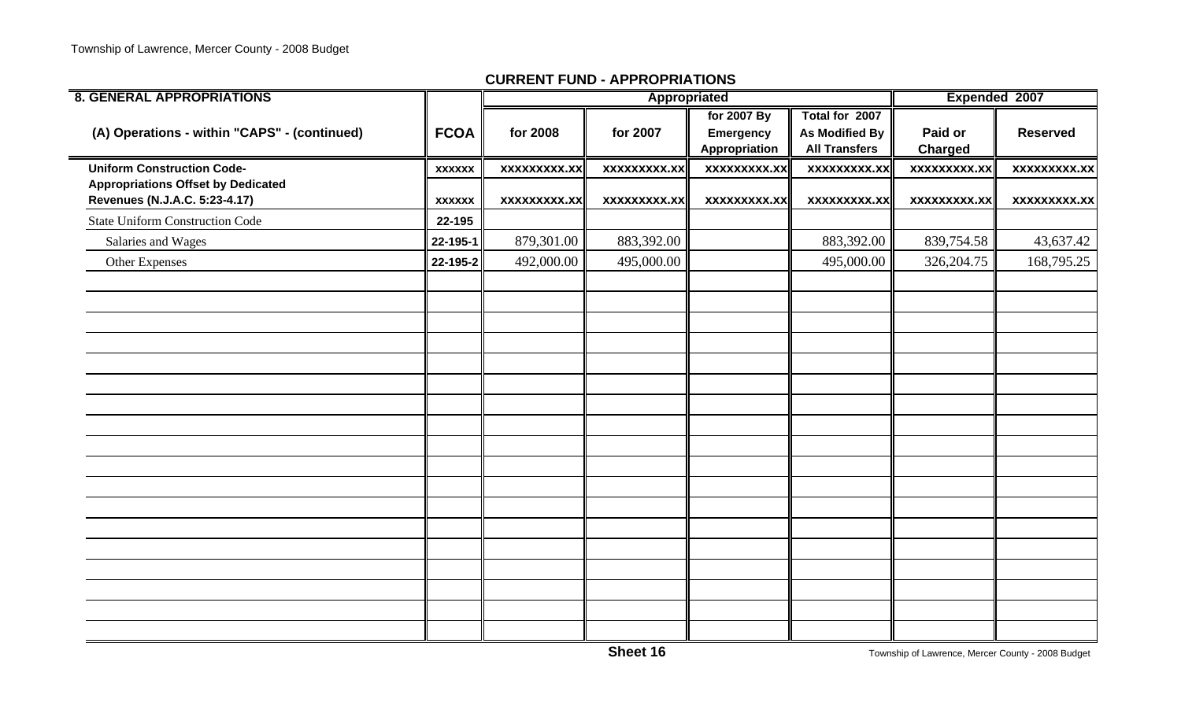## CURRENT FUND - APPROPRIATIONS

| 8. GENERAL APPROPRIATIONS | | Appropriated | | | | Expended 2007 | |
|---|---|---|---|---|---|---|---|
| (A) Operations - within "CAPS" - (continued) | FCOA | for 2008 | for 2007 | for 2007 By Emergency Appropriation | Total for 2007 As Modified By All Transfers | Paid or Charged | Reserved |
| **Uniform Construction Code-** | xxxxxx | xxxxxxxxx.xx | xxxxxxxxx.xx | xxxxxxxxx.xx | xxxxxxxxx.xx | xxxxxxxxx.xx | xxxxxxxxx.xx |
| **Appropriations Offset by Dedicated Revenues (N.J.A.C. 5:23-4.17)** | xxxxxx | xxxxxxxxx.xx | xxxxxxxxx.xx | xxxxxxxxx.xx | xxxxxxxxx.xx | xxxxxxxxx.xx | xxxxxxxxx.xx |
| State Uniform Construction Code | 22-195 | | | | | | |
| Salaries and Wages | 22-195-1 | 879,301.00 | 883,392.00 | | 883,392.00 | 839,754.58 | 43,637.42 |
| Other Expenses | 22-195-2 | 492,000.00 | 495,000.00 | | 495,000.00 | 326,204.75 | 168,795.25 |
| | | | | | | | |
| | | | | | | | |
| | | | | | | | |
| | | | | | | | |
| | | | | | | | |
| | | | | | | | |
| | | | | | | | |
| | | | | | | | |
| | | | | | | | |
| | | | | | | | |
| | | | | | | | |
| | | | | | | | |
| | | | | | | | |
| | | | | | | | |
| | | | | | | | |
| | | | | | | | |
| | | | | | | | |
| | | | | | | | |

Sheet 16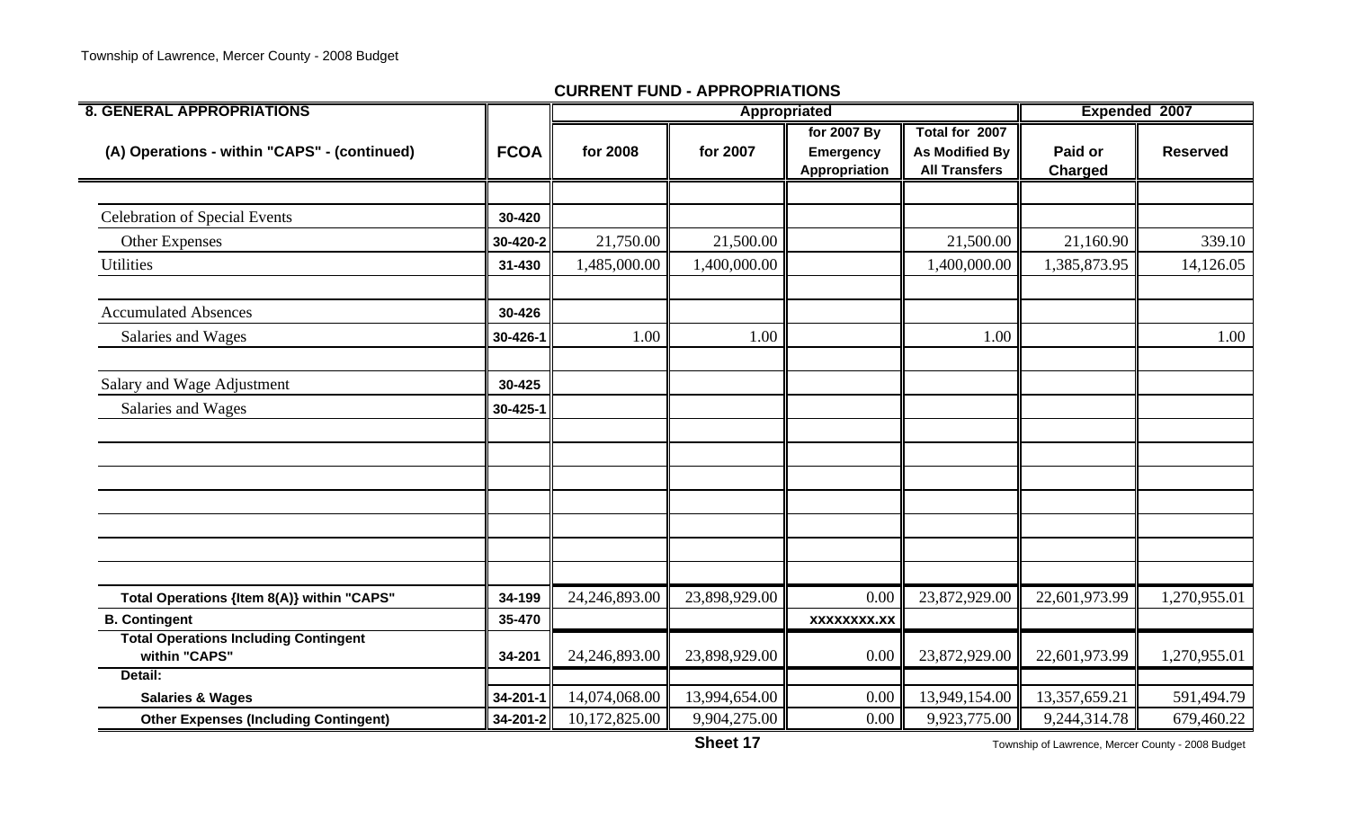## CURRENT FUND - APPROPRIATIONS

| 8. GENERAL APPROPRIATIONS | | Appropriated | | | | Expended 2007 | |
|---|---|---|---|---|---|---|---|
| (A) Operations - within "CAPS" - (continued) | FCOA | for 2008 | for 2007 | for 2007 By Emergency Appropriation | Total for 2007 As Modified By All Transfers | Paid or Charged | Reserved |
| | | | | | | | |
| Celebration of Special Events | 30-420 | | | | | | |
| Other Expenses | 30-420-2 | 21,750.00 | 21,500.00 | | 21,500.00 | 21,160.90 | 339.10 |
| Utilities | 31-430 | 1,485,000.00 | 1,400,000.00 | | 1,400,000.00 | 1,385,873.95 | 14,126.05 |
| | | | | | | | |
| Accumulated Absences | 30-426 | | | | | | |
| Salaries and Wages | 30-426-1 | 1.00 | 1.00 | | 1.00 | | 1.00 |
| | | | | | | | |
| Salary and Wage Adjustment | 30-425 | | | | | | |
| Salaries and Wages | 30-425-1 | | | | | | |
| | | | | | | | |
| | | | | | | | |
| | | | | | | | |
| | | | | | | | |
| | | | | | | | |
| | | | | | | | |
| **Total Operations {Item 8(A)} within "CAPS"** | 34-199 | 24,246,893.00 | 23,898,929.00 | 0.00 | 23,872,929.00 | 22,601,973.99 | 1,270,955.01 |
| **B. Contingent** | 35-470 | | | XXXXXXXX.XX | | | |
| **Total Operations Including Contingent within "CAPS"** | 34-201 | 24,246,893.00 | 23,898,929.00 | 0.00 | 23,872,929.00 | 22,601,973.99 | 1,270,955.01 |
| **Detail:** | | | | | | | |
| **Salaries & Wages** | 34-201-1 | 14,074,068.00 | 13,994,654.00 | 0.00 | 13,949,154.00 | 13,357,659.21 | 591,494.79 |
| **Other Expenses (Including Contingent)** | 34-201-2 | 10,172,825.00 | 9,904,275.00 | 0.00 | 9,923,775.00 | 9,244,314.78 | 679,460.22 |

Sheet 17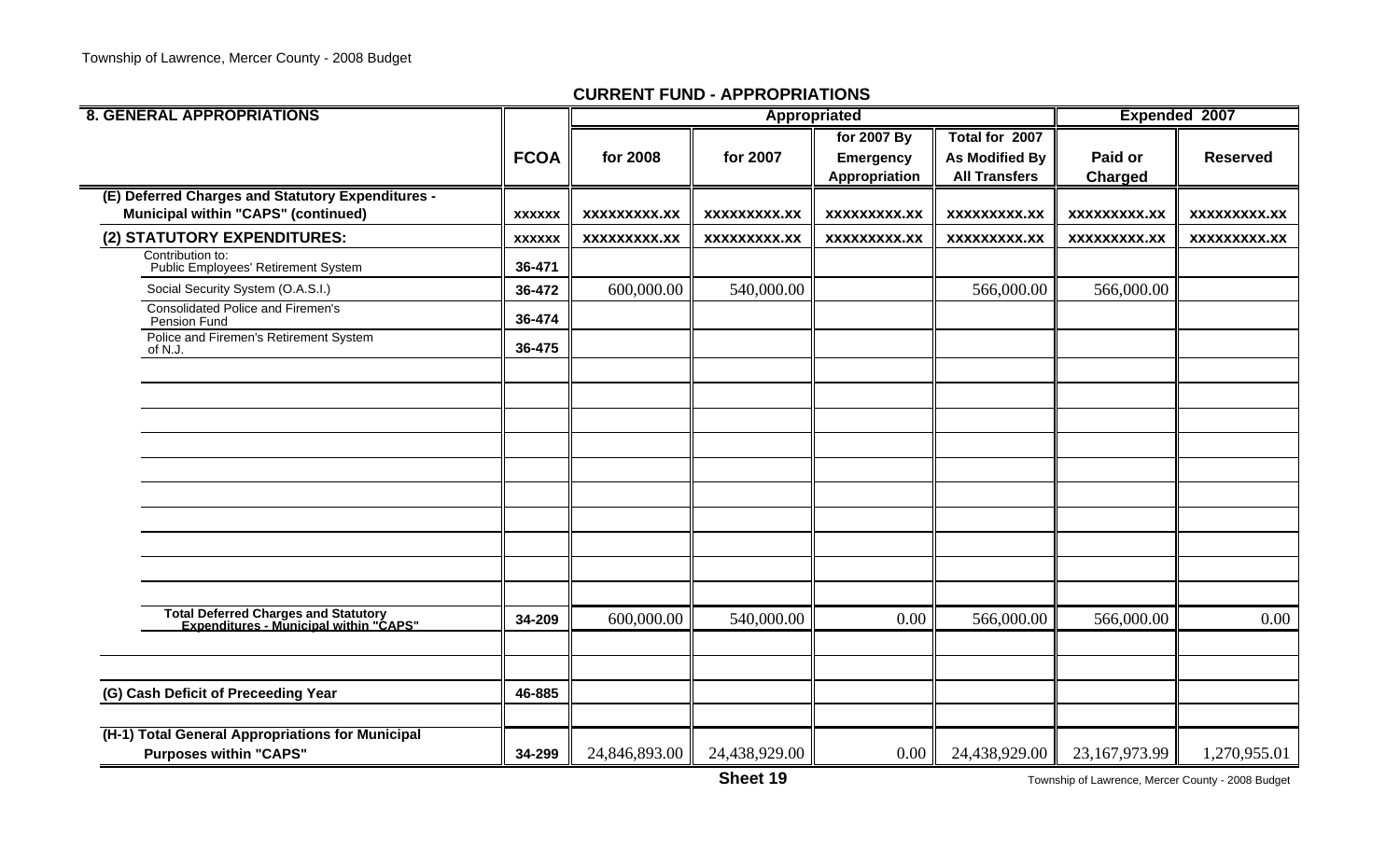## CURRENT FUND - APPROPRIATIONS

| 8. GENERAL APPROPRIATIONS | FCOA | Appropriated for 2008 | Appropriated for 2007 | Appropriated for 2007 By Emergency Appropriation | Total for 2007 As Modified By All Transfers | Expended 2007 Paid or Charged | Expended 2007 Reserved |
|---|---|---|---|---|---|---|---|
| (E) Deferred Charges and Statutory Expenditures - Municipal within "CAPS" (continued) | XXXXXX | XXXXXXXXX.XX | XXXXXXXXX.XX | XXXXXXXXX.XX | XXXXXXXXX.XX | XXXXXXXXX.XX | XXXXXXXXX.XX |
| (2) STATUTORY EXPENDITURES: | XXXXXX | XXXXXXXXX.XX | XXXXXXXXX.XX | XXXXXXXXX.XX | XXXXXXXXX.XX | XXXXXXXXX.XX | XXXXXXXXX.XX |
| Contribution to: Public Employees' Retirement System | 36-471 | | | | | | |
| Social Security System (O.A.S.I.) | 36-472 | 600,000.00 | 540,000.00 | | 566,000.00 | 566,000.00 | |
| Consolidated Police and Firemen's Pension Fund | 36-474 | | | | | | |
| Police and Firemen's Retirement System of N.J. | 36-475 | | | | | | |
| Total Deferred Charges and Statutory Expenditures - Municipal within "CAPS" | 34-209 | 600,000.00 | 540,000.00 | 0.00 | 566,000.00 | 566,000.00 | 0.00 |
| (G) Cash Deficit of Preceeding Year | 46-885 | | | | | | |
| (H-1) Total General Appropriations for Municipal Purposes within "CAPS" | 34-299 | 24,846,893.00 | 24,438,929.00 | 0.00 | 24,438,929.00 | 23,167,973.99 | 1,270,955.01 |

Sheet 19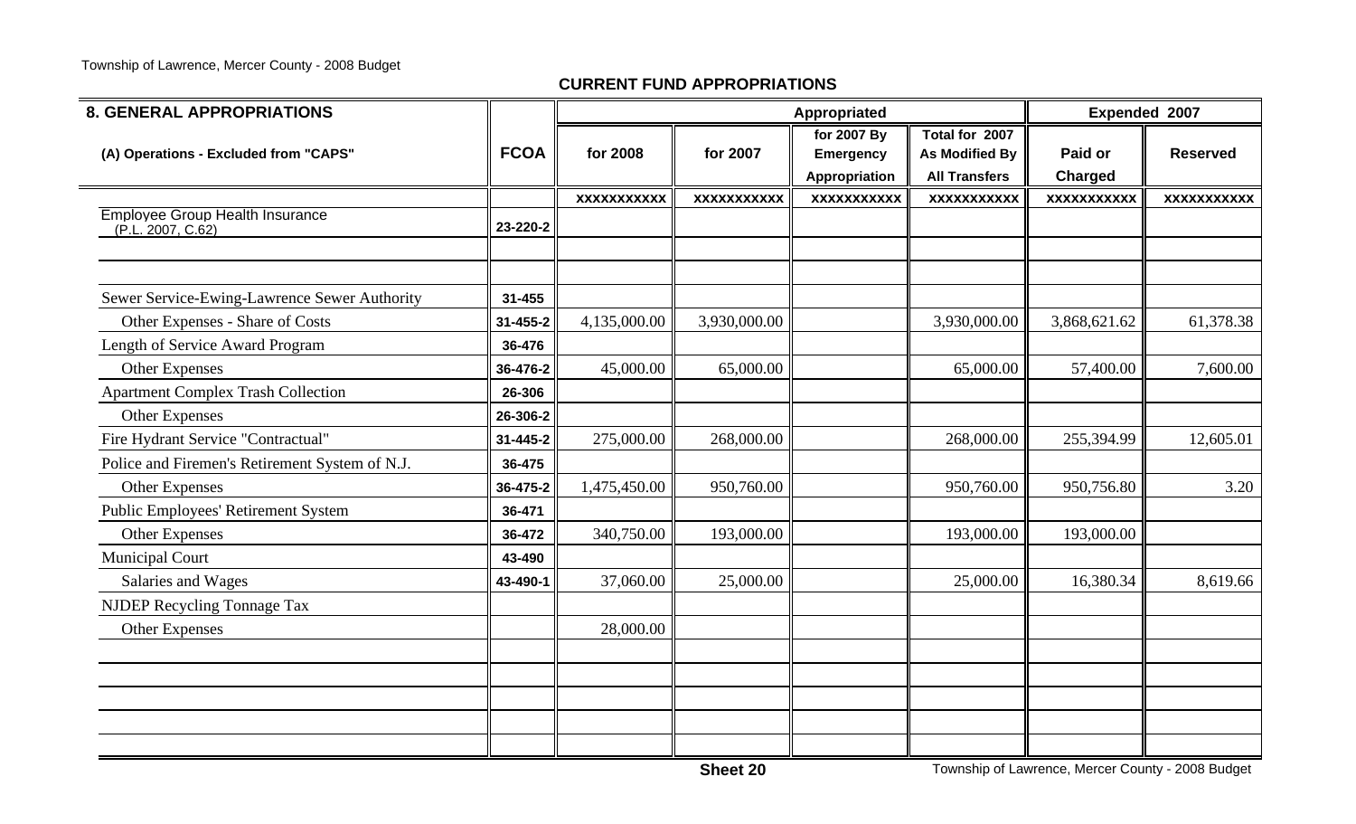## CURRENT FUND APPROPRIATIONS

| 8. GENERAL APPROPRIATIONS | | Appropriated | | | | Expended 2007 | |
|---|---|---|---|---|---|---|---|
| (A) Operations - Excluded from "CAPS" | FCOA | for 2008 | for 2007 | for 2007 By Emergency Appropriation | Total for 2007 As Modified By All Transfers | Paid or Charged | Reserved |
| | | XXXXXXXXXXX | XXXXXXXXXXX | XXXXXXXXXXX | XXXXXXXXXXX | XXXXXXXXXXX | XXXXXXXXXXX |
| Employee Group Health Insurance (P.L. 2007, C.62) | 23-220-2 | | | | | | |
| | | | | | | | |
| | | | | | | | |
| Sewer Service-Ewing-Lawrence Sewer Authority | 31-455 | | | | | | |
| Other Expenses - Share of Costs | 31-455-2 | 4,135,000.00 | 3,930,000.00 | | 3,930,000.00 | 3,868,621.62 | 61,378.38 |
| Length of Service Award Program | 36-476 | | | | | | |
| Other Expenses | 36-476-2 | 45,000.00 | 65,000.00 | | 65,000.00 | 57,400.00 | 7,600.00 |
| Apartment Complex Trash Collection | 26-306 | | | | | | |
| Other Expenses | 26-306-2 | | | | | | |
| Fire Hydrant Service "Contractual" | 31-445-2 | 275,000.00 | 268,000.00 | | 268,000.00 | 255,394.99 | 12,605.01 |
| Police and Firemen's Retirement System of N.J. | 36-475 | | | | | | |
| Other Expenses | 36-475-2 | 1,475,450.00 | 950,760.00 | | 950,760.00 | 950,756.80 | 3.20 |
| Public Employees' Retirement System | 36-471 | | | | | | |
| Other Expenses | 36-472 | 340,750.00 | 193,000.00 | | 193,000.00 | 193,000.00 | |
| Municipal Court | 43-490 | | | | | | |
| Salaries and Wages | 43-490-1 | 37,060.00 | 25,000.00 | | 25,000.00 | 16,380.34 | 8,619.66 |
| NJDEP Recycling Tonnage Tax | | | | | | | |
| Other Expenses | | 28,000.00 | | | | | |
| | | | | | | | |
| | | | | | | | |
| | | | | | | | |
| | | | | | | | |
| | | | | | | | |

Sheet 20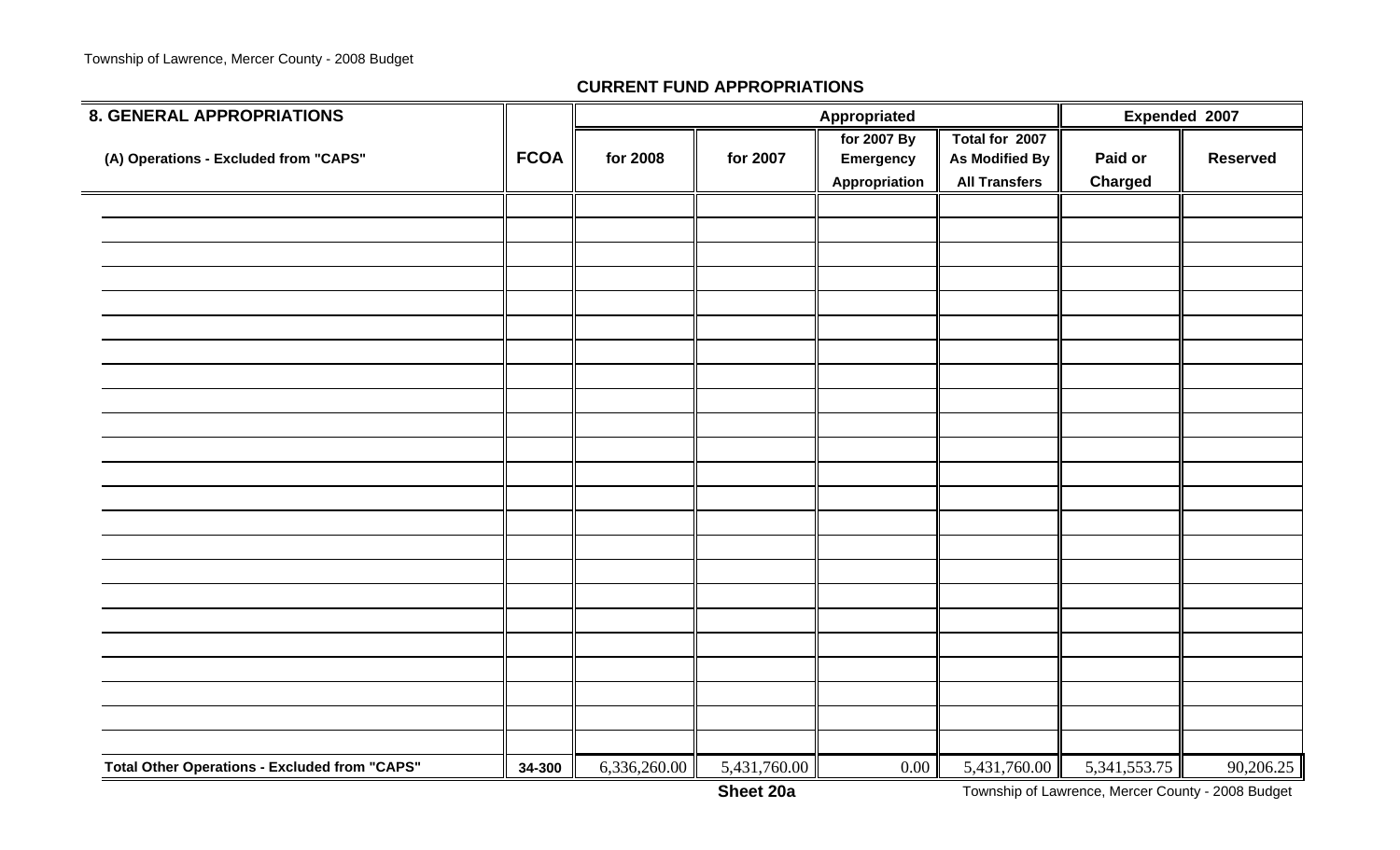## CURRENT FUND APPROPRIATIONS

| 8. GENERAL APPROPRIATIONS | | Appropriated | | | | Expended 2007 | |
|---|---|---|---|---|---|---|---|
| (A) Operations - Excluded from "CAPS" | FCOA | for 2008 | for 2007 | for 2007 By Emergency Appropriation | Total for 2007 As Modified By All Transfers | Paid or Charged | Reserved |
| | | | | | | | |
| | | | | | | | |
| | | | | | | | |
| | | | | | | | |
| | | | | | | | |
| | | | | | | | |
| | | | | | | | |
| | | | | | | | |
| | | | | | | | |
| | | | | | | | |
| | | | | | | | |
| | | | | | | | |
| | | | | | | | |
| | | | | | | | |
| | | | | | | | |
| | | | | | | | |
| | | | | | | | |
| | | | | | | | |
| | | | | | | | |
| | | | | | | | |
| | | | | | | | |
| | | | | | | | |
| | | | | | | | |
| **Total Other Operations - Excluded from "CAPS"** | 34-300 | 6,336,260.00 | 5,431,760.00 | 0.00 | 5,431,760.00 | 5,341,553.75 | 90,206.25 |

**Sheet 20a**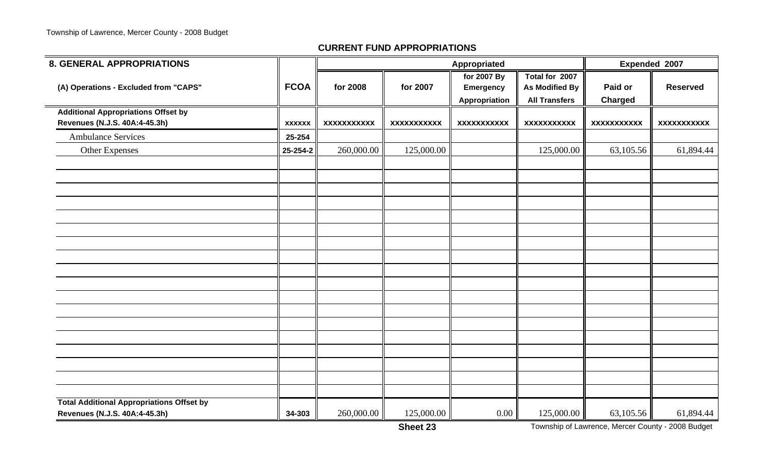**CURRENT FUND APPROPRIATIONS**

| 8. GENERAL APPROPRIATIONS | | Appropriated | | | | Expended 2007 | |
|---|---|---|---|---|---|---|---|
| (A) Operations - Excluded from "CAPS" | FCOA | for 2008 | for 2007 | for 2007 By Emergency Appropriation | Total for 2007 As Modified By All Transfers | Paid or Charged | Reserved |
| **Additional Appropriations Offset by Revenues (N.J.S. 40A:4-45.3h)** | xxxxxx | xxxxxxxxxxx | xxxxxxxxxxx | xxxxxxxxxxx | xxxxxxxxxxx | xxxxxxxxxxx | xxxxxxxxxxx |
| Ambulance Services | 25-254 | | | | | | |
| Other Expenses | 25-254-2 | 260,000.00 | 125,000.00 | | 125,000.00 | 63,105.56 | 61,894.44 |
| | | | | | | | |
| | | | | | | | |
| | | | | | | | |
| | | | | | | | |
| | | | | | | | |
| | | | | | | | |
| | | | | | | | |
| | | | | | | | |
| | | | | | | | |
| | | | | | | | |
| | | | | | | | |
| | | | | | | | |
| | | | | | | | |
| | | | | | | | |
| | | | | | | | |
| | | | | | | | |
| | | | | | | | |
| **Total Additional Appropriations Offset by Revenues (N.J.S. 40A:4-45.3h)** | 34-303 | 260,000.00 | 125,000.00 | 0.00 | 125,000.00 | 63,105.56 | 61,894.44 |

**Sheet 23**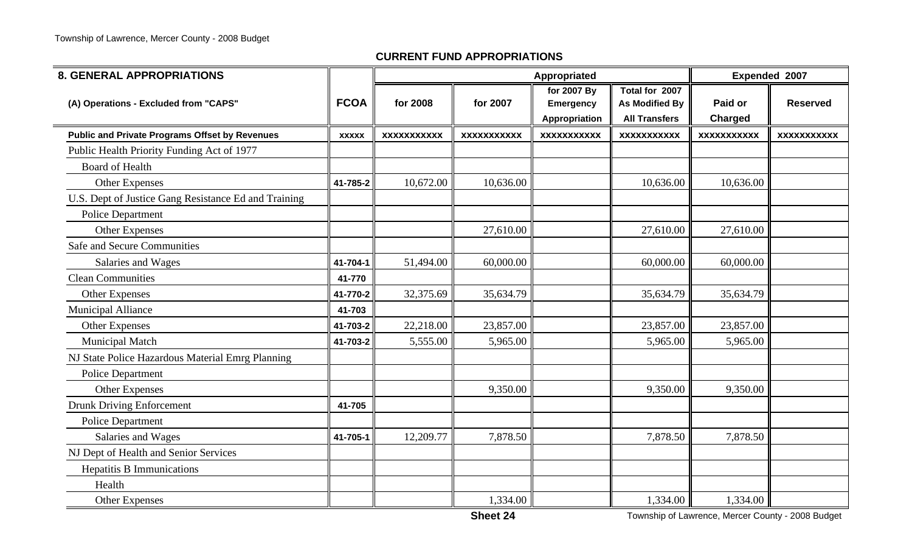**CURRENT FUND APPROPRIATIONS**

| 8. GENERAL APPROPRIATIONS | | Appropriated | | | | Expended 2007 | |
|---|---|---|---|---|---|---|---|
| (A) Operations - Excluded from "CAPS" | FCOA | for 2008 | for 2007 | for 2007 By Emergency Appropriation | Total for 2007 As Modified By All Transfers | Paid or Charged | Reserved |
| **Public and Private Programs Offset by Revenues** | xxxxx | xxxxxxxxxxx | xxxxxxxxxxx | xxxxxxxxxxx | xxxxxxxxxxx | xxxxxxxxxxx | xxxxxxxxxxx |
| Public Health Priority Funding Act of 1977 | | | | | | | |
| Board of Health | | | | | | | |
| Other Expenses | 41-785-2 | 10,672.00 | 10,636.00 | | 10,636.00 | 10,636.00 | |
| U.S. Dept of Justice Gang Resistance Ed and Training | | | | | | | |
| Police Department | | | | | | | |
| Other Expenses | | | 27,610.00 | | 27,610.00 | 27,610.00 | |
| Safe and Secure Communities | | | | | | | |
| Salaries and Wages | 41-704-1 | 51,494.00 | 60,000.00 | | 60,000.00 | 60,000.00 | |
| Clean Communities | 41-770 | | | | | | |
| Other Expenses | 41-770-2 | 32,375.69 | 35,634.79 | | 35,634.79 | 35,634.79 | |
| Municipal Alliance | 41-703 | | | | | | |
| Other Expenses | 41-703-2 | 22,218.00 | 23,857.00 | | 23,857.00 | 23,857.00 | |
| Municipal Match | 41-703-2 | 5,555.00 | 5,965.00 | | 5,965.00 | 5,965.00 | |
| NJ State Police Hazardous Material Emrg Planning | | | | | | | |
| Police Department | | | | | | | |
| Other Expenses | | | 9,350.00 | | 9,350.00 | 9,350.00 | |
| Drunk Driving Enforcement | 41-705 | | | | | | |
| Police Department | | | | | | | |
| Salaries and Wages | 41-705-1 | 12,209.77 | 7,878.50 | | 7,878.50 | 7,878.50 | |
| NJ Dept of Health and Senior Services | | | | | | | |
| Hepatitis B Immunications | | | | | | | |
| Health | | | | | | | |
| Other Expenses | | | 1,334.00 | | 1,334.00 | 1,334.00 | |

Sheet 24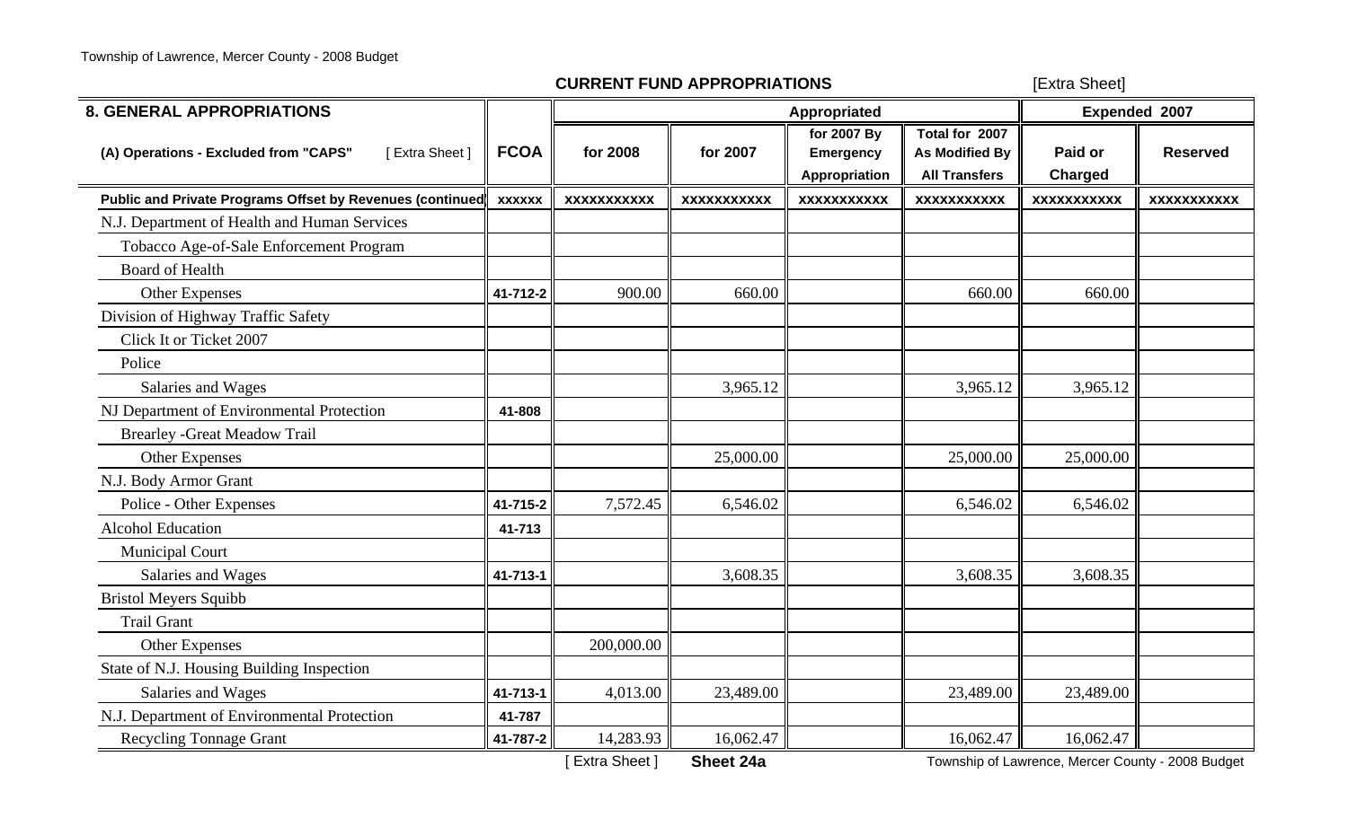## CURRENT FUND APPROPRIATIONS

[Extra Sheet]

| 8. GENERAL APPROPRIATIONS | | Appropriated | | | | Expended 2007 | |
|---|---|---|---|---|---|---|---|
| (A) Operations - Excluded from "CAPS" [ Extra Sheet ] | FCOA | for 2008 | for 2007 | for 2007 By Emergency Appropriation | Total for 2007 As Modified By All Transfers | Paid or Charged | Reserved |
| **Public and Private Programs Offset by Revenues (continued)** | xxxxxx | xxxxxxxxxxx | xxxxxxxxxxx | xxxxxxxxxxx | xxxxxxxxxxx | xxxxxxxxxxx | xxxxxxxxxxx |
| N.J. Department of Health and Human Services | | | | | | | |
| Tobacco Age-of-Sale Enforcement Program | | | | | | | |
| Board of Health | | | | | | | |
| Other Expenses | 41-712-2 | 900.00 | 660.00 | | 660.00 | 660.00 | |
| Division of Highway Traffic Safety | | | | | | | |
| Click It or Ticket 2007 | | | | | | | |
| Police | | | | | | | |
| Salaries and Wages | | | 3,965.12 | | 3,965.12 | 3,965.12 | |
| NJ Department of Environmental Protection | 41-808 | | | | | | |
| Brearley -Great Meadow Trail | | | | | | | |
| Other Expenses | | | 25,000.00 | | 25,000.00 | 25,000.00 | |
| N.J. Body Armor Grant | | | | | | | |
| Police - Other Expenses | 41-715-2 | 7,572.45 | 6,546.02 | | 6,546.02 | 6,546.02 | |
| Alcohol Education | 41-713 | | | | | | |
| Municipal Court | | | | | | | |
| Salaries and Wages | 41-713-1 | | 3,608.35 | | 3,608.35 | 3,608.35 | |
| Bristol Meyers Squibb | | | | | | | |
| Trail Grant | | | | | | | |
| Other Expenses | | 200,000.00 | | | | | |
| State of N.J. Housing Building Inspection | | | | | | | |
| Salaries and Wages | 41-713-1 | 4,013.00 | 23,489.00 | | 23,489.00 | 23,489.00 | |
| N.J. Department of Environmental Protection | 41-787 | | | | | | |
| Recycling Tonnage Grant | 41-787-2 | 14,283.93 | 16,062.47 | | 16,062.47 | 16,062.47 | |

[ Extra Sheet ] **Sheet 24a**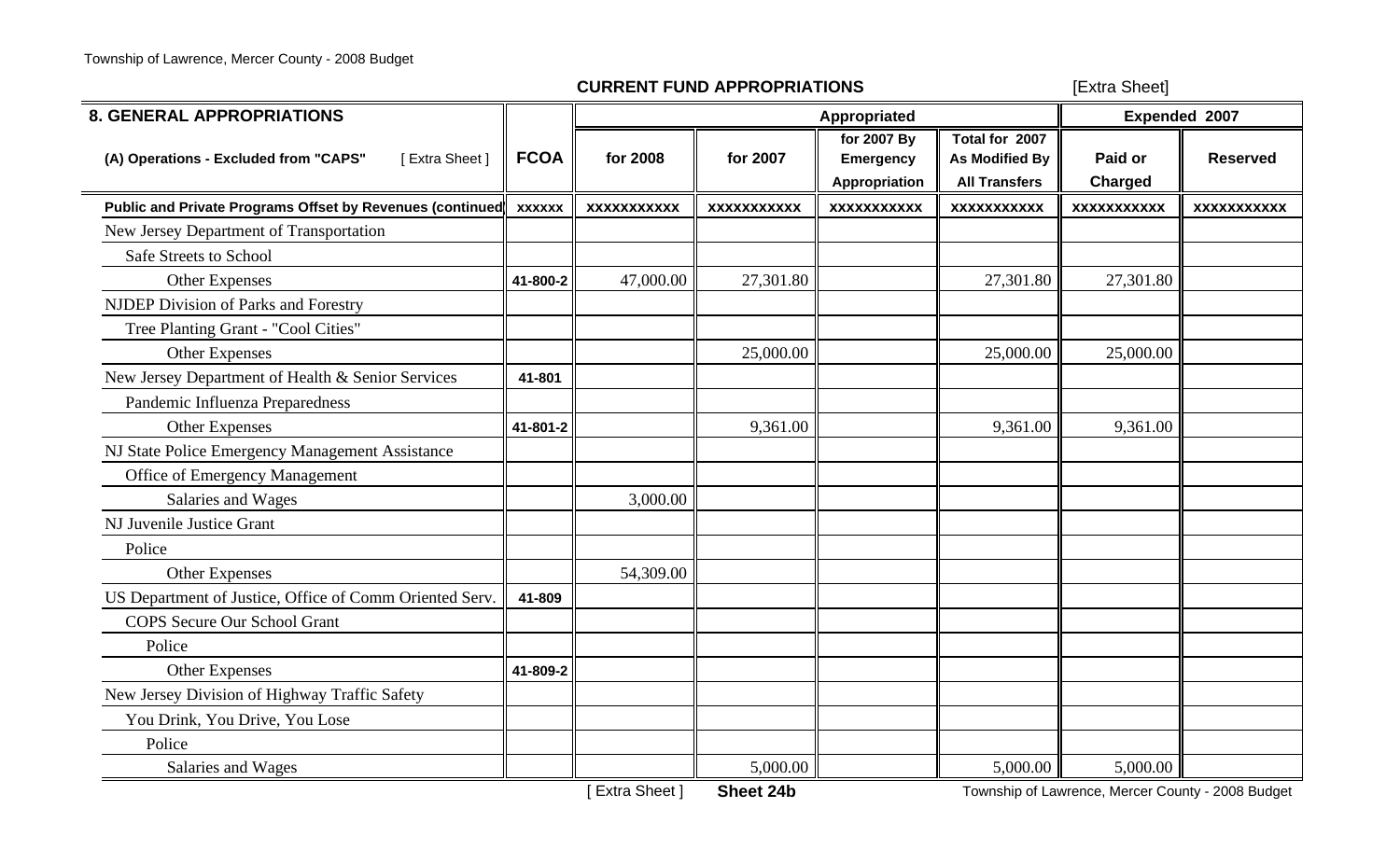## CURRENT FUND APPROPRIATIONS

[Extra Sheet]

| 8. GENERAL APPROPRIATIONS | | Appropriated | | | | Expended 2007 | |
|---|---|---|---|---|---|---|---|
| (A) Operations - Excluded from "CAPS" [ Extra Sheet ] | FCOA | for 2008 | for 2007 | for 2007 By Emergency Appropriation | Total for 2007 As Modified By All Transfers | Paid or Charged | Reserved |
| **Public and Private Programs Offset by Revenues (continued)** | xxxxxx | xxxxxxxxxxx | xxxxxxxxxxx | xxxxxxxxxxx | xxxxxxxxxxx | xxxxxxxxxxx | xxxxxxxxxxx |
| New Jersey Department of Transportation | | | | | | | |
| Safe Streets to School | | | | | | | |
| Other Expenses | 41-800-2 | 47,000.00 | 27,301.80 | | 27,301.80 | 27,301.80 | |
| NJDEP Division of Parks and Forestry | | | | | | | |
| Tree Planting Grant - "Cool Cities" | | | | | | | |
| Other Expenses | | | 25,000.00 | | 25,000.00 | 25,000.00 | |
| New Jersey Department of Health & Senior Services | 41-801 | | | | | | |
| Pandemic Influenza Preparedness | | | | | | | |
| Other Expenses | 41-801-2 | | 9,361.00 | | 9,361.00 | 9,361.00 | |
| NJ State Police Emergency Management Assistance | | | | | | | |
| Office of Emergency Management | | | | | | | |
| Salaries and Wages | | 3,000.00 | | | | | |
| NJ Juvenile Justice Grant | | | | | | | |
| Police | | | | | | | |
| Other Expenses | | 54,309.00 | | | | | |
| US Department of Justice, Office of Comm Oriented Serv. | 41-809 | | | | | | |
| COPS Secure Our School Grant | | | | | | | |
| Police | | | | | | | |
| Other Expenses | 41-809-2 | | | | | | |
| New Jersey Division of Highway Traffic Safety | | | | | | | |
| You Drink, You Drive, You Lose | | | | | | | |
| Police | | | | | | | |
| Salaries and Wages | | | 5,000.00 | | 5,000.00 | 5,000.00 | |

[ Extra Sheet ] **Sheet 24b**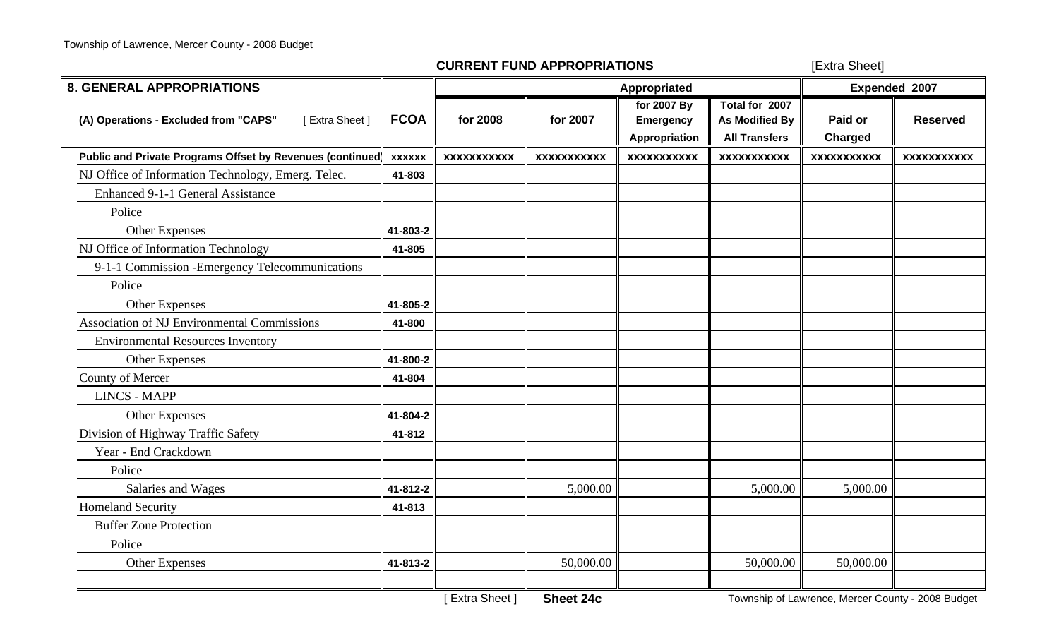## CURRENT FUND APPROPRIATIONS

[Extra Sheet]

| 8. GENERAL APPROPRIATIONS | | Appropriated | | | | Expended 2007 | |
|---|---|---|---|---|---|---|---|
| (A) Operations - Excluded from "CAPS" [ Extra Sheet ] | FCOA | for 2008 | for 2007 | for 2007 By Emergency Appropriation | Total for 2007 As Modified By All Transfers | Paid or Charged | Reserved |
| **Public and Private Programs Offset by Revenues (continued)** | xxxxxx | xxxxxxxxxxx | xxxxxxxxxxx | xxxxxxxxxxx | xxxxxxxxxxx | xxxxxxxxxxx | xxxxxxxxxxx |
| NJ Office of Information Technology, Emerg. Telec. | 41-803 | | | | | | |
| Enhanced 9-1-1 General Assistance | | | | | | | |
| Police | | | | | | | |
| Other Expenses | 41-803-2 | | | | | | |
| NJ Office of Information Technology | 41-805 | | | | | | |
| 9-1-1 Commission -Emergency Telecommunications | | | | | | | |
| Police | | | | | | | |
| Other Expenses | 41-805-2 | | | | | | |
| Association of NJ Environmental Commissions | 41-800 | | | | | | |
| Environmental Resources Inventory | | | | | | | |
| Other Expenses | 41-800-2 | | | | | | |
| County of Mercer | 41-804 | | | | | | |
| LINCS - MAPP | | | | | | | |
| Other Expenses | 41-804-2 | | | | | | |
| Division of Highway Traffic Safety | 41-812 | | | | | | |
| Year - End Crackdown | | | | | | | |
| Police | | | | | | | |
| Salaries and Wages | 41-812-2 | | 5,000.00 | | 5,000.00 | 5,000.00 | |
| Homeland Security | 41-813 | | | | | | |
| Buffer Zone Protection | | | | | | | |
| Police | | | | | | | |
| Other Expenses | 41-813-2 | | 50,000.00 | | 50,000.00 | 50,000.00 | |
| | | | | | | | |

[ Extra Sheet ] **Sheet 24c**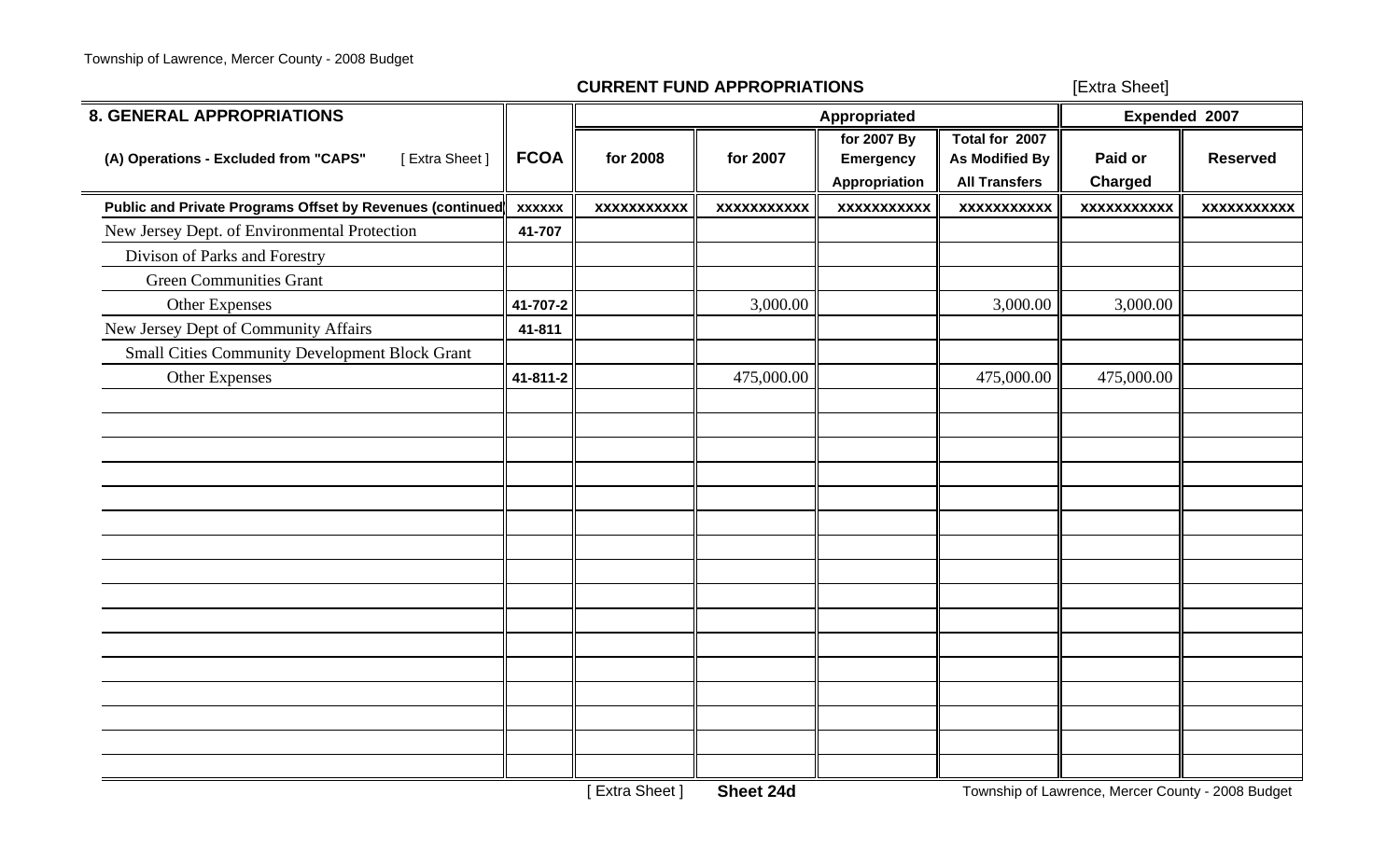**CURRENT FUND APPROPRIATIONS** [Extra Sheet]

| 8. GENERAL APPROPRIATIONS | | Appropriated | | | | Expended 2007 | |
|---|---|---|---|---|---|---|---|
| (A) Operations - Excluded from "CAPS" [ Extra Sheet ] | FCOA | for 2008 | for 2007 | for 2007 By Emergency Appropriation | Total for 2007 As Modified By All Transfers | Paid or Charged | Reserved |
| **Public and Private Programs Offset by Revenues (continued)** | xxxxxx | xxxxxxxxxxx | xxxxxxxxxxx | xxxxxxxxxxx | xxxxxxxxxxx | xxxxxxxxxxx | xxxxxxxxxxx |
| New Jersey Dept. of Environmental Protection | 41-707 | | | | | | |
| Divison of Parks and Forestry | | | | | | | |
| Green Communities Grant | | | | | | | |
| Other Expenses | 41-707-2 | | 3,000.00 | | 3,000.00 | 3,000.00 | |
| New Jersey Dept of Community Affairs | 41-811 | | | | | | |
| Small Cities Community Development Block Grant | | | | | | | |
| Other Expenses | 41-811-2 | | 475,000.00 | | 475,000.00 | 475,000.00 | |

[ Extra Sheet ] **Sheet 24d**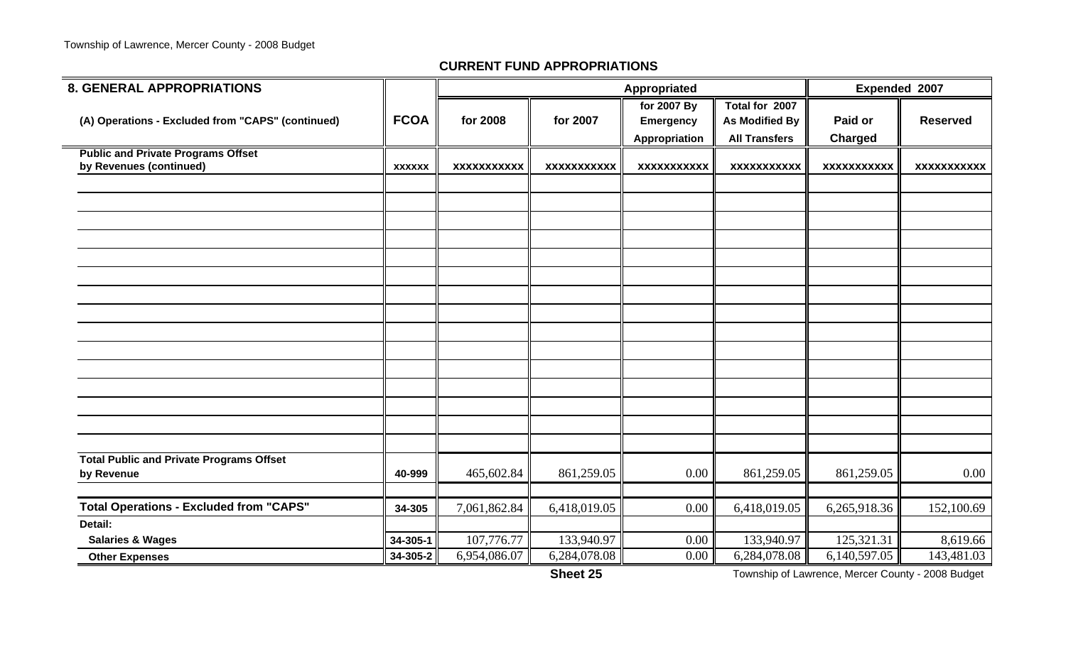## CURRENT FUND APPROPRIATIONS

| 8. GENERAL APPROPRIATIONS | | Appropriated | | | | Expended 2007 | |
|---|---|---|---|---|---|---|---|
| (A) Operations - Excluded from "CAPS" (continued) | FCOA | for 2008 | for 2007 | for 2007 By Emergency Appropriation | Total for 2007 As Modified By All Transfers | Paid or Charged | Reserved |
| Public and Private Programs Offset by Revenues (continued) | xxxxxx | xxxxxxxxxxx | xxxxxxxxxxx | xxxxxxxxxxx | xxxxxxxxxxx | xxxxxxxxxxx | xxxxxxxxxxx |
| | | | | | | | |
| | | | | | | | |
| | | | | | | | |
| | | | | | | | |
| | | | | | | | |
| | | | | | | | |
| | | | | | | | |
| | | | | | | | |
| | | | | | | | |
| | | | | | | | |
| | | | | | | | |
| | | | | | | | |
| | | | | | | | |
| | | | | | | | |
| | | | | | | | |
| Total Public and Private Programs Offset by Revenue | 40-999 | 465,602.84 | 861,259.05 | 0.00 | 861,259.05 | 861,259.05 | 0.00 |
| | | | | | | | |
| **Total Operations - Excluded from "CAPS"** | 34-305 | 7,061,862.84 | 6,418,019.05 | 0.00 | 6,418,019.05 | 6,265,918.36 | 152,100.69 |
| Detail: | | | | | | | |
| Salaries & Wages | 34-305-1 | 107,776.77 | 133,940.97 | 0.00 | 133,940.97 | 125,321.31 | 8,619.66 |
| Other Expenses | 34-305-2 | 6,954,086.07 | 6,284,078.08 | 0.00 | 6,284,078.08 | 6,140,597.05 | 143,481.03 |

Sheet 25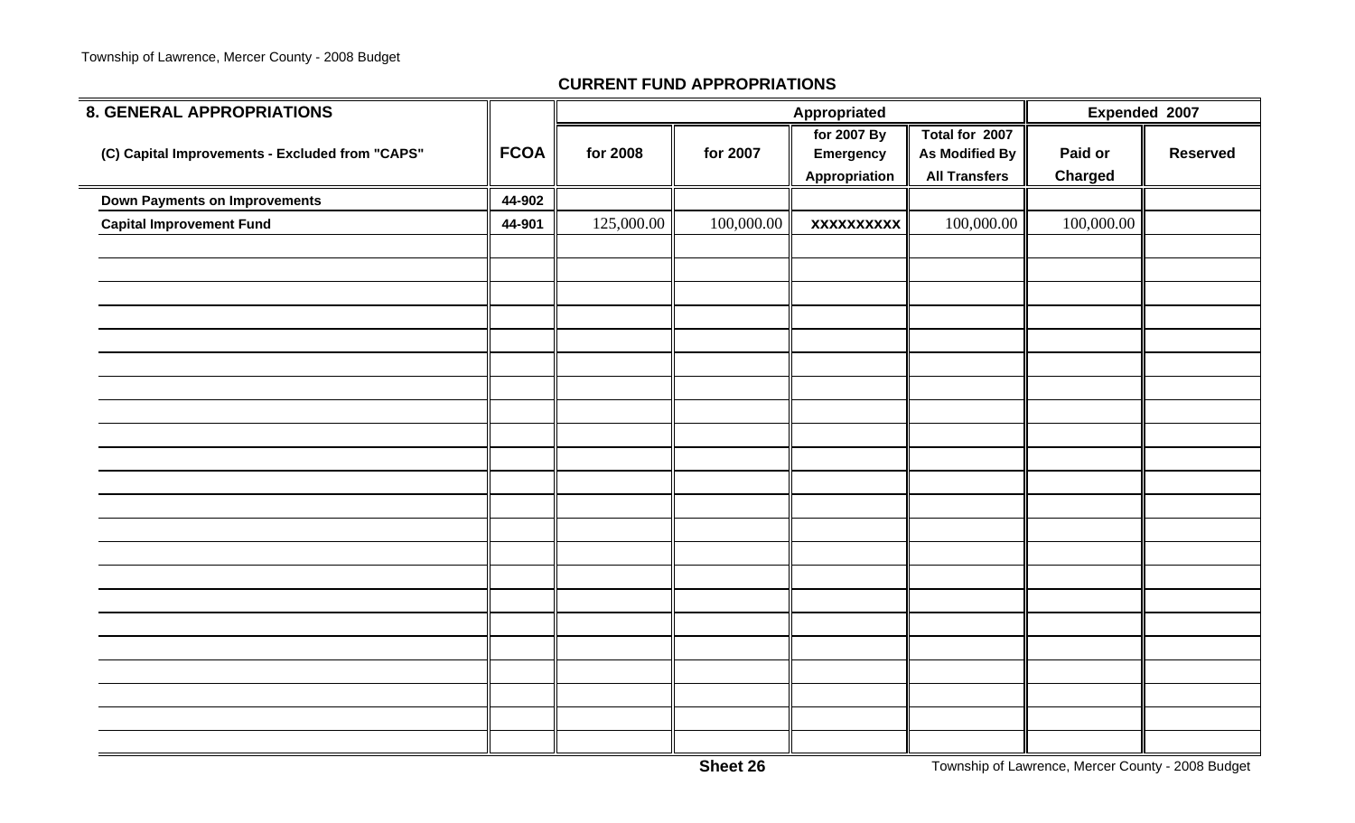## CURRENT FUND APPROPRIATIONS

| 8. GENERAL APPROPRIATIONS | | Appropriated | | | | Expended 2007 | |
|---|---|---|---|---|---|---|---|
| (C) Capital Improvements - Excluded from "CAPS" | FCOA | for 2008 | for 2007 | for 2007 By Emergency Appropriation | Total for 2007 As Modified By All Transfers | Paid or Charged | Reserved |
| **Down Payments on Improvements** | **44-902** | | | | | | |
| **Capital Improvement Fund** | **44-901** | 125,000.00 | 100,000.00 | xxxxxxxxxx | 100,000.00 | 100,000.00 | |

Sheet 26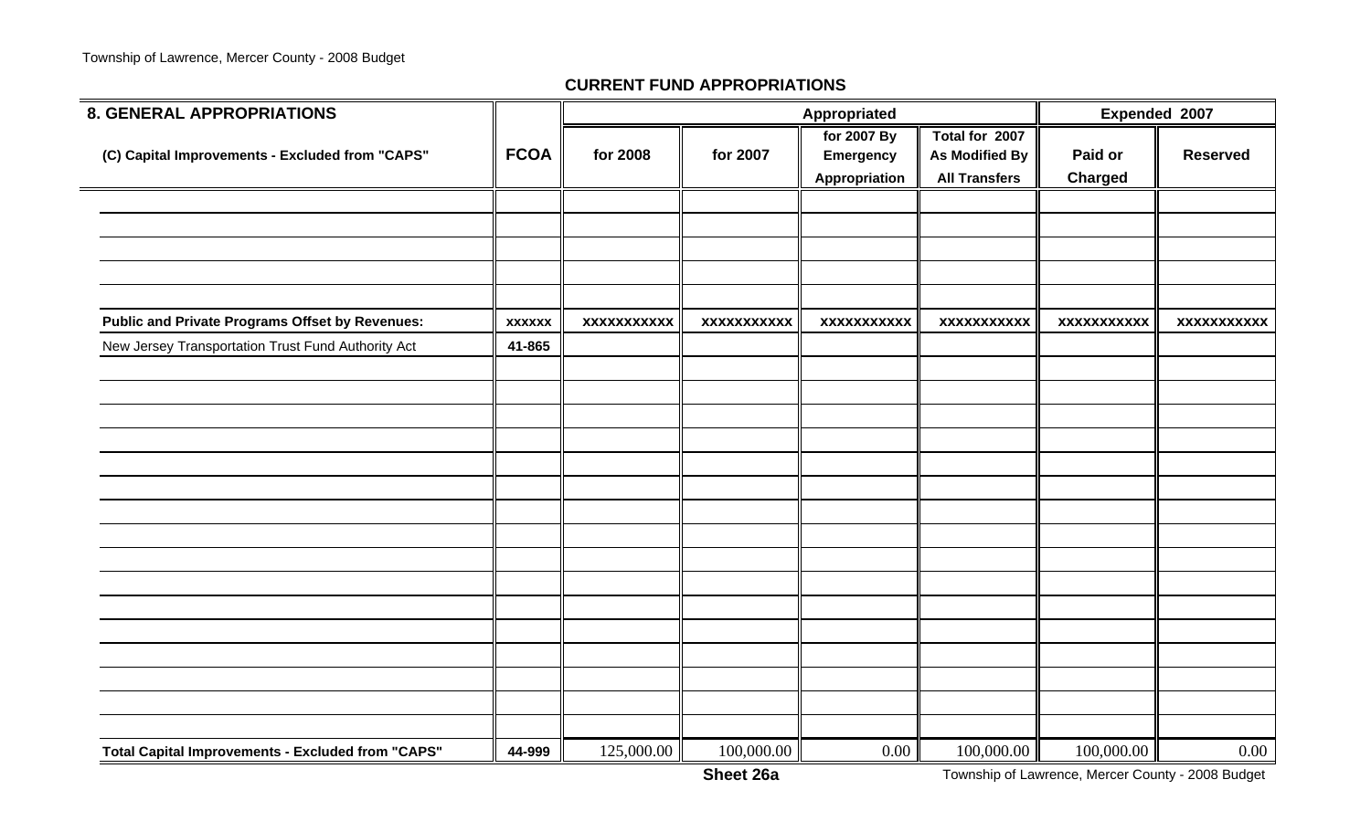## CURRENT FUND APPROPRIATIONS

| 8. GENERAL APPROPRIATIONS | | Appropriated | | | | Expended 2007 | |
|---|---|---|---|---|---|---|---|
| (C) Capital Improvements - Excluded from "CAPS" | FCOA | for 2008 | for 2007 | for 2007 By Emergency Appropriation | Total for 2007 As Modified By All Transfers | Paid or Charged | Reserved |
| | | | | | | | |
| | | | | | | | |
| | | | | | | | |
| | | | | | | | |
| | | | | | | | |
| **Public and Private Programs Offset by Revenues:** | **xxxxxx** | **xxxxxxxxxxx** | **xxxxxxxxxxx** | **xxxxxxxxxxx** | **xxxxxxxxxxx** | **xxxxxxxxxxx** | **xxxxxxxxxxx** |
| New Jersey Transportation Trust Fund Authority Act | 41-865 | | | | | | |
| | | | | | | | |
| | | | | | | | |
| | | | | | | | |
| | | | | | | | |
| | | | | | | | |
| | | | | | | | |
| | | | | | | | |
| | | | | | | | |
| | | | | | | | |
| | | | | | | | |
| | | | | | | | |
| | | | | | | | |
| | | | | | | | |
| | | | | | | | |
| | | | | | | | |
| | | | | | | | |
| **Total Capital Improvements - Excluded from "CAPS"** | **44-999** | 125,000.00 | 100,000.00 | 0.00 | 100,000.00 | 100,000.00 | 0.00 |

**Sheet 26a**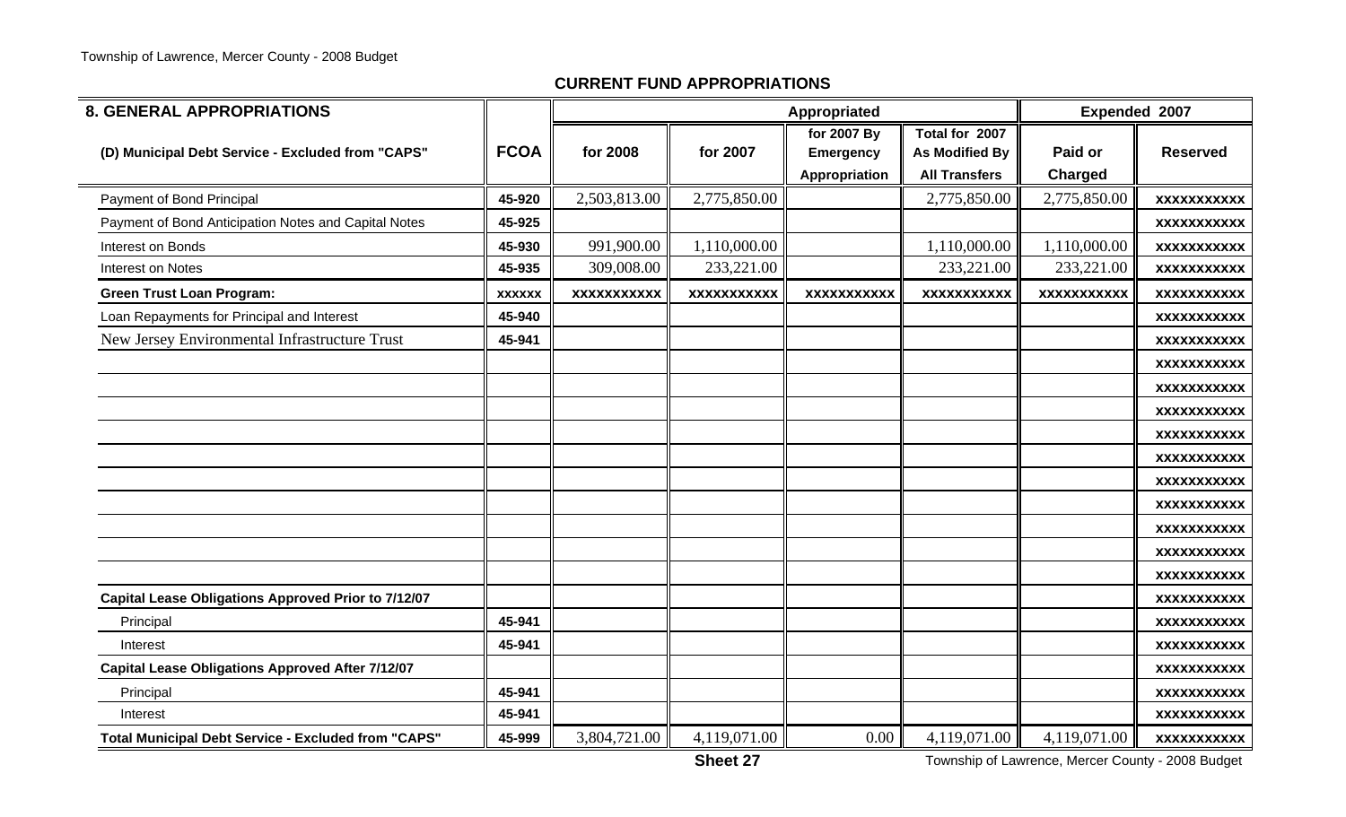## CURRENT FUND APPROPRIATIONS

| 8. GENERAL APPROPRIATIONS | | Appropriated | | | | Expended 2007 | |
|---|---|---|---|---|---|---|---|
| (D) Municipal Debt Service - Excluded from "CAPS" | FCOA | for 2008 | for 2007 | for 2007 By Emergency Appropriation | Total for 2007 As Modified By All Transfers | Paid or Charged | Reserved |
| Payment of Bond Principal | 45-920 | 2,503,813.00 | 2,775,850.00 | | 2,775,850.00 | 2,775,850.00 | XXXXXXXXXXX |
| Payment of Bond Anticipation Notes and Capital Notes | 45-925 | | | | | | XXXXXXXXXXX |
| Interest on Bonds | 45-930 | 991,900.00 | 1,110,000.00 | | 1,110,000.00 | 1,110,000.00 | XXXXXXXXXXX |
| Interest on Notes | 45-935 | 309,008.00 | 233,221.00 | | 233,221.00 | 233,221.00 | XXXXXXXXXXX |
| **Green Trust Loan Program:** | XXXXXX | XXXXXXXXXXX | XXXXXXXXXXX | XXXXXXXXXXX | XXXXXXXXXXX | XXXXXXXXXXX | XXXXXXXXXXX |
| Loan Repayments for Principal and Interest | 45-940 | | | | | | XXXXXXXXXXX |
| New Jersey Environmental Infrastructure Trust | 45-941 | | | | | | XXXXXXXXXXX |
| | | | | | | | XXXXXXXXXXX |
| | | | | | | | XXXXXXXXXXX |
| | | | | | | | XXXXXXXXXXX |
| | | | | | | | XXXXXXXXXXX |
| | | | | | | | XXXXXXXXXXX |
| | | | | | | | XXXXXXXXXXX |
| | | | | | | | XXXXXXXXXXX |
| | | | | | | | XXXXXXXXXXX |
| | | | | | | | XXXXXXXXXXX |
| | | | | | | | XXXXXXXXXXX |
| **Capital Lease Obligations Approved Prior to 7/12/07** | | | | | | | XXXXXXXXXXX |
| Principal | 45-941 | | | | | | XXXXXXXXXXX |
| Interest | 45-941 | | | | | | XXXXXXXXXXX |
| **Capital Lease Obligations Approved After 7/12/07** | | | | | | | XXXXXXXXXXX |
| Principal | 45-941 | | | | | | XXXXXXXXXXX |
| Interest | 45-941 | | | | | | XXXXXXXXXXX |
| **Total Municipal Debt Service - Excluded from "CAPS"** | 45-999 | 3,804,721.00 | 4,119,071.00 | 0.00 | 4,119,071.00 | 4,119,071.00 | XXXXXXXXXXX |

Sheet 27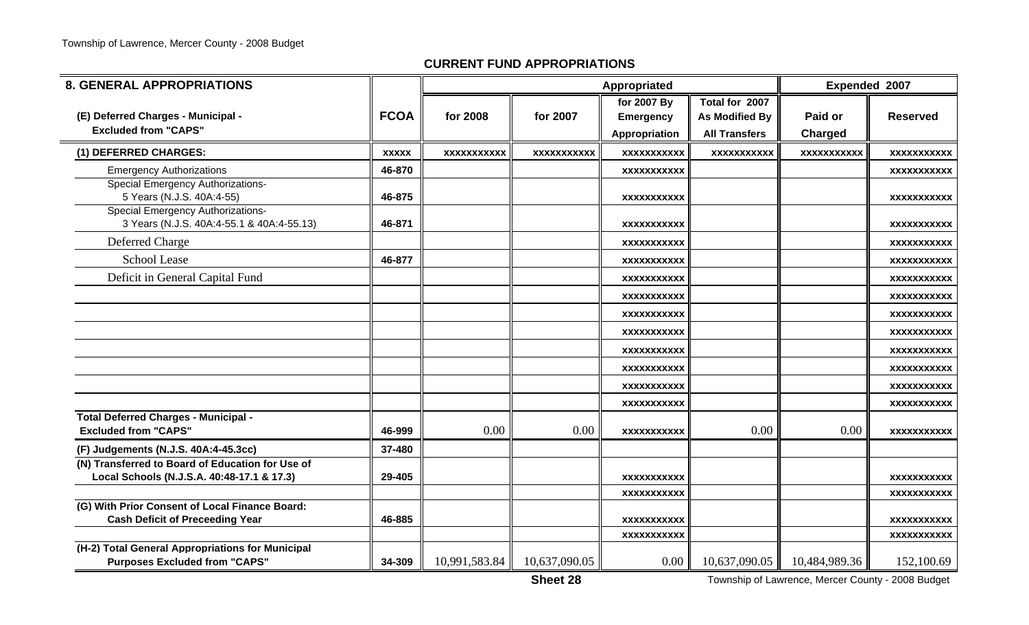## CURRENT FUND APPROPRIATIONS

| 8. GENERAL APPROPRIATIONS | | Appropriated | | | | Expended 2007 | |
|---|---|---|---|---|---|---|---|
| (E) Deferred Charges - Municipal - Excluded from "CAPS" | FCOA | for 2008 | for 2007 | for 2007 By Emergency Appropriation | Total for 2007 As Modified By All Transfers | Paid or Charged | Reserved |
| (1) DEFERRED CHARGES: | xxxxx | xxxxxxxxxxx | xxxxxxxxxxx | xxxxxxxxxxx | xxxxxxxxxxx | xxxxxxxxxxx | xxxxxxxxxxx |
| Emergency Authorizations | 46-870 | | | xxxxxxxxxxx | | | xxxxxxxxxxx |
| Special Emergency Authorizations- 5 Years (N.J.S. 40A:4-55) | 46-875 | | | xxxxxxxxxxx | | | xxxxxxxxxxx |
| Special Emergency Authorizations- 3 Years (N.J.S. 40A:4-55.1 & 40A:4-55.13) | 46-871 | | | xxxxxxxxxxx | | | xxxxxxxxxxx |
| Deferred Charge | | | | xxxxxxxxxxx | | | xxxxxxxxxxx |
| School Lease | 46-877 | | | xxxxxxxxxxx | | | xxxxxxxxxxx |
| Deficit in General Capital Fund | | | | xxxxxxxxxxx | | | xxxxxxxxxxx |
| | | | | xxxxxxxxxxx | | | xxxxxxxxxxx |
| | | | | xxxxxxxxxxx | | | xxxxxxxxxxx |
| | | | | xxxxxxxxxxx | | | xxxxxxxxxxx |
| | | | | xxxxxxxxxxx | | | xxxxxxxxxxx |
| | | | | xxxxxxxxxxx | | | xxxxxxxxxxx |
| | | | | xxxxxxxxxxx | | | xxxxxxxxxxx |
| | | | | xxxxxxxxxxx | | | xxxxxxxxxxx |
| Total Deferred Charges - Municipal - Excluded from "CAPS" | 46-999 | 0.00 | 0.00 | xxxxxxxxxxx | 0.00 | 0.00 | xxxxxxxxxxx |
| (F) Judgements (N.J.S. 40A:4-45.3cc) | 37-480 | | | | | | |
| (N) Transferred to Board of Education for Use of Local Schools (N.J.S.A. 40:48-17.1 & 17.3) | 29-405 | | | xxxxxxxxxxx | | | xxxxxxxxxxx |
| | | | | xxxxxxxxxxx | | | xxxxxxxxxxx |
| (G) With Prior Consent of Local Finance Board: Cash Deficit of Preceeding Year | 46-885 | | | xxxxxxxxxxx | | | xxxxxxxxxxx |
| | | | | xxxxxxxxxxx | | | xxxxxxxxxxx |
| (H-2) Total General Appropriations for Municipal Purposes Excluded from "CAPS" | 34-309 | 10,991,583.84 | 10,637,090.05 | 0.00 | 10,637,090.05 | 10,484,989.36 | 152,100.69 |

Sheet 28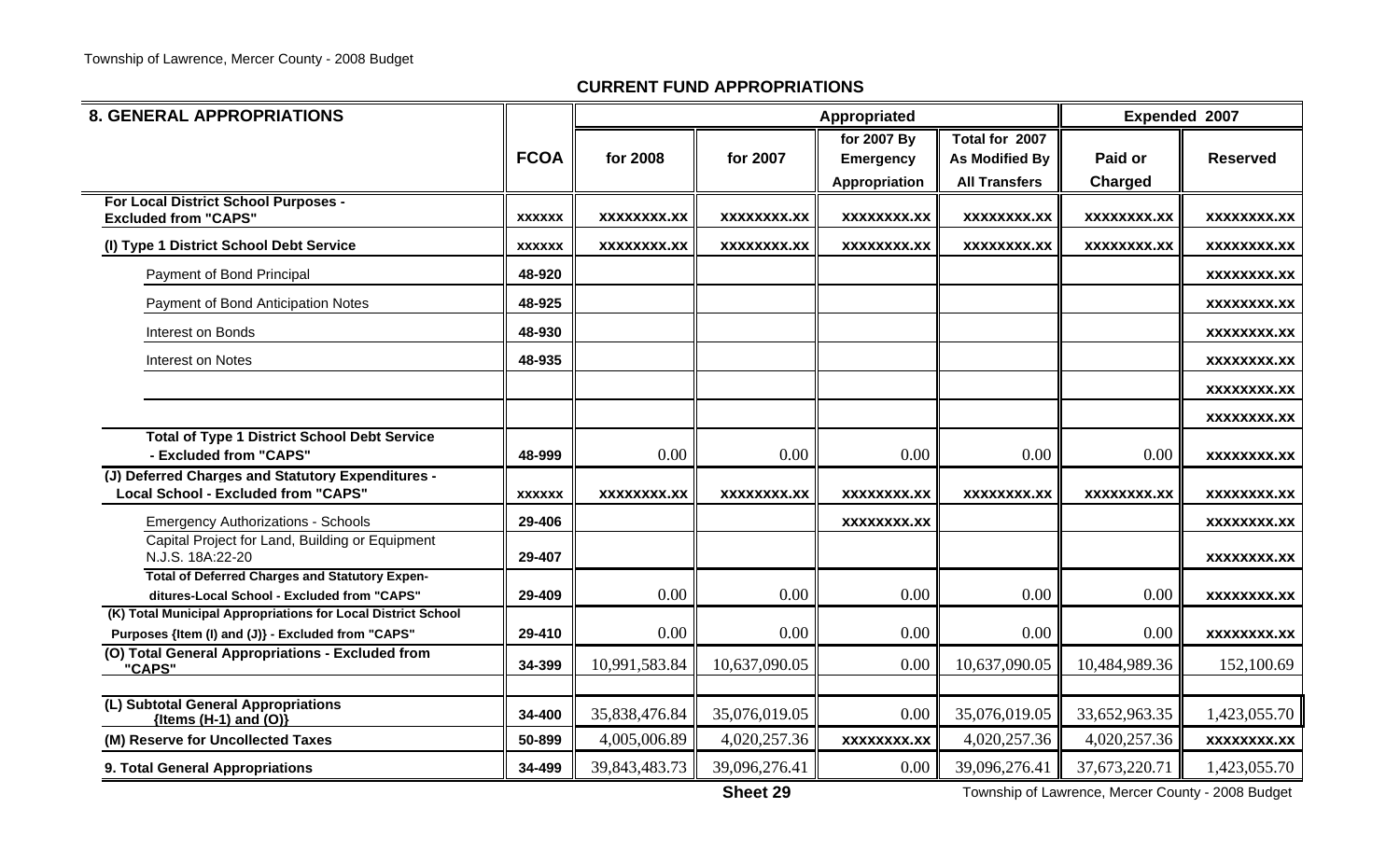## CURRENT FUND APPROPRIATIONS

| 8. GENERAL APPROPRIATIONS | FCOA | Appropriated | | | | Expended 2007 | |
|---|---|---|---|---|---|---|---|
| | | for 2008 | for 2007 | for 2007 By Emergency Appropriation | Total for 2007 As Modified By All Transfers | Paid or Charged | Reserved |
| For Local District School Purposes - Excluded from "CAPS" | xxxxxx | xxxxxxxx.xx | xxxxxxxx.xx | xxxxxxxx.xx | xxxxxxxx.xx | xxxxxxxx.xx | xxxxxxxx.xx |
| (I) Type 1 District School Debt Service | xxxxxx | xxxxxxxx.xx | xxxxxxxx.xx | xxxxxxxx.xx | xxxxxxxx.xx | xxxxxxxx.xx | xxxxxxxx.xx |
| Payment of Bond Principal | 48-920 | | | | | | xxxxxxxx.xx |
| Payment of Bond Anticipation Notes | 48-925 | | | | | | xxxxxxxx.xx |
| Interest on Bonds | 48-930 | | | | | | xxxxxxxx.xx |
| Interest on Notes | 48-935 | | | | | | xxxxxxxx.xx |
| | | | | | | | xxxxxxxx.xx |
| | | | | | | | xxxxxxxx.xx |
| Total of Type 1 District School Debt Service - Excluded from "CAPS" | 48-999 | 0.00 | 0.00 | 0.00 | 0.00 | 0.00 | xxxxxxxx.xx |
| (J) Deferred Charges and Statutory Expenditures - Local School - Excluded from "CAPS" | xxxxxx | xxxxxxxx.xx | xxxxxxxx.xx | xxxxxxxx.xx | xxxxxxxx.xx | xxxxxxxx.xx | xxxxxxxx.xx |
| Emergency Authorizations - Schools | 29-406 | | | xxxxxxxx.xx | | | xxxxxxxx.xx |
| Capital Project for Land, Building or Equipment N.J.S. 18A:22-20 | 29-407 | | | | | | xxxxxxxx.xx |
| Total of Deferred Charges and Statutory Expenditures-Local School - Excluded from "CAPS" | 29-409 | 0.00 | 0.00 | 0.00 | 0.00 | 0.00 | xxxxxxxx.xx |
| (K) Total Municipal Appropriations for Local District School Purposes {Item (I) and (J)} - Excluded from "CAPS" | 29-410 | 0.00 | 0.00 | 0.00 | 0.00 | 0.00 | xxxxxxxx.xx |
| (O) Total General Appropriations - Excluded from "CAPS" | 34-399 | 10,991,583.84 | 10,637,090.05 | 0.00 | 10,637,090.05 | 10,484,989.36 | 152,100.69 |
| (L) Subtotal General Appropriations {Items (H-1) and (O)} | 34-400 | 35,838,476.84 | 35,076,019.05 | 0.00 | 35,076,019.05 | 33,652,963.35 | 1,423,055.70 |
| (M) Reserve for Uncollected Taxes | 50-899 | 4,005,006.89 | 4,020,257.36 | xxxxxxxx.xx | 4,020,257.36 | 4,020,257.36 | xxxxxxxx.xx |
| 9. Total General Appropriations | 34-499 | 39,843,483.73 | 39,096,276.41 | 0.00 | 39,096,276.41 | 37,673,220.71 | 1,423,055.70 |

Sheet 29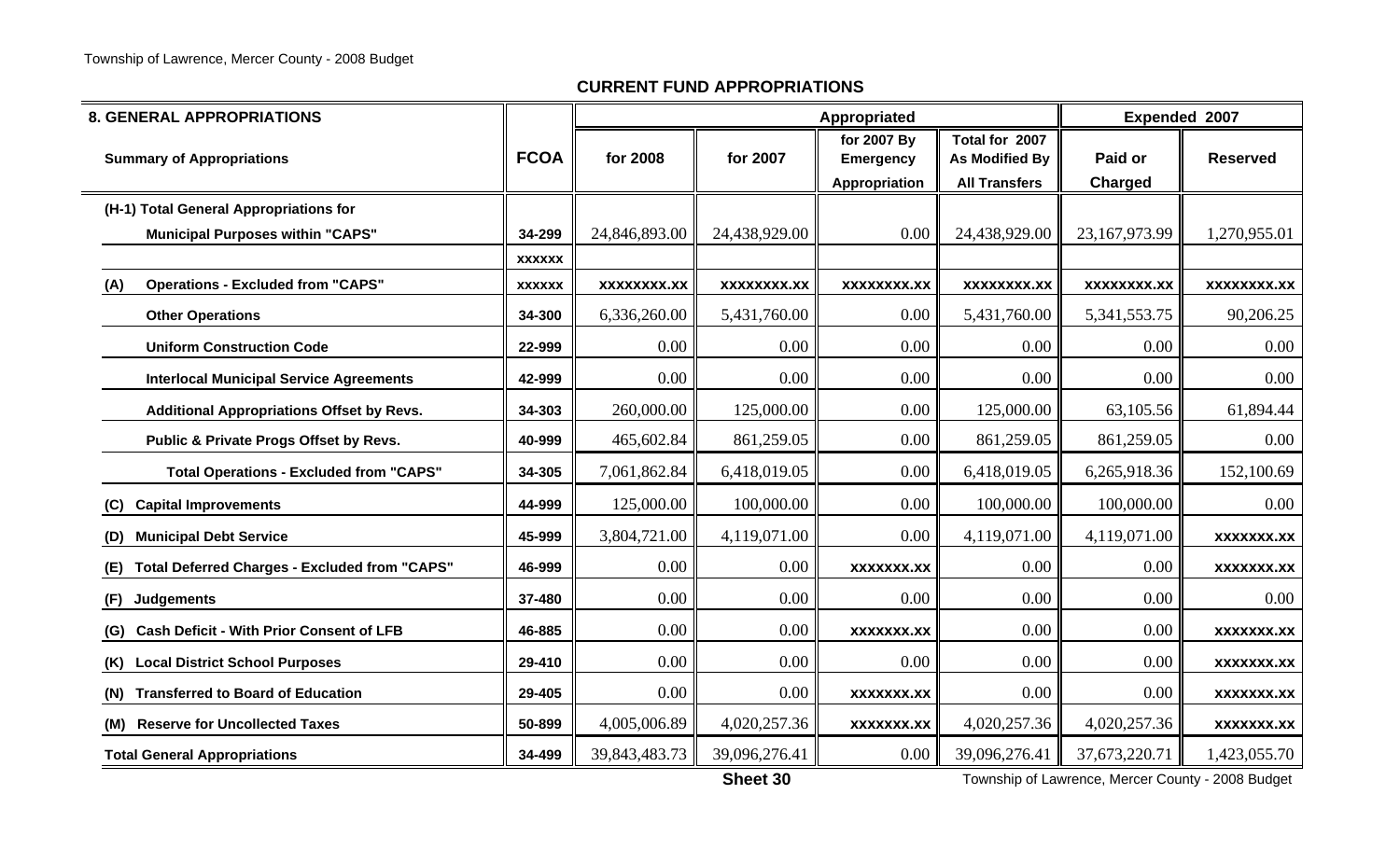## CURRENT FUND APPROPRIATIONS

| 8. GENERAL APPROPRIATIONS | | Appropriated | | | | Expended 2007 | |
|---|---|---|---|---|---|---|---|
| Summary of Appropriations | FCOA | for 2008 | for 2007 | for 2007 By Emergency Appropriation | Total for 2007 As Modified By All Transfers | Paid or Charged | Reserved |
| (H-1) Total General Appropriations for Municipal Purposes within "CAPS" | 34-299 | 24,846,893.00 | 24,438,929.00 | 0.00 | 24,438,929.00 | 23,167,973.99 | 1,270,955.01 |
| | XXXXXX | | | | | | |
| (A) Operations - Excluded from "CAPS" | XXXXXX | XXXXXXXX.XX | XXXXXXXX.XX | XXXXXXXX.XX | XXXXXXXX.XX | XXXXXXXX.XX | XXXXXXXX.XX |
| Other Operations | 34-300 | 6,336,260.00 | 5,431,760.00 | 0.00 | 5,431,760.00 | 5,341,553.75 | 90,206.25 |
| Uniform Construction Code | 22-999 | 0.00 | 0.00 | 0.00 | 0.00 | 0.00 | 0.00 |
| Interlocal Municipal Service Agreements | 42-999 | 0.00 | 0.00 | 0.00 | 0.00 | 0.00 | 0.00 |
| Additional Appropriations Offset by Revs. | 34-303 | 260,000.00 | 125,000.00 | 0.00 | 125,000.00 | 63,105.56 | 61,894.44 |
| Public & Private Progs Offset by Revs. | 40-999 | 465,602.84 | 861,259.05 | 0.00 | 861,259.05 | 861,259.05 | 0.00 |
| Total Operations - Excluded from "CAPS" | 34-305 | 7,061,862.84 | 6,418,019.05 | 0.00 | 6,418,019.05 | 6,265,918.36 | 152,100.69 |
| (C) Capital Improvements | 44-999 | 125,000.00 | 100,000.00 | 0.00 | 100,000.00 | 100,000.00 | 0.00 |
| (D) Municipal Debt Service | 45-999 | 3,804,721.00 | 4,119,071.00 | 0.00 | 4,119,071.00 | 4,119,071.00 | XXXXXXX.XX |
| (E) Total Deferred Charges - Excluded from "CAPS" | 46-999 | 0.00 | 0.00 | XXXXXXX.XX | 0.00 | 0.00 | XXXXXXX.XX |
| (F) Judgements | 37-480 | 0.00 | 0.00 | 0.00 | 0.00 | 0.00 | 0.00 |
| (G) Cash Deficit - With Prior Consent of LFB | 46-885 | 0.00 | 0.00 | XXXXXXX.XX | 0.00 | 0.00 | XXXXXXX.XX |
| (K) Local District School Purposes | 29-410 | 0.00 | 0.00 | 0.00 | 0.00 | 0.00 | XXXXXXX.XX |
| (N) Transferred to Board of Education | 29-405 | 0.00 | 0.00 | XXXXXXX.XX | 0.00 | 0.00 | XXXXXXX.XX |
| (M) Reserve for Uncollected Taxes | 50-899 | 4,005,006.89 | 4,020,257.36 | XXXXXXX.XX | 4,020,257.36 | 4,020,257.36 | XXXXXXX.XX |
| Total General Appropriations | 34-499 | 39,843,483.73 | 39,096,276.41 | 0.00 | 39,096,276.41 | 37,673,220.71 | 1,423,055.70 |

Sheet 30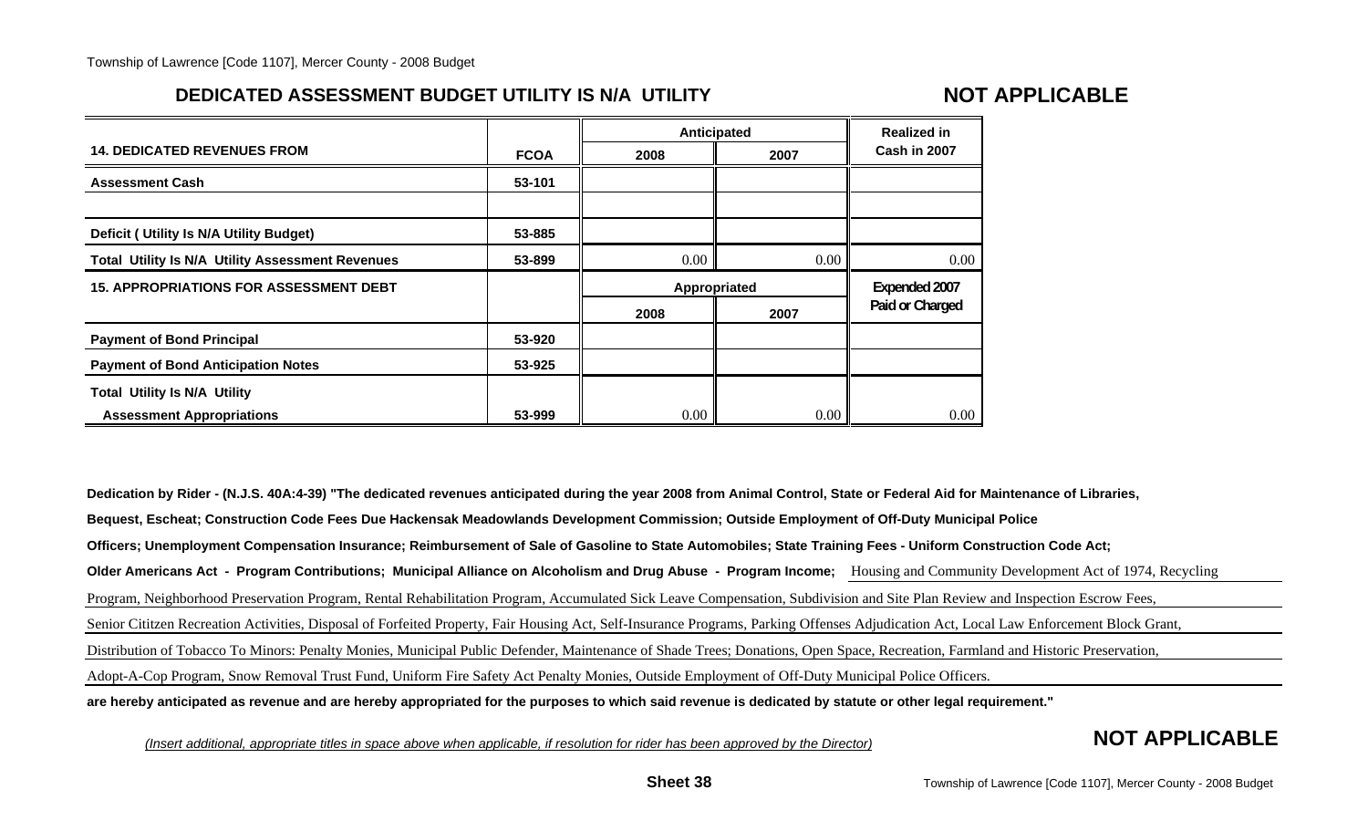## DEDICATED ASSESSMENT BUDGET UTILITY IS N/A UTILITY

**NOT APPLICABLE**

| 14. DEDICATED REVENUES FROM | FCOA | Anticipated 2008 | Anticipated 2007 | Realized in Cash in 2007 |
|---|---|---|---|---|
| Assessment Cash | 53-101 | | | |
| | | | | |
| Deficit ( Utility Is N/A Utility Budget) | 53-885 | | | |
| Total Utility Is N/A Utility Assessment Revenues | 53-899 | 0.00 | 0.00 | 0.00 |
| **15. APPROPRIATIONS FOR ASSESSMENT DEBT** | | **Appropriated 2008** | **Appropriated 2007** | **Expended 2007 Paid or Charged** |
| Payment of Bond Principal | 53-920 | | | |
| Payment of Bond Anticipation Notes | 53-925 | | | |
| Total Utility Is N/A Utility Assessment Appropriations | 53-999 | 0.00 | 0.00 | 0.00 |

**Dedication by Rider - (N.J.S. 40A:4-39) "The dedicated revenues anticipated during the year 2008 from Animal Control, State or Federal Aid for Maintenance of Libraries, Bequest, Escheat; Construction Code Fees Due Hackensak Meadowlands Development Commission; Outside Employment of Off-Duty Municipal Police Officers; Unemployment Compensation Insurance; Reimbursement of Sale of Gasoline to State Automobiles; State Training Fees - Uniform Construction Code Act; Older Americans Act - Program Contributions; Municipal Alliance on Alcoholism and Drug Abuse - Program Income;** Housing and Community Development Act of 1974, Recycling Program, Neighborhood Preservation Program, Rental Rehabilitation Program, Accumulated Sick Leave Compensation, Subdivision and Site Plan Review and Inspection Escrow Fees, Senior Cititzen Recreation Activities, Disposal of Forfeited Property, Fair Housing Act, Self-Insurance Programs, Parking Offenses Adjudication Act, Local Law Enforcement Block Grant, Distribution of Tobacco To Minors: Penalty Monies, Municipal Public Defender, Maintenance of Shade Trees; Donations, Open Space, Recreation, Farmland and Historic Preservation, Adopt-A-Cop Program, Snow Removal Trust Fund, Uniform Fire Safety Act Penalty Monies, Outside Employment of Off-Duty Municipal Police Officers.
**are hereby anticipated as revenue and are hereby appropriated for the purposes to which said revenue is dedicated by statute or other legal requirement."**

*(Insert additional, appropriate titles in space above when applicable, if resolution for rider has been approved by the Director)*

**NOT APPLICABLE**

**Sheet 38**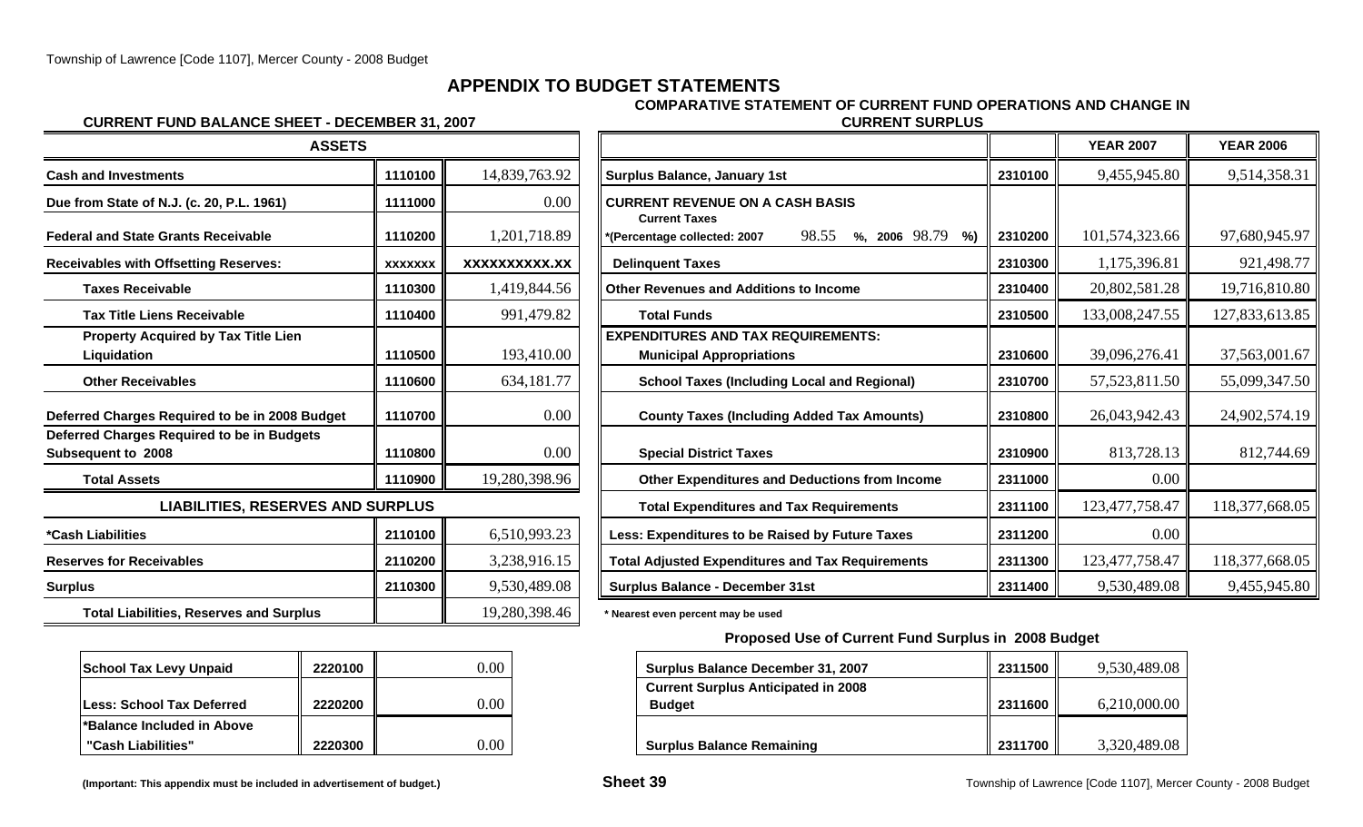# APPENDIX TO BUDGET STATEMENTS

## CURRENT FUND BALANCE SHEET - DECEMBER 31, 2007

| ASSETS | | |
|---|---|---|
| Cash and Investments | 1110100 | 14,839,763.92 |
| Due from State of N.J. (c. 20, P.L. 1961) | 1111000 | 0.00 |
| Federal and State Grants Receivable | 1110200 | 1,201,718.89 |
| Receivables with Offsetting Reserves: | xxxxxxx | xxxxxxxxxx.xx |
| Taxes Receivable | 1110300 | 1,419,844.56 |
| Tax Title Liens Receivable | 1110400 | 991,479.82 |
| Property Acquired by Tax Title Lien Liquidation | 1110500 | 193,410.00 |
| Other Receivables | 1110600 | 634,181.77 |
| Deferred Charges Required to be in 2008 Budget | 1110700 | 0.00 |
| Deferred Charges Required to be in Budgets Subsequent to 2008 | 1110800 | 0.00 |
| Total Assets | 1110900 | 19,280,398.96 |
| **LIABILITIES, RESERVES AND SURPLUS** | | |
| *Cash Liabilities | 2110100 | 6,510,993.23 |
| Reserves for Receivables | 2110200 | 3,238,916.15 |
| Surplus | 2110300 | 9,530,489.08 |
| Total Liabilities, Reserves and Surplus | | 19,280,398.46 |

| | | |
|---|---|---|
| School Tax Levy Unpaid | 2220100 | 0.00 |
| Less: School Tax Deferred | 2220200 | 0.00 |
| *Balance Included in Above "Cash Liabilities" | 2220300 | 0.00 |

## COMPARATIVE STATEMENT OF CURRENT FUND OPERATIONS AND CHANGE IN CURRENT SURPLUS

| | | YEAR 2007 | YEAR 2006 |
|---|---|---|---|
| Surplus Balance, January 1st | 2310100 | 9,455,945.80 | 9,514,358.31 |
| **CURRENT REVENUE ON A CASH BASIS** | | | |
| Current Taxes *(Percentage collected: 2007 98.55 %, 2006 98.79 %) | 2310200 | 101,574,323.66 | 97,680,945.97 |
| Delinquent Taxes | 2310300 | 1,175,396.81 | 921,498.77 |
| Other Revenues and Additions to Income | 2310400 | 20,802,581.28 | 19,716,810.80 |
| Total Funds | 2310500 | 133,008,247.55 | 127,833,613.85 |
| **EXPENDITURES AND TAX REQUIREMENTS:** | | | |
| Municipal Appropriations | 2310600 | 39,096,276.41 | 37,563,001.67 |
| School Taxes (Including Local and Regional) | 2310700 | 57,523,811.50 | 55,099,347.50 |
| County Taxes (Including Added Tax Amounts) | 2310800 | 26,043,942.43 | 24,902,574.19 |
| Special District Taxes | 2310900 | 813,728.13 | 812,744.69 |
| Other Expenditures and Deductions from Income | 2311000 | 0.00 | |
| Total Expenditures and Tax Requirements | 2311100 | 123,477,758.47 | 118,377,668.05 |
| Less: Expenditures to be Raised by Future Taxes | 2311200 | 0.00 | |
| Total Adjusted Expenditures and Tax Requirements | 2311300 | 123,477,758.47 | 118,377,668.05 |
| Surplus Balance - December 31st | 2311400 | 9,530,489.08 | 9,455,945.80 |

* Nearest even percent may be used

### Proposed Use of Current Fund Surplus in 2008 Budget

| | | |
|---|---|---|
| Surplus Balance December 31, 2007 | 2311500 | 9,530,489.08 |
| Current Surplus Anticipated in 2008 Budget | 2311600 | 6,210,000.00 |
| Surplus Balance Remaining | 2311700 | 3,320,489.08 |

(Important: This appendix must be included in advertisement of budget.)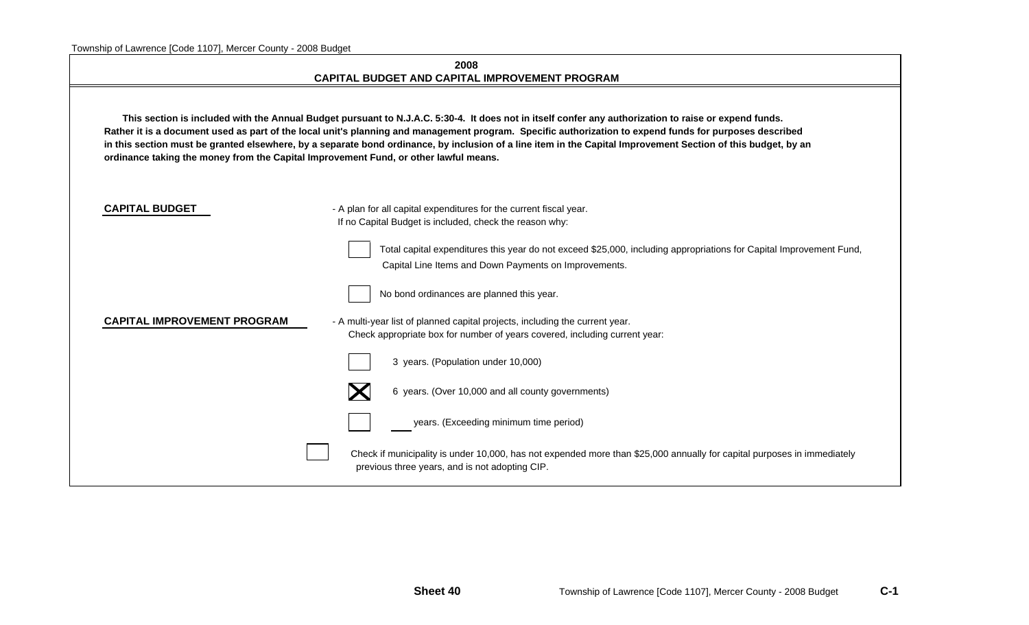## 2008
## CAPITAL BUDGET AND CAPITAL IMPROVEMENT PROGRAM

**This section is included with the Annual Budget pursuant to N.J.A.C. 5:30-4. It does not in itself confer any authorization to raise or expend funds. Rather it is a document used as part of the local unit's planning and management program. Specific authorization to expend funds for purposes described in this section must be granted elsewhere, by a separate bond ordinance, by inclusion of a line item in the Capital Improvement Section of this budget, by an ordinance taking the money from the Capital Improvement Fund, or other lawful means.**

**CAPITAL BUDGET** - A plan for all capital expenditures for the current fiscal year.
If no Capital Budget is included, check the reason why:

- [ ] Total capital expenditures this year do not exceed $25,000, including appropriations for Capital Improvement Fund, Capital Line Items and Down Payments on Improvements.
- [ ] No bond ordinances are planned this year.

**CAPITAL IMPROVEMENT PROGRAM** - A multi-year list of planned capital projects, including the current year.
Check appropriate box for number of years covered, including current year:

- [ ] 3 years. (Population under 10,000)
- [x] 6 years. (Over 10,000 and all county governments)
- [ ] ___ years. (Exceeding minimum time period)

- [ ] Check if municipality is under 10,000, has not expended more than $25,000 annually for capital purposes in immediately previous three years, and is not adopting CIP.

Sheet 40

C-1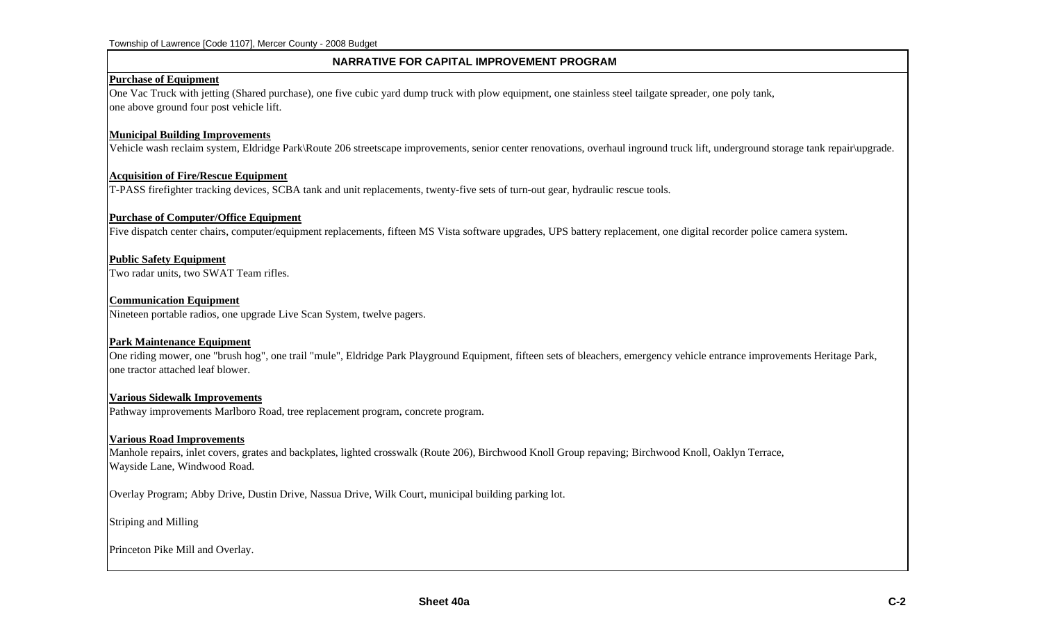## NARRATIVE FOR CAPITAL IMPROVEMENT PROGRAM

**Purchase of Equipment**

One Vac Truck with jetting (Shared purchase), one five cubic yard dump truck with plow equipment, one stainless steel tailgate spreader, one poly tank, one above ground four post vehicle lift.

**Municipal Building Improvements**

Vehicle wash reclaim system, Eldridge Park\Route 206 streetscape improvements, senior center renovations, overhaul inground truck lift, underground storage tank repair\upgrade.

**Acquisition of Fire/Rescue Equipment**

T-PASS firefighter tracking devices, SCBA tank and unit replacements, twenty-five sets of turn-out gear, hydraulic rescue tools.

**Purchase of Computer/Office Equipment**

Five dispatch center chairs, computer/equipment replacements, fifteen MS Vista software upgrades, UPS battery replacement, one digital recorder police camera system.

**Public Safety Equipment**

Two radar units, two SWAT Team rifles.

**Communication Equipment**

Nineteen portable radios, one upgrade Live Scan System, twelve pagers.

**Park Maintenance Equipment**

One riding mower, one "brush hog", one trail "mule", Eldridge Park Playground Equipment, fifteen sets of bleachers, emergency vehicle entrance improvements Heritage Park, one tractor attached leaf blower.

**Various Sidewalk Improvements**

Pathway improvements Marlboro Road, tree replacement program, concrete program.

**Various Road Improvements**

Manhole repairs, inlet covers, grates and backplates, lighted crosswalk (Route 206), Birchwood Knoll Group repaving; Birchwood Knoll, Oaklyn Terrace, Wayside Lane, Windwood Road.

Overlay Program; Abby Drive, Dustin Drive, Nassua Drive, Wilk Court, municipal building parking lot.

Striping and Milling

Princeton Pike Mill and Overlay.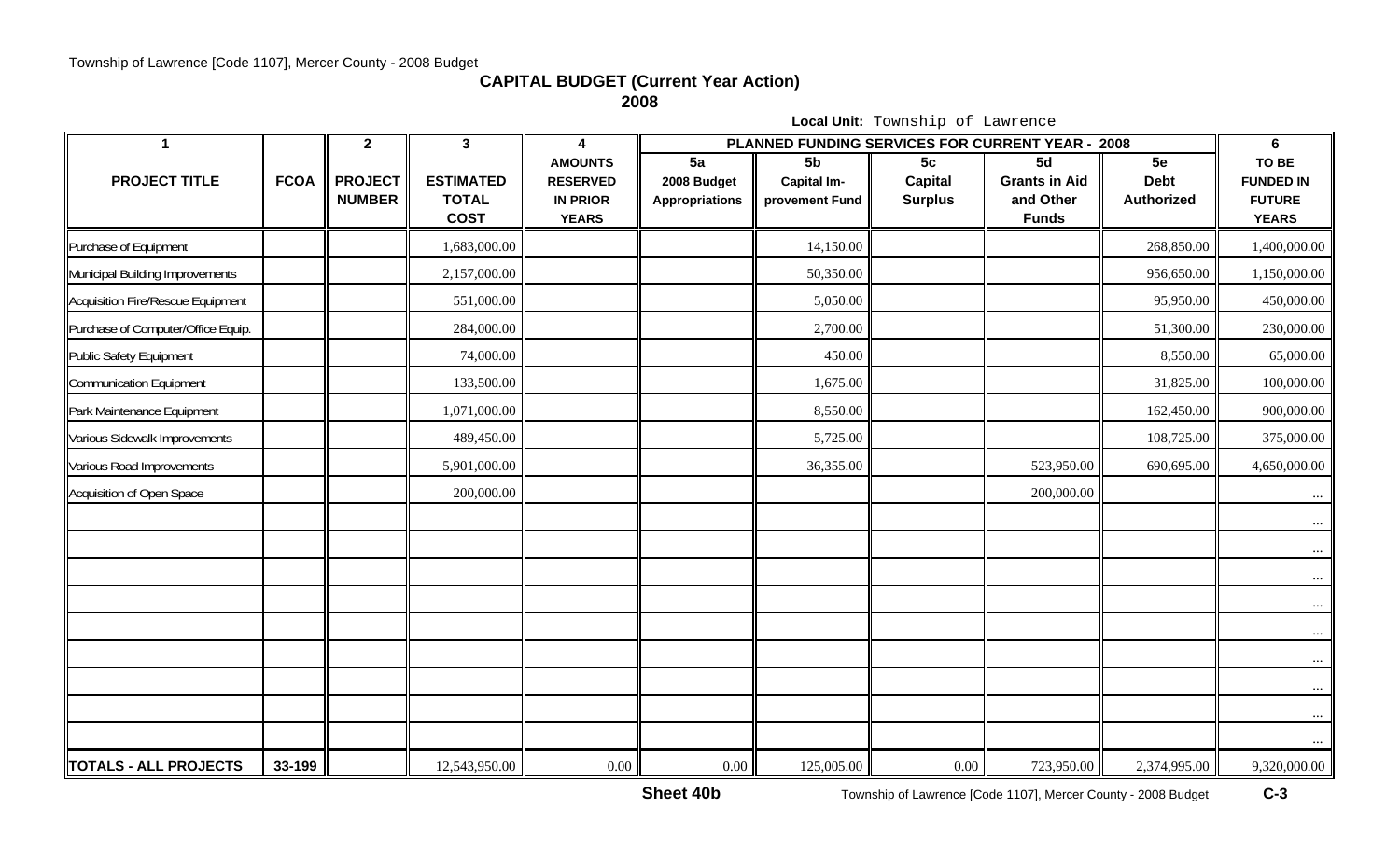## CAPITAL BUDGET (Current Year Action)

**2008**

**Local Unit:** Township of Lawrence

| 1 | | 2 | 3 | 4 | PLANNED FUNDING SERVICES FOR CURRENT YEAR - 2008 | | | | | 6 |
|---|---|---|---|---|---|---|---|---|---|---|
| **PROJECT TITLE** | **FCOA** | **PROJECT NUMBER** | **ESTIMATED TOTAL COST** | **AMOUNTS RESERVED IN PRIOR YEARS** | **5a 2008 Budget Appropriations** | **5b Capital Im-provement Fund** | **5c Capital Surplus** | **5d Grants in Aid and Other Funds** | **5e Debt Authorized** | **TO BE FUNDED IN FUTURE YEARS** |
| Purchase of Equipment | | | 1,683,000.00 | | | 14,150.00 | | | 268,850.00 | 1,400,000.00 |
| Municipal Building Improvements | | | 2,157,000.00 | | | 50,350.00 | | | 956,650.00 | 1,150,000.00 |
| Acquisition Fire/Rescue Equipment | | | 551,000.00 | | | 5,050.00 | | | 95,950.00 | 450,000.00 |
| Purchase of Computer/Office Equip. | | | 284,000.00 | | | 2,700.00 | | | 51,300.00 | 230,000.00 |
| Public Safety Equipment | | | 74,000.00 | | | 450.00 | | | 8,550.00 | 65,000.00 |
| Communication Equipment | | | 133,500.00 | | | 1,675.00 | | | 31,825.00 | 100,000.00 |
| Park Maintenance Equipment | | | 1,071,000.00 | | | 8,550.00 | | | 162,450.00 | 900,000.00 |
| Various Sidewalk Improvements | | | 489,450.00 | | | 5,725.00 | | | 108,725.00 | 375,000.00 |
| Various Road Improvements | | | 5,901,000.00 | | | 36,355.00 | | 523,950.00 | 690,695.00 | 4,650,000.00 |
| Acquisition of Open Space | | | 200,000.00 | | | | | 200,000.00 | | ... |
| | | | | | | | | | | ... |
| | | | | | | | | | | ... |
| | | | | | | | | | | ... |
| | | | | | | | | | | ... |
| | | | | | | | | | | ... |
| | | | | | | | | | | ... |
| | | | | | | | | | | ... |
| | | | | | | | | | | ... |
| | | | | | | | | | | ... |
| **TOTALS - ALL PROJECTS** | **33-199** | | 12,543,950.00 | 0.00 | 0.00 | 125,005.00 | 0.00 | 723,950.00 | 2,374,995.00 | 9,320,000.00 |

**Sheet 40b**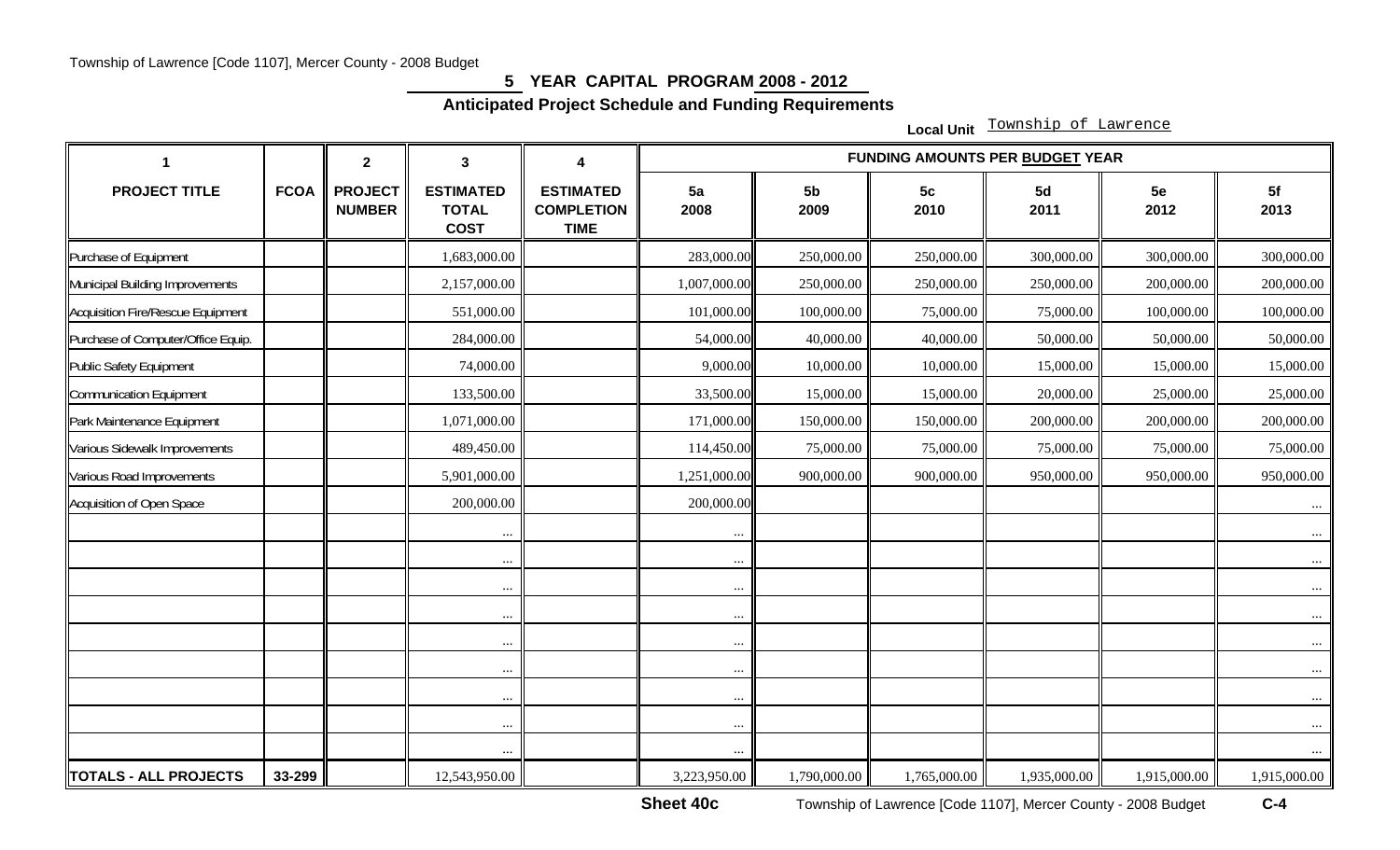## 5 YEAR CAPITAL PROGRAM 2008 - 2012

### Anticipated Project Schedule and Funding Requirements

**Local Unit** Township of Lawrence

| 1 | | 2 | 3 | 4 | FUNDING AMOUNTS PER BUDGET YEAR | | | | | |
|---|---|---|---|---|---|---|---|---|---|---|
| PROJECT TITLE | FCOA | PROJECT NUMBER | ESTIMATED TOTAL COST | ESTIMATED COMPLETION TIME | 5a 2008 | 5b 2009 | 5c 2010 | 5d 2011 | 5e 2012 | 5f 2013 |
| Purchase of Equipment | | | 1,683,000.00 | | 283,000.00 | 250,000.00 | 250,000.00 | 300,000.00 | 300,000.00 | 300,000.00 |
| Municipal Building Improvements | | | 2,157,000.00 | | 1,007,000.00 | 250,000.00 | 250,000.00 | 250,000.00 | 200,000.00 | 200,000.00 |
| Acquisition Fire/Rescue Equipment | | | 551,000.00 | | 101,000.00 | 100,000.00 | 75,000.00 | 75,000.00 | 100,000.00 | 100,000.00 |
| Purchase of Computer/Office Equip. | | | 284,000.00 | | 54,000.00 | 40,000.00 | 40,000.00 | 50,000.00 | 50,000.00 | 50,000.00 |
| Public Safety Equipment | | | 74,000.00 | | 9,000.00 | 10,000.00 | 10,000.00 | 15,000.00 | 15,000.00 | 15,000.00 |
| Communication Equipment | | | 133,500.00 | | 33,500.00 | 15,000.00 | 15,000.00 | 20,000.00 | 25,000.00 | 25,000.00 |
| Park Maintenance Equipment | | | 1,071,000.00 | | 171,000.00 | 150,000.00 | 150,000.00 | 200,000.00 | 200,000.00 | 200,000.00 |
| Various Sidewalk Improvements | | | 489,450.00 | | 114,450.00 | 75,000.00 | 75,000.00 | 75,000.00 | 75,000.00 | 75,000.00 |
| Various Road Improvements | | | 5,901,000.00 | | 1,251,000.00 | 900,000.00 | 900,000.00 | 950,000.00 | 950,000.00 | 950,000.00 |
| Acquisition of Open Space | | | 200,000.00 | | 200,000.00 | | | | | ... |
| | | | ... | | ... | | | | | ... |
| | | | ... | | ... | | | | | ... |
| | | | ... | | ... | | | | | ... |
| | | | ... | | ... | | | | | ... |
| | | | ... | | ... | | | | | ... |
| | | | ... | | ... | | | | | ... |
| | | | ... | | ... | | | | | ... |
| | | | ... | | ... | | | | | ... |
| | | | ... | | ... | | | | | ... |
| **TOTALS - ALL PROJECTS** | **33-299** | | 12,543,950.00 | | 3,223,950.00 | 1,790,000.00 | 1,765,000.00 | 1,935,000.00 | 1,915,000.00 | 1,915,000.00 |

**Sheet 40c**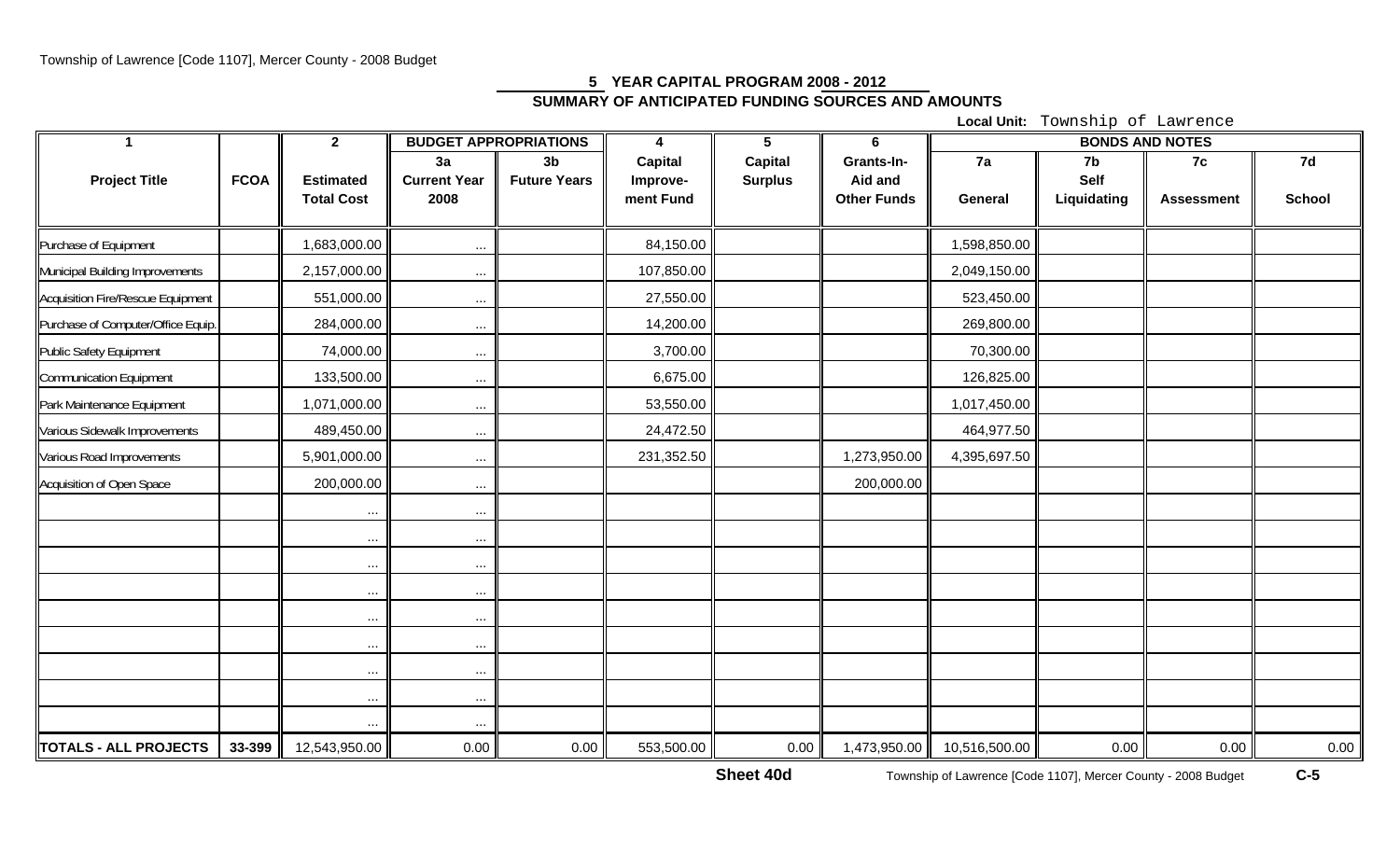## 5 YEAR CAPITAL PROGRAM 2008 - 2012

### SUMMARY OF ANTICIPATED FUNDING SOURCES AND AMOUNTS

**Local Unit:** Township of Lawrence

| 1 | | 2 | BUDGET APPROPRIATIONS | | 4 | 5 | 6 | BONDS AND NOTES | | | |
|---|---|---|---|---|---|---|---|---|---|---|---|
| **Project Title** | **FCOA** | **Estimated Total Cost** | **3a Current Year 2008** | **3b Future Years** | **Capital Improve-ment Fund** | **Capital Surplus** | **Grants-In-Aid and Other Funds** | **7a General** | **7b Self Liquidating** | **7c Assessment** | **7d School** |
| Purchase of Equipment | | 1,683,000.00 | ... | | 84,150.00 | | | 1,598,850.00 | | | |
| Municipal Building Improvements | | 2,157,000.00 | ... | | 107,850.00 | | | 2,049,150.00 | | | |
| Acquisition Fire/Rescue Equipment | | 551,000.00 | ... | | 27,550.00 | | | 523,450.00 | | | |
| Purchase of Computer/Office Equip. | | 284,000.00 | ... | | 14,200.00 | | | 269,800.00 | | | |
| Public Safety Equipment | | 74,000.00 | ... | | 3,700.00 | | | 70,300.00 | | | |
| Communication Equipment | | 133,500.00 | ... | | 6,675.00 | | | 126,825.00 | | | |
| Park Maintenance Equipment | | 1,071,000.00 | ... | | 53,550.00 | | | 1,017,450.00 | | | |
| Various Sidewalk Improvements | | 489,450.00 | ... | | 24,472.50 | | | 464,977.50 | | | |
| Various Road Improvements | | 5,901,000.00 | ... | | 231,352.50 | | 1,273,950.00 | 4,395,697.50 | | | |
| Acquisition of Open Space | | 200,000.00 | ... | | | | 200,000.00 | | | | |
| | | ... | ... | | | | | | | | |
| | | ... | ... | | | | | | | | |
| | | ... | ... | | | | | | | | |
| | | ... | ... | | | | | | | | |
| | | ... | ... | | | | | | | | |
| | | ... | ... | | | | | | | | |
| | | ... | ... | | | | | | | | |
| | | ... | ... | | | | | | | | |
| | | ... | ... | | | | | | | | |
| **TOTALS - ALL PROJECTS** | **33-399** | 12,543,950.00 | 0.00 | 0.00 | 553,500.00 | 0.00 | 1,473,950.00 | 10,516,500.00 | 0.00 | 0.00 | 0.00 |

**Sheet 40d**

C-5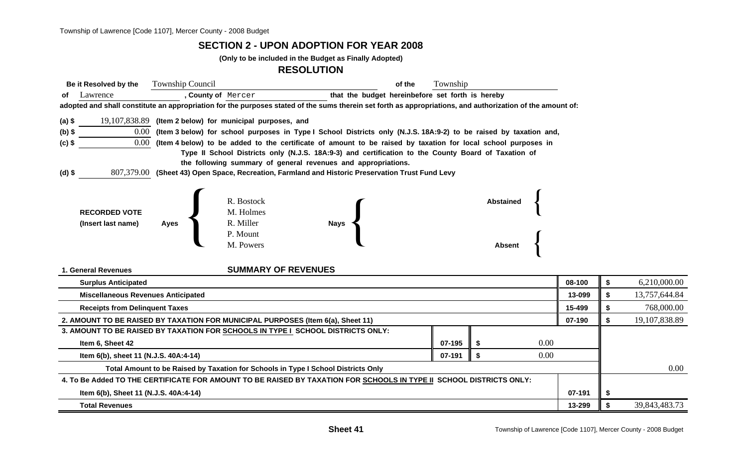## SECTION 2 - UPON ADOPTION FOR YEAR 2008

**(Only to be included in the Budget as Finally Adopted)**

### RESOLUTION

**Be it Resolved by the** Township Council **of the** Township **of** Lawrence **, County of** Mercer **that the budget hereinbefore set forth is hereby adopted and shall constitute an appropriation for the purposes stated of the sums therein set forth as appropriations, and authorization of the amount of:**

**(a) $** 19,107,838.89 **(Item 2 below) for municipal purposes, and**

**(b) $** 0.00 **(Item 3 below) for school purposes in Type I School Districts only (N.J.S. 18A:9-2) to be raised by taxation and,**

**(c) $** 0.00 **(Item 4 below) to be added to the certificate of amount to be raised by taxation for local school purposes in Type II School Districts only (N.J.S. 18A:9-3) and certification to the County Board of Taxation of the following summary of general revenues and appropriations.**

**(d) $** 807,379.00 **(Sheet 43) Open Space, Recreation, Farmland and Historic Preservation Trust Fund Levy**

**RECORDED VOTE (Insert last name)**

**Ayes:** R. Bostock, M. Holmes, R. Miller, P. Mount, M. Powers

**Nays:**

**Abstained:**

**Absent:**

### SUMMARY OF REVENUES

| **1. General Revenues** | | | | |
|---|---|---|---|---|
| **Surplus Anticipated** | | | 08-100 | $ 6,210,000.00 |
| **Miscellaneous Revenues Anticipated** | | | 13-099 | $ 13,757,644.84 |
| **Receipts from Delinquent Taxes** | | | 15-499 | $ 768,000.00 |
| **2. AMOUNT TO BE RAISED BY TAXATION FOR MUNICIPAL PURPOSES (Item 6(a), Sheet 11)** | | | 07-190 | $ 19,107,838.89 |
| **3. AMOUNT TO BE RAISED BY TAXATION FOR SCHOOLS IN TYPE I SCHOOL DISTRICTS ONLY:** | | | | |
| **Item 6, Sheet 42** | 07-195 | $ 0.00 | | |
| **Item 6(b), sheet 11 (N.J.S. 40A:4-14)** | 07-191 | $ 0.00 | | |
| **Total Amount to be Raised by Taxation for Schools in Type I School Districts Only** | | | | 0.00 |
| **4. To Be Added TO THE CERTIFICATE FOR AMOUNT TO BE RAISED BY TAXATION FOR SCHOOLS IN TYPE II SCHOOL DISTRICTS ONLY:** | | | | |
| **Item 6(b), Sheet 11 (N.J.S. 40A:4-14)** | | | 07-191 | $ |
| **Total Revenues** | | | 13-299 | $ 39,843,483.73 |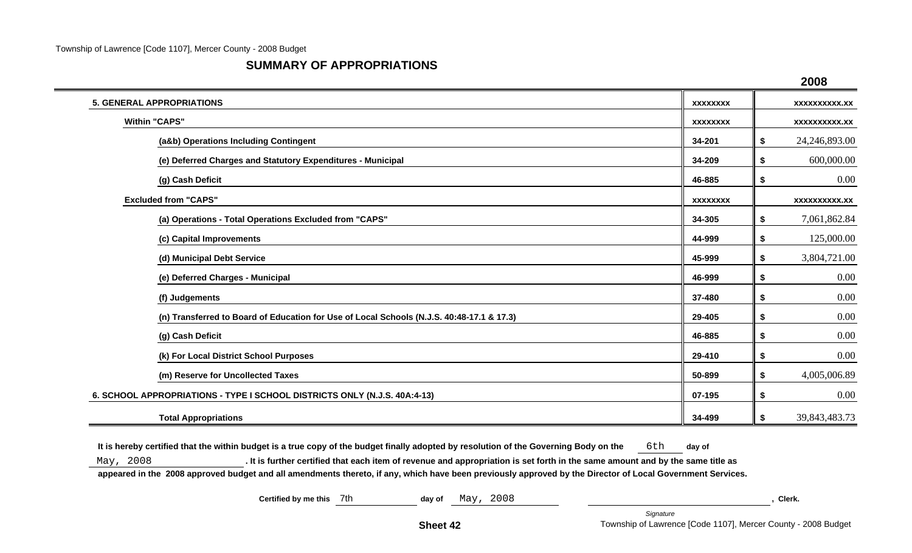## SUMMARY OF APPROPRIATIONS

| | | 2008 |
|---|---|---|
| **5. GENERAL APPROPRIATIONS** | xxxxxxxx | xxxxxxxxxx.xx |
| **Within "CAPS"** | xxxxxxxx | xxxxxxxxxx.xx |
| **(a&b) Operations Including Contingent** | 34-201 | $ 24,246,893.00 |
| **(e) Deferred Charges and Statutory Expenditures - Municipal** | 34-209 | $ 600,000.00 |
| **(g) Cash Deficit** | 46-885 | $ 0.00 |
| **Excluded from "CAPS"** | xxxxxxxx | xxxxxxxxxx.xx |
| **(a) Operations - Total Operations Excluded from "CAPS"** | 34-305 | $ 7,061,862.84 |
| **(c) Capital Improvements** | 44-999 | $ 125,000.00 |
| **(d) Municipal Debt Service** | 45-999 | $ 3,804,721.00 |
| **(e) Deferred Charges - Municipal** | 46-999 | $ 0.00 |
| **(f) Judgements** | 37-480 | $ 0.00 |
| **(n) Transferred to Board of Education for Use of Local Schools (N.J.S. 40:48-17.1 & 17.3)** | 29-405 | $ 0.00 |
| **(g) Cash Deficit** | 46-885 | $ 0.00 |
| **(k) For Local District School Purposes** | 29-410 | $ 0.00 |
| **(m) Reserve for Uncollected Taxes** | 50-899 | $ 4,005,006.89 |
| **6. SCHOOL APPROPRIATIONS - TYPE I SCHOOL DISTRICTS ONLY (N.J.S. 40A:4-13)** | 07-195 | $ 0.00 |
| **Total Appropriations** | 34-499 | $ 39,843,483.73 |

**It is hereby certified that the within budget is a true copy of the budget finally adopted by resolution of the Governing Body on the** 6th **day of** May, 2008 **. It is further certified that each item of revenue and appropriation is set forth in the same amount and by the same title as appeared in the 2008 approved budget and all amendments thereto, if any, which have been previously approved by the Director of Local Government Services.**

**Certified by me this** 7th **day of** May, 2008 \_\_\_\_\_\_\_\_\_\_\_\_\_\_\_\_\_\_\_\_\_\_\_\_\_\_\_\_ **, Clerk.**

*Signature*

**Sheet 42**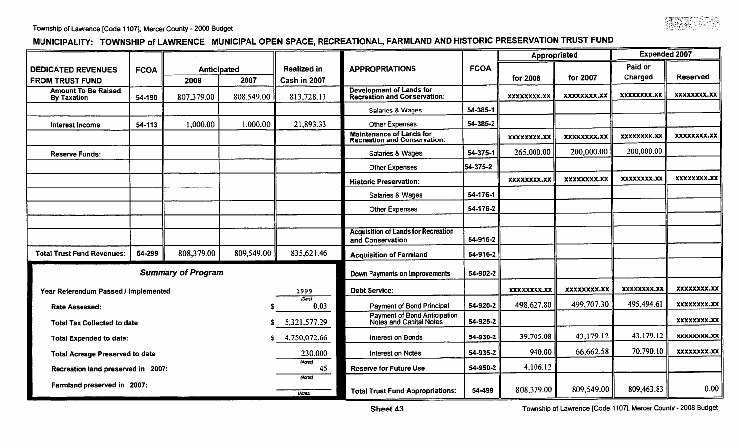## MUNICIPALITY: TOWNSHIP of LAWRENCE MUNICIPAL OPEN SPACE, RECREATIONAL, FARMLAND AND HISTORIC PRESERVATION TRUST FUND

| DEDICATED REVENUES FROM TRUST FUND | FCOA | Anticipated 2008 | Anticipated 2007 | Realized in Cash in 2007 |
|---|---|---|---|---|
| Amount To Be Raised By Taxation | 54-190 | 807,379.00 | 808,549.00 | 813,728.13 |
| Interest Income | 54-113 | 1,000.00 | 1,000.00 | 21,893.33 |
| Reserve Funds: | | | | |
| Total Trust Fund Revenues: | 54-299 | 808,379.00 | 809,549.00 | 835,621.46 |

### *Summary of Program*

| | |
|---|---|
| Year Referendum Passed / Implemented | 1999 (Date) |
| Rate Assessed: | $ 0.03 |
| Total Tax Collected to date | $ 5,321,577.29 |
| Total Expended to date: | $ 4,750,072.66 |
| Total Acreage Preserved to date | 230.000 (Acres) |
| Recreation land preserved in 2007: | 45 (Acres) |
| Farmland preserved in 2007: | (Acres) |

| APPROPRIATIONS | FCOA | Appropriated for 2008 | Appropriated for 2007 | Expended 2007 Paid or Charged | Expended 2007 Reserved |
|---|---|---|---|---|---|
| Development of Lands for Recreation and Conservation: | | xxxxxxxx.xx | xxxxxxxx.xx | xxxxxxxx.xx | xxxxxxxx.xx |
| Salaries & Wages | 54-385-1 | | | | |
| Other Expenses | 54-385-2 | | | | |
| Maintenance of Lands for Recreation and Conservation: | | xxxxxxxx.xx | xxxxxxxx.xx | xxxxxxxx.xx | xxxxxxxx.xx |
| Salaries & Wages | 54-375-1 | 265,000.00 | 200,000.00 | 200,000.00 | |
| Other Expenses | 54-375-2 | | | | |
| Historic Preservation: | | xxxxxxxx.xx | xxxxxxxx.xx | xxxxxxxx.xx | xxxxxxxx.xx |
| Salaries & Wages | 54-176-1 | | | | |
| Other Expenses | 54-176-2 | | | | |
| Acquisition of Lands for Recreation and Conservation | 54-915-2 | | | | |
| Acquisition of Farmland | 54-916-2 | | | | |
| Down Payments on Improvements | 54-902-2 | | | | |
| Debt Service: | | xxxxxxxx.xx | xxxxxxxx.xx | xxxxxxxx.xx | xxxxxxxx.xx |
| Payment of Bond Principal | 54-920-2 | 498,627.80 | 499,707.30 | 495,494.61 | xxxxxxxx.xx |
| Payment of Bond Anticipation Notes and Capital Notes | 54-925-2 | | | | xxxxxxxx.xx |
| Interest on Bonds | 54-930-2 | 39,705.08 | 43,179.12 | 43,179.12 | xxxxxxxx.xx |
| Interest on Notes | 54-935-2 | 940.00 | 66,662.58 | 70,790.10 | xxxxxxxx.xx |
| Reserve for Future Use | 54-950-2 | 4,106.12 | | | |
| Total Trust Fund Appropriations: | 54-499 | 808,379.00 | 809,549.00 | 809,463.83 | 0.00 |

Sheet 43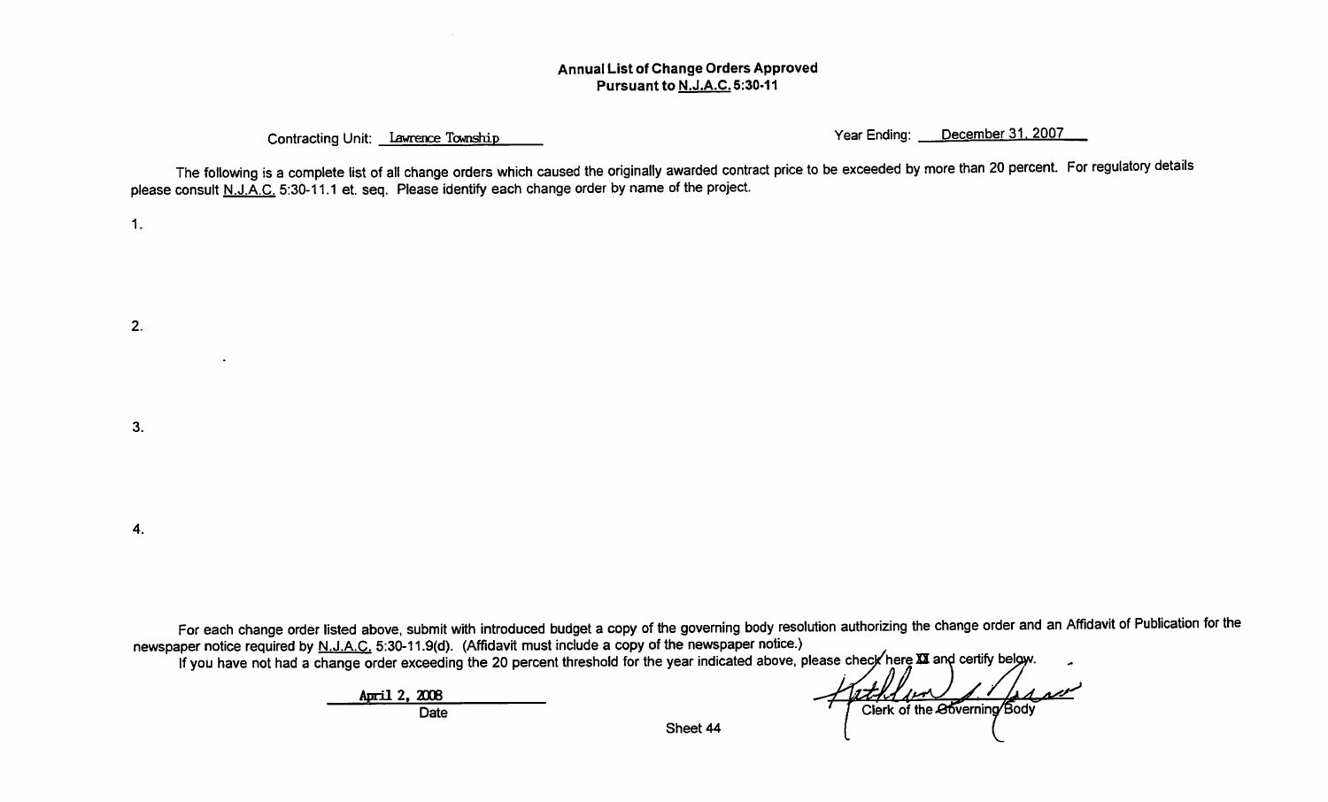# Annual List of Change Orders Approved
## Pursuant to N.J.A.C. 5:30-11

Contracting Unit: Lawrence Township

Year Ending: December 31, 2007

The following is a complete list of all change orders which caused the originally awarded contract price to be exceeded by more than 20 percent. For regulatory details please consult N.J.A.C. 5:30-11.1 et. seq. Please identify each change order by name of the project.

1.

2.

3.

4.

For each change order listed above, submit with introduced budget a copy of the governing body resolution authorizing the change order and an Affidavit of Publication for the newspaper notice required by N.J.A.C. 5:30-11.9(d). (Affidavit must include a copy of the newspaper notice.)

If you have not had a change order exceeding the 20 percent threshold for the year indicated above, please check here X and certify below.

April 2, 2008
Date

Clerk of the Governing Body

Sheet 44